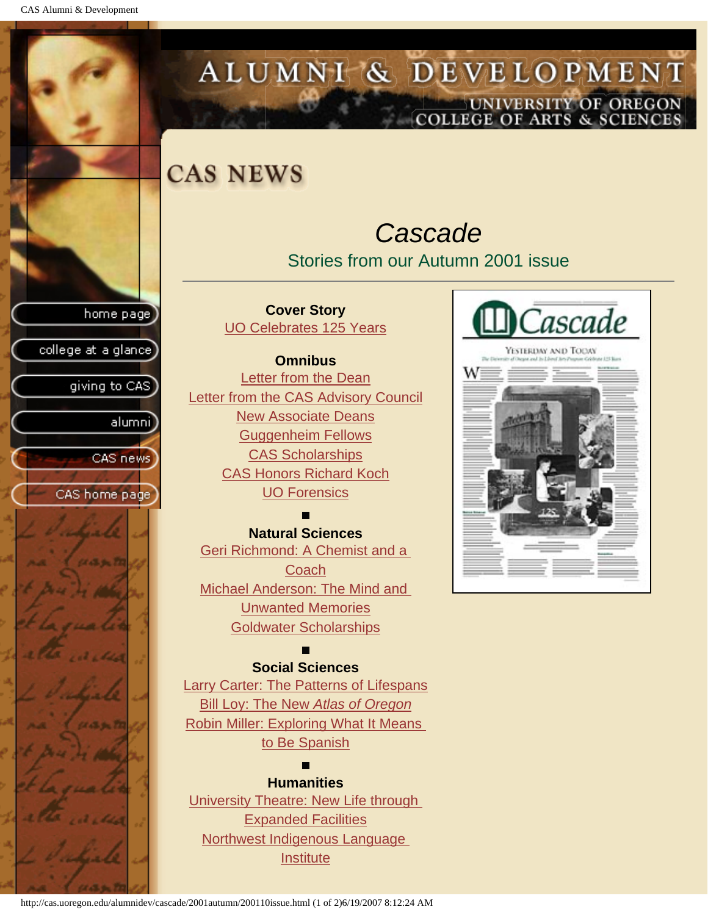# CAS NEWS

## *Cascade*

### Stories from our Autumn 2001 issue

**Cover Story**

UO Celebrates 125 Years

**Omnibus**

Letter from the Dean

Letter from the CAS Advisory Council

New Associate Deans

Guggenheim Fellows

CAS Scholarships

CAS Honors Richard Koch

UO Forensics

**Natural Sciences**

Geri Richmond: A Chemist and a Coach

Michael Anderson: The Mind and Unwanted Memories

Goldwater Scholarships

**Social Sciences**

Larry Carter: The Patterns of Lifespans

Bill Loy: The New *Atlas of Oregon*

Robin Miller: Exploring What It Means to Be Spanish

**Humanities**

University Theatre: New Life through Expanded Facilities

Northwest Indigenous Language Institute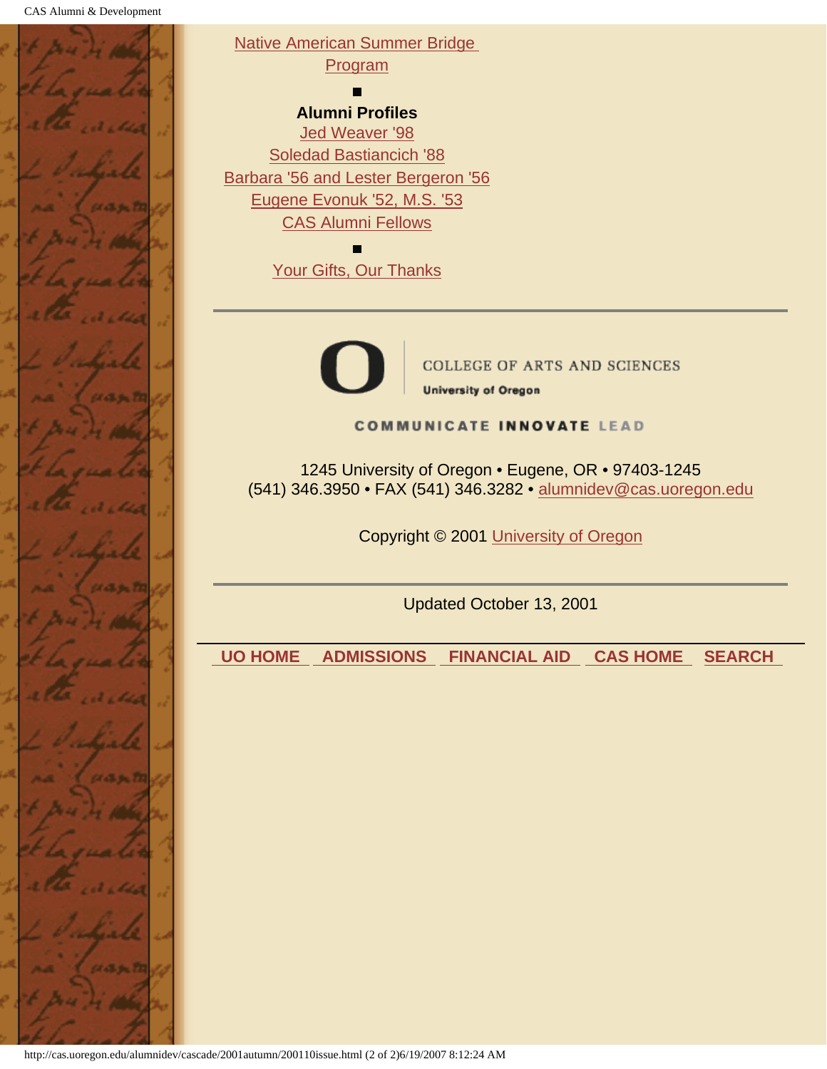Native American Summer Bridge Program

■

**Alumni Profiles**

Jed Weaver '98

Soledad Bastiancich '88

Barbara '56 and Lester Bergeron '56

Eugene Evonuk '52, M.S. '53

CAS Alumni Fellows

■

Your Gifts, Our Thanks

---

COLLEGE OF ARTS AND SCIENCES
**University of Oregon**

COMMUNICATE **INNOVATE** LEAD

1245 University of Oregon • Eugene, OR • 97403-1245
(541) 346.3950 • FAX (541) 346.3282 • alumnidev@cas.uoregon.edu

Copyright © 2001 University of Oregon

---

Updated October 13, 2001

---

**UO HOME** **ADMISSIONS** **FINANCIAL AID** **CAS HOME** **SEARCH**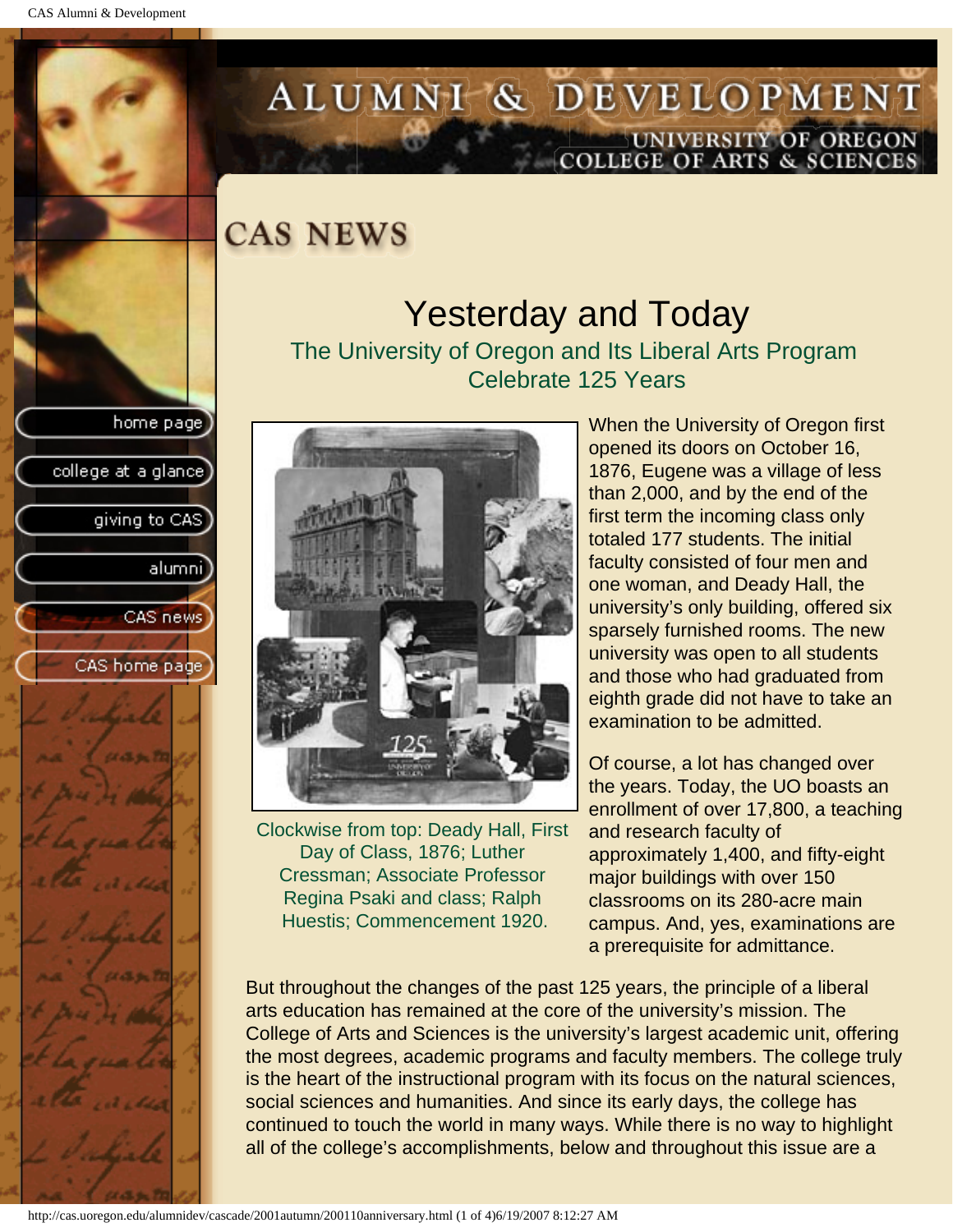# ALUMNI & DEVELOPMENT

UNIVERSITY OF OREGON
COLLEGE OF ARTS & SCIENCES

- home page
- college at a glance
- giving to CAS
- alumni
- CAS news
- CAS home page

## CAS NEWS

# Yesterday and Today

### The University of Oregon and Its Liberal Arts Program Celebrate 125 Years

Clockwise from top: Deady Hall, First Day of Class, 1876; Luther Cressman; Associate Professor Regina Psaki and class; Ralph Huestis; Commencement 1920.

When the University of Oregon first opened its doors on October 16, 1876, Eugene was a village of less than 2,000, and by the end of the first term the incoming class only totaled 177 students. The initial faculty consisted of four men and one woman, and Deady Hall, the university's only building, offered six sparsely furnished rooms. The new university was open to all students and those who had graduated from eighth grade did not have to take an examination to be admitted.

Of course, a lot has changed over the years. Today, the UO boasts an enrollment of over 17,800, a teaching and research faculty of approximately 1,400, and fifty-eight major buildings with over 150 classrooms on its 280-acre main campus. And, yes, examinations are a prerequisite for admittance.

But throughout the changes of the past 125 years, the principle of a liberal arts education has remained at the core of the university's mission. The College of Arts and Sciences is the university's largest academic unit, offering the most degrees, academic programs and faculty members. The college truly is the heart of the instructional program with its focus on the natural sciences, social sciences and humanities. And since its early days, the college has continued to touch the world in many ways. While there is no way to highlight all of the college's accomplishments, below and throughout this issue are a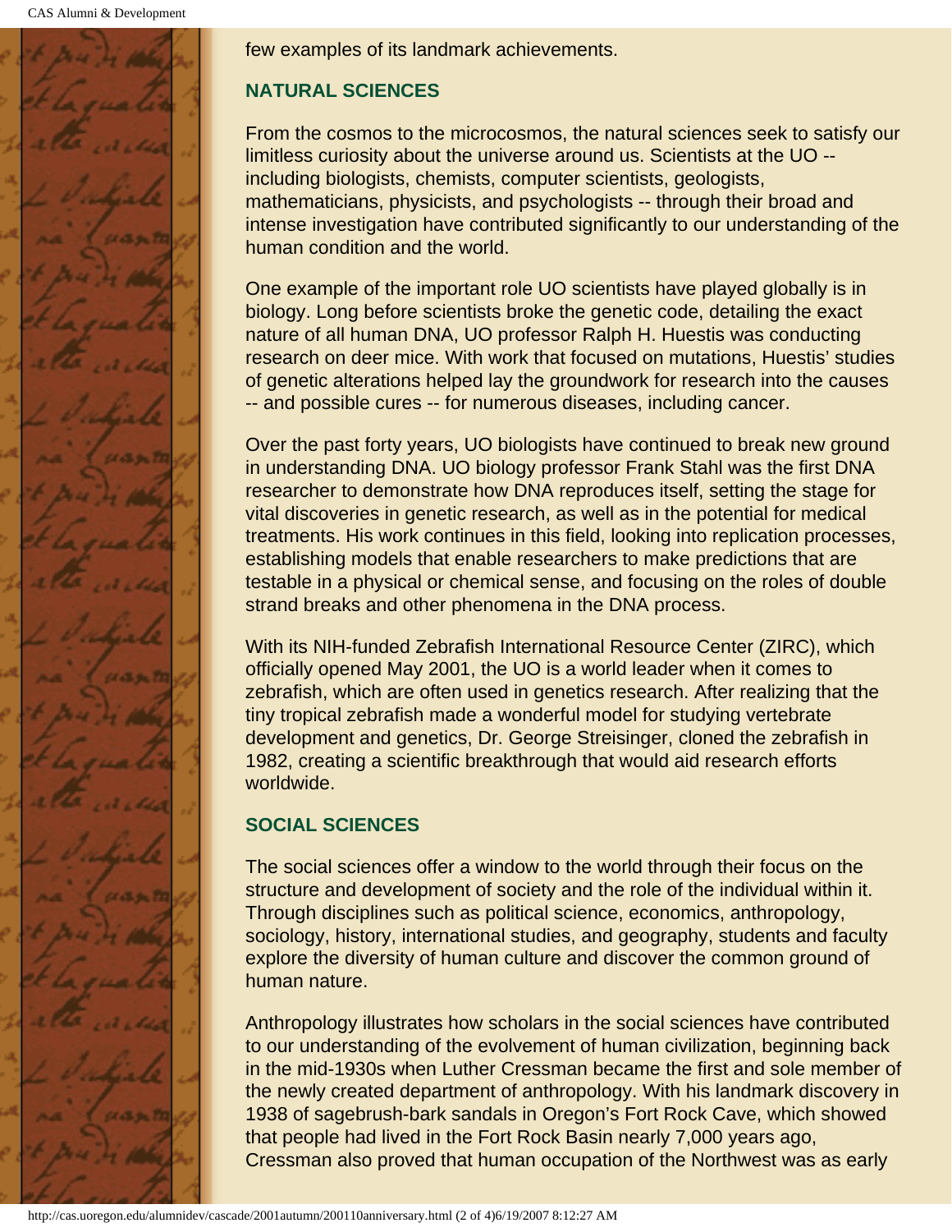few examples of its landmark achievements.

## NATURAL SCIENCES

From the cosmos to the microcosmos, the natural sciences seek to satisfy our limitless curiosity about the universe around us. Scientists at the UO -- including biologists, chemists, computer scientists, geologists, mathematicians, physicists, and psychologists -- through their broad and intense investigation have contributed significantly to our understanding of the human condition and the world.

One example of the important role UO scientists have played globally is in biology. Long before scientists broke the genetic code, detailing the exact nature of all human DNA, UO professor Ralph H. Huestis was conducting research on deer mice. With work that focused on mutations, Huestis' studies of genetic alterations helped lay the groundwork for research into the causes -- and possible cures -- for numerous diseases, including cancer.

Over the past forty years, UO biologists have continued to break new ground in understanding DNA. UO biology professor Frank Stahl was the first DNA researcher to demonstrate how DNA reproduces itself, setting the stage for vital discoveries in genetic research, as well as in the potential for medical treatments. His work continues in this field, looking into replication processes, establishing models that enable researchers to make predictions that are testable in a physical or chemical sense, and focusing on the roles of double strand breaks and other phenomena in the DNA process.

With its NIH-funded Zebrafish International Resource Center (ZIRC), which officially opened May 2001, the UO is a world leader when it comes to zebrafish, which are often used in genetics research. After realizing that the tiny tropical zebrafish made a wonderful model for studying vertebrate development and genetics, Dr. George Streisinger, cloned the zebrafish in 1982, creating a scientific breakthrough that would aid research efforts worldwide.

## SOCIAL SCIENCES

The social sciences offer a window to the world through their focus on the structure and development of society and the role of the individual within it. Through disciplines such as political science, economics, anthropology, sociology, history, international studies, and geography, students and faculty explore the diversity of human culture and discover the common ground of human nature.

Anthropology illustrates how scholars in the social sciences have contributed to our understanding of the evolvement of human civilization, beginning back in the mid-1930s when Luther Cressman became the first and sole member of the newly created department of anthropology. With his landmark discovery in 1938 of sagebrush-bark sandals in Oregon's Fort Rock Cave, which showed that people had lived in the Fort Rock Basin nearly 7,000 years ago, Cressman also proved that human occupation of the Northwest was as early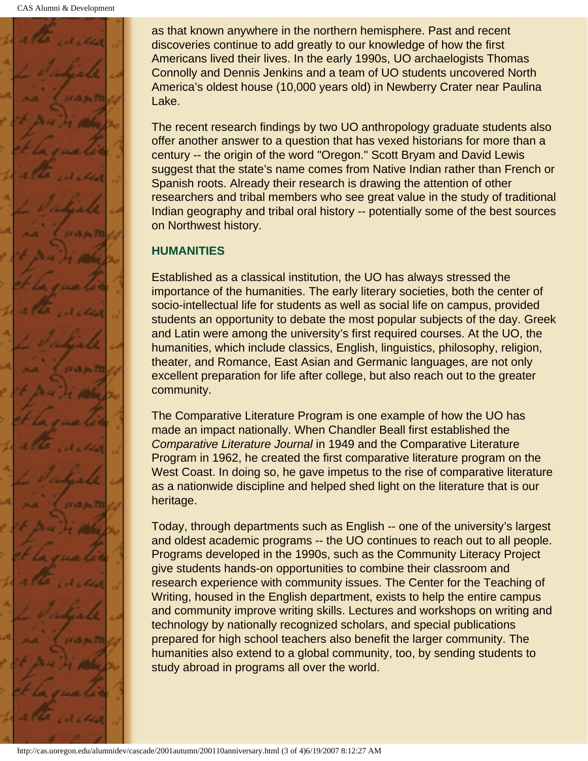as that known anywhere in the northern hemisphere. Past and recent discoveries continue to add greatly to our knowledge of how the first Americans lived their lives. In the early 1990s, UO archaelogists Thomas Connolly and Dennis Jenkins and a team of UO students uncovered North America's oldest house (10,000 years old) in Newberry Crater near Paulina Lake.

The recent research findings by two UO anthropology graduate students also offer another answer to a question that has vexed historians for more than a century -- the origin of the word "Oregon." Scott Bryam and David Lewis suggest that the state's name comes from Native Indian rather than French or Spanish roots. Already their research is drawing the attention of other researchers and tribal members who see great value in the study of traditional Indian geography and tribal oral history -- potentially some of the best sources on Northwest history.

## HUMANITIES

Established as a classical institution, the UO has always stressed the importance of the humanities. The early literary societies, both the center of socio-intellectual life for students as well as social life on campus, provided students an opportunity to debate the most popular subjects of the day. Greek and Latin were among the university's first required courses. At the UO, the humanities, which include classics, English, linguistics, philosophy, religion, theater, and Romance, East Asian and Germanic languages, are not only excellent preparation for life after college, but also reach out to the greater community.

The Comparative Literature Program is one example of how the UO has made an impact nationally. When Chandler Beall first established the *Comparative Literature Journal* in 1949 and the Comparative Literature Program in 1962, he created the first comparative literature program on the West Coast. In doing so, he gave impetus to the rise of comparative literature as a nationwide discipline and helped shed light on the literature that is our heritage.

Today, through departments such as English -- one of the university's largest and oldest academic programs -- the UO continues to reach out to all people. Programs developed in the 1990s, such as the Community Literacy Project give students hands-on opportunities to combine their classroom and research experience with community issues. The Center for the Teaching of Writing, housed in the English department, exists to help the entire campus and community improve writing skills. Lectures and workshops on writing and technology by nationally recognized scholars, and special publications prepared for high school teachers also benefit the larger community. The humanities also extend to a global community, too, by sending students to study abroad in programs all over the world.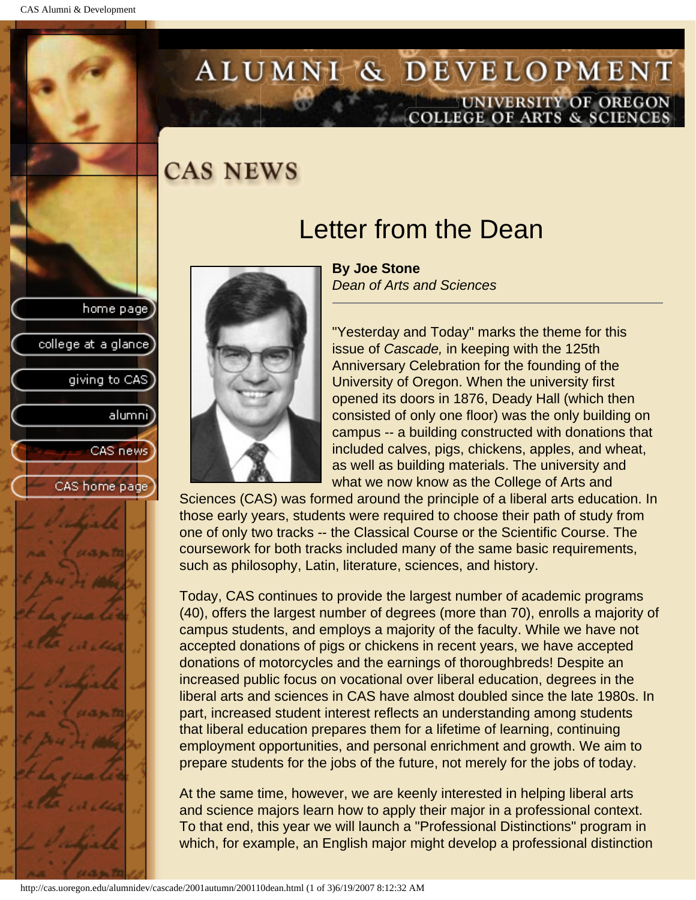# CAS NEWS

## Letter from the Dean

**By Joe Stone**
*Dean of Arts and Sciences*

"Yesterday and Today" marks the theme for this issue of *Cascade,* in keeping with the 125th Anniversary Celebration for the founding of the University of Oregon. When the university first opened its doors in 1876, Deady Hall (which then consisted of only one floor) was the only building on campus -- a building constructed with donations that included calves, pigs, chickens, apples, and wheat, as well as building materials. The university and what we now know as the College of Arts and Sciences (CAS) was formed around the principle of a liberal arts education. In those early years, students were required to choose their path of study from one of only two tracks -- the Classical Course or the Scientific Course. The coursework for both tracks included many of the same basic requirements, such as philosophy, Latin, literature, sciences, and history.

Today, CAS continues to provide the largest number of academic programs (40), offers the largest number of degrees (more than 70), enrolls a majority of campus students, and employs a majority of the faculty. While we have not accepted donations of pigs or chickens in recent years, we have accepted donations of motorcycles and the earnings of thoroughbreds! Despite an increased public focus on vocational over liberal education, degrees in the liberal arts and sciences in CAS have almost doubled since the late 1980s. In part, increased student interest reflects an understanding among students that liberal education prepares them for a lifetime of learning, continuing employment opportunities, and personal enrichment and growth. We aim to prepare students for the jobs of the future, not merely for the jobs of today.

At the same time, however, we are keenly interested in helping liberal arts and science majors learn how to apply their major in a professional context. To that end, this year we will launch a "Professional Distinctions" program in which, for example, an English major might develop a professional distinction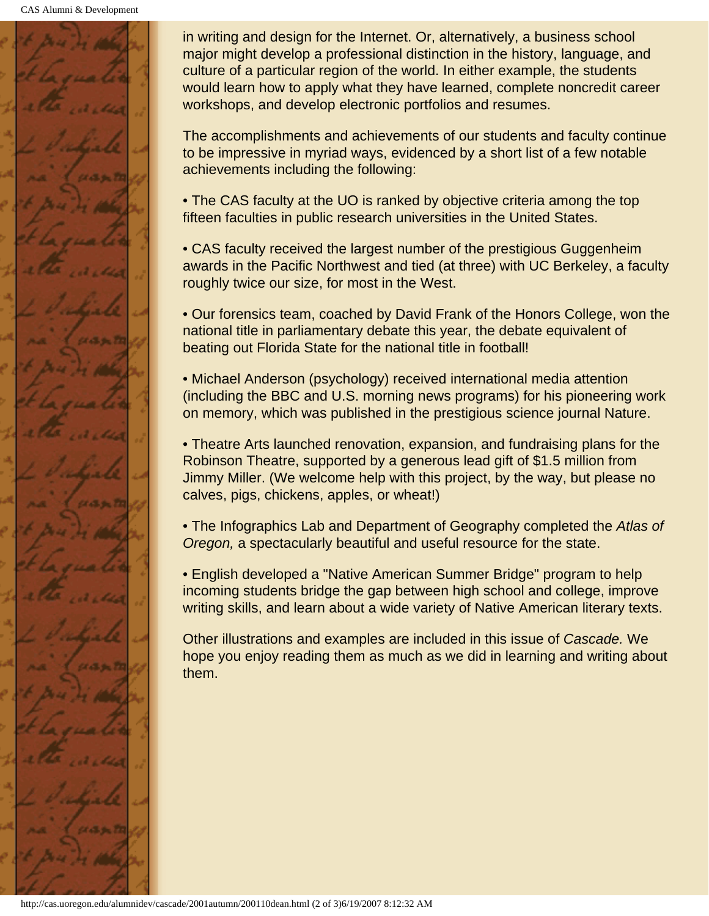in writing and design for the Internet. Or, alternatively, a business school major might develop a professional distinction in the history, language, and culture of a particular region of the world. In either example, the students would learn how to apply what they have learned, complete noncredit career workshops, and develop electronic portfolios and resumes.

The accomplishments and achievements of our students and faculty continue to be impressive in myriad ways, evidenced by a short list of a few notable achievements including the following:

- The CAS faculty at the UO is ranked by objective criteria among the top fifteen faculties in public research universities in the United States.
- CAS faculty received the largest number of the prestigious Guggenheim awards in the Pacific Northwest and tied (at three) with UC Berkeley, a faculty roughly twice our size, for most in the West.
- Our forensics team, coached by David Frank of the Honors College, won the national title in parliamentary debate this year, the debate equivalent of beating out Florida State for the national title in football!
- Michael Anderson (psychology) received international media attention (including the BBC and U.S. morning news programs) for his pioneering work on memory, which was published in the prestigious science journal Nature.
- Theatre Arts launched renovation, expansion, and fundraising plans for the Robinson Theatre, supported by a generous lead gift of $1.5 million from Jimmy Miller. (We welcome help with this project, by the way, but please no calves, pigs, chickens, apples, or wheat!)
- The Infographics Lab and Department of Geography completed the *Atlas of Oregon,* a spectacularly beautiful and useful resource for the state.
- English developed a "Native American Summer Bridge" program to help incoming students bridge the gap between high school and college, improve writing skills, and learn about a wide variety of Native American literary texts.

Other illustrations and examples are included in this issue of *Cascade.* We hope you enjoy reading them as much as we did in learning and writing about them.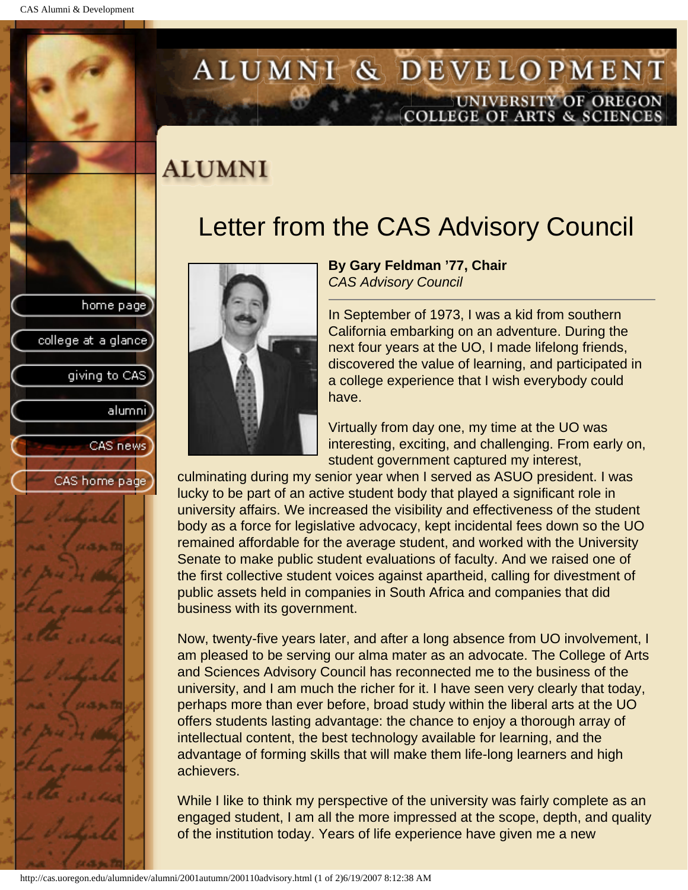# ALUMNI

## Letter from the CAS Advisory Council

**By Gary Feldman '77, Chair**
*CAS Advisory Council*

In September of 1973, I was a kid from southern California embarking on an adventure. During the next four years at the UO, I made lifelong friends, discovered the value of learning, and participated in a college experience that I wish everybody could have.

Virtually from day one, my time at the UO was interesting, exciting, and challenging. From early on, student government captured my interest, culminating during my senior year when I served as ASUO president. I was lucky to be part of an active student body that played a significant role in university affairs. We increased the visibility and effectiveness of the student body as a force for legislative advocacy, kept incidental fees down so the UO remained affordable for the average student, and worked with the University Senate to make public student evaluations of faculty. And we raised one of the first collective student voices against apartheid, calling for divestment of public assets held in companies in South Africa and companies that did business with its government.

Now, twenty-five years later, and after a long absence from UO involvement, I am pleased to be serving our alma mater as an advocate. The College of Arts and Sciences Advisory Council has reconnected me to the business of the university, and I am much the richer for it. I have seen very clearly that today, perhaps more than ever before, broad study within the liberal arts at the UO offers students lasting advantage: the chance to enjoy a thorough array of intellectual content, the best technology available for learning, and the advantage of forming skills that will make them life-long learners and high achievers.

While I like to think my perspective of the university was fairly complete as an engaged student, I am all the more impressed at the scope, depth, and quality of the institution today. Years of life experience have given me a new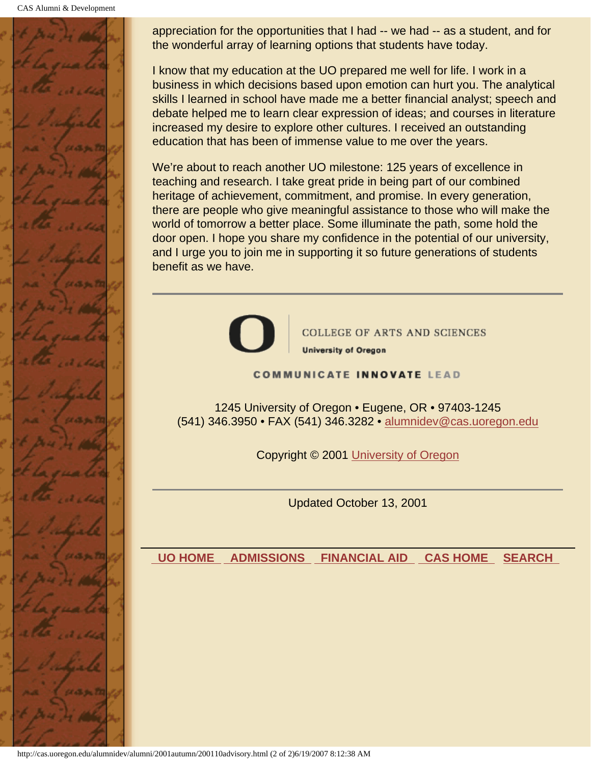appreciation for the opportunities that I had -- we had -- as a student, and for the wonderful array of learning options that students have today.

I know that my education at the UO prepared me well for life. I work in a business in which decisions based upon emotion can hurt you. The analytical skills I learned in school have made me a better financial analyst; speech and debate helped me to learn clear expression of ideas; and courses in literature increased my desire to explore other cultures. I received an outstanding education that has been of immense value to me over the years.

We're about to reach another UO milestone: 125 years of excellence in teaching and research. I take great pride in being part of our combined heritage of achievement, commitment, and promise. In every generation, there are people who give meaningful assistance to those who will make the world of tomorrow a better place. Some illuminate the path, some hold the door open. I hope you share my confidence in the potential of our university, and I urge you to join me in supporting it so future generations of students benefit as we have.

---

COLLEGE OF ARTS AND SCIENCES
**University of Oregon**

**COMMUNICATE INNOVATE LEAD**

1245 University of Oregon • Eugene, OR • 97403-1245
(541) 346.3950 • FAX (541) 346.3282 • alumnidev@cas.uoregon.edu

Copyright © 2001 University of Oregon

---

Updated October 13, 2001

---

**UO HOME** **ADMISSIONS** **FINANCIAL AID** **CAS HOME** **SEARCH**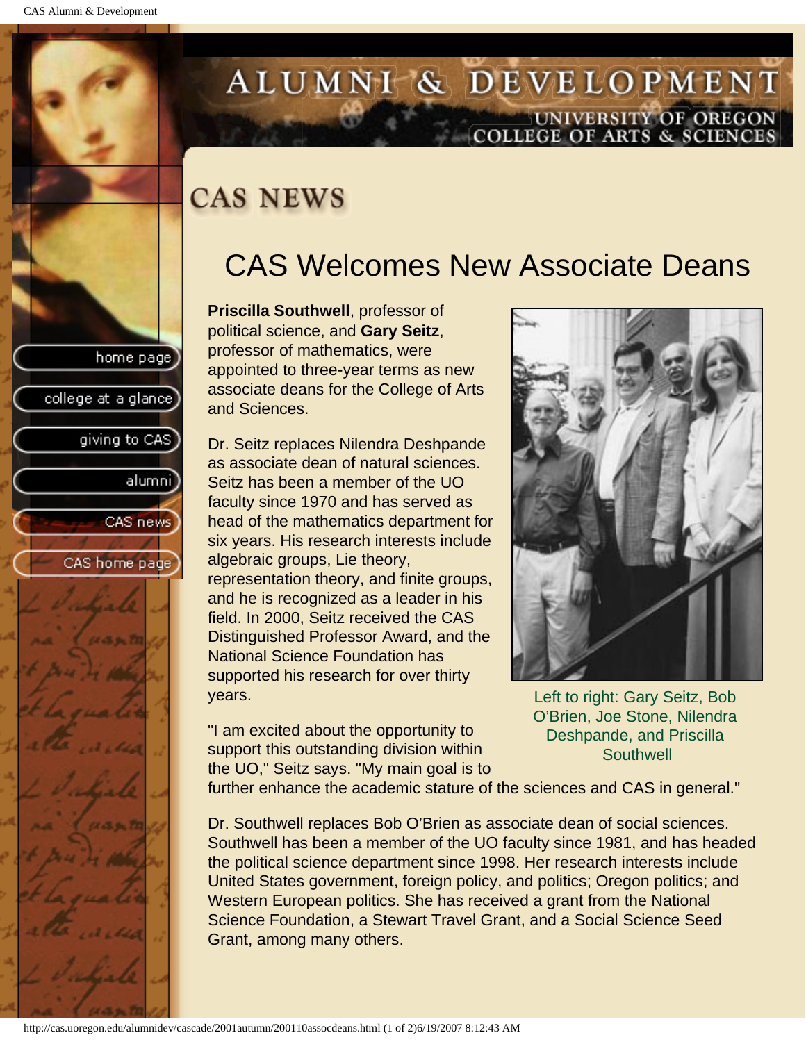# CAS NEWS

## CAS Welcomes New Associate Deans

**Priscilla Southwell**, professor of political science, and **Gary Seitz**, professor of mathematics, were appointed to three-year terms as new associate deans for the College of Arts and Sciences.

Dr. Seitz replaces Nilendra Deshpande as associate dean of natural sciences. Seitz has been a member of the UO faculty since 1970 and has served as head of the mathematics department for six years. His research interests include algebraic groups, Lie theory, representation theory, and finite groups, and he is recognized as a leader in his field. In 2000, Seitz received the CAS Distinguished Professor Award, and the National Science Foundation has supported his research for over thirty years.

Left to right: Gary Seitz, Bob O'Brien, Joe Stone, Nilendra Deshpande, and Priscilla Southwell

"I am excited about the opportunity to support this outstanding division within the UO," Seitz says. "My main goal is to further enhance the academic stature of the sciences and CAS in general."

Dr. Southwell replaces Bob O'Brien as associate dean of social sciences. Southwell has been a member of the UO faculty since 1981, and has headed the political science department since 1998. Her research interests include United States government, foreign policy, and politics; Oregon politics; and Western European politics. She has received a grant from the National Science Foundation, a Stewart Travel Grant, and a Social Science Seed Grant, among many others.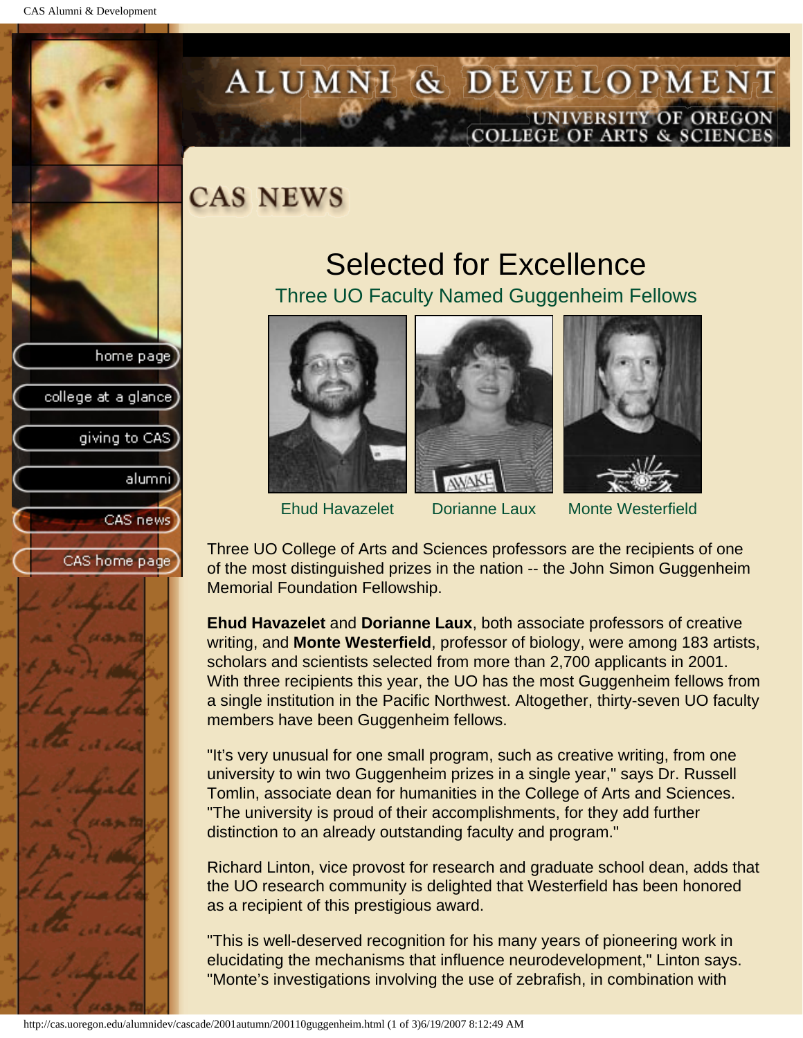# CAS NEWS

## Selected for Excellence

### Three UO Faculty Named Guggenheim Fellows

Ehud Havazelet | Dorianne Laux | Monte Westerfield

Three UO College of Arts and Sciences professors are the recipients of one of the most distinguished prizes in the nation -- the John Simon Guggenheim Memorial Foundation Fellowship.

**Ehud Havazelet** and **Dorianne Laux**, both associate professors of creative writing, and **Monte Westerfield**, professor of biology, were among 183 artists, scholars and scientists selected from more than 2,700 applicants in 2001. With three recipients this year, the UO has the most Guggenheim fellows from a single institution in the Pacific Northwest. Altogether, thirty-seven UO faculty members have been Guggenheim fellows.

"It's very unusual for one small program, such as creative writing, from one university to win two Guggenheim prizes in a single year," says Dr. Russell Tomlin, associate dean for humanities in the College of Arts and Sciences. "The university is proud of their accomplishments, for they add further distinction to an already outstanding faculty and program."

Richard Linton, vice provost for research and graduate school dean, adds that the UO research community is delighted that Westerfield has been honored as a recipient of this prestigious award.

"This is well-deserved recognition for his many years of pioneering work in elucidating the mechanisms that influence neurodevelopment," Linton says. "Monte's investigations involving the use of zebrafish, in combination with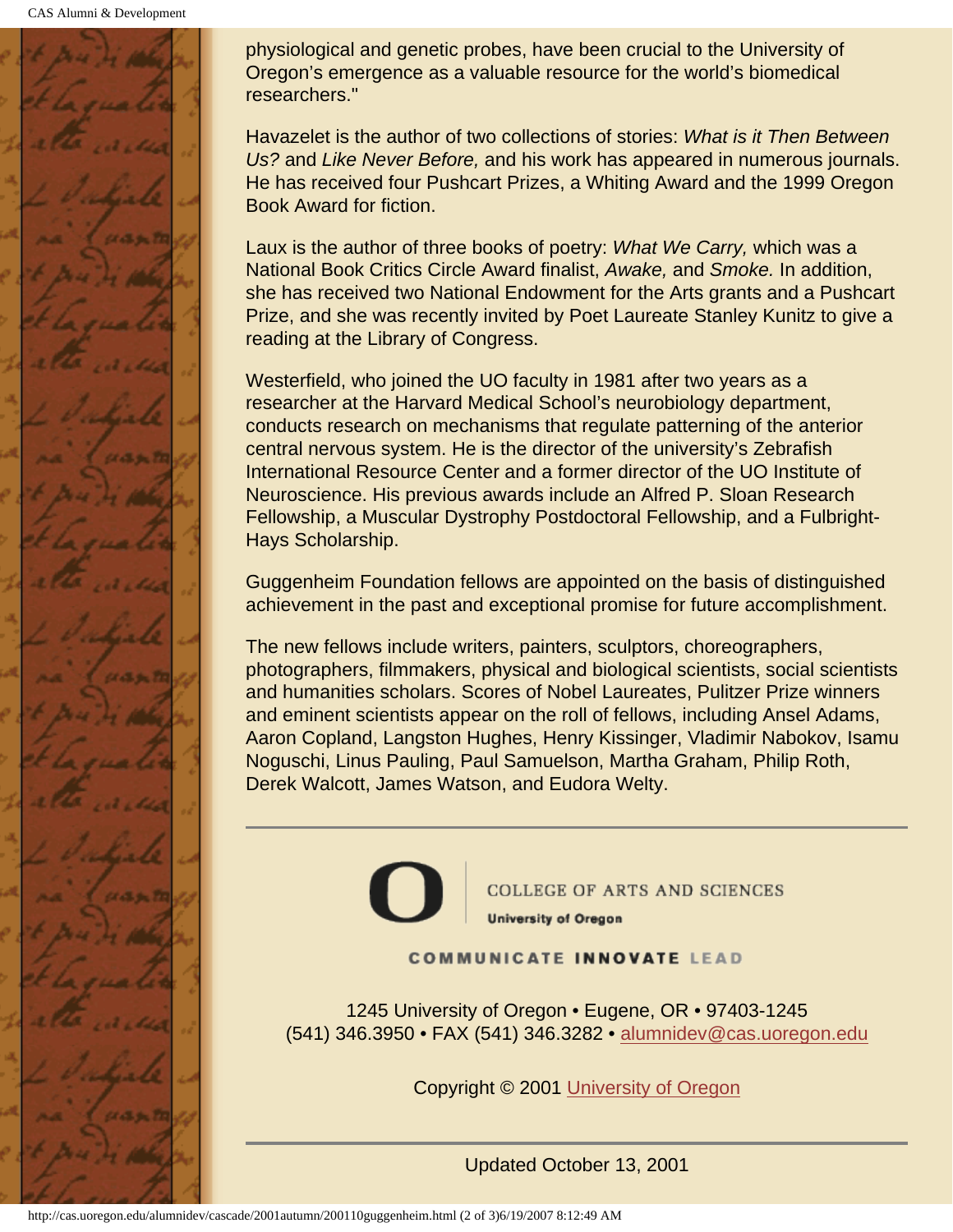physiological and genetic probes, have been crucial to the University of Oregon's emergence as a valuable resource for the world's biomedical researchers."

Havazelet is the author of two collections of stories: *What is it Then Between Us?* and *Like Never Before,* and his work has appeared in numerous journals. He has received four Pushcart Prizes, a Whiting Award and the 1999 Oregon Book Award for fiction.

Laux is the author of three books of poetry: *What We Carry,* which was a National Book Critics Circle Award finalist, *Awake,* and *Smoke.* In addition, she has received two National Endowment for the Arts grants and a Pushcart Prize, and she was recently invited by Poet Laureate Stanley Kunitz to give a reading at the Library of Congress.

Westerfield, who joined the UO faculty in 1981 after two years as a researcher at the Harvard Medical School's neurobiology department, conducts research on mechanisms that regulate patterning of the anterior central nervous system. He is the director of the university's Zebrafish International Resource Center and a former director of the UO Institute of Neuroscience. His previous awards include an Alfred P. Sloan Research Fellowship, a Muscular Dystrophy Postdoctoral Fellowship, and a Fulbright-Hays Scholarship.

Guggenheim Foundation fellows are appointed on the basis of distinguished achievement in the past and exceptional promise for future accomplishment.

The new fellows include writers, painters, sculptors, choreographers, photographers, filmmakers, physical and biological scientists, social scientists and humanities scholars. Scores of Nobel Laureates, Pulitzer Prize winners and eminent scientists appear on the roll of fellows, including Ansel Adams, Aaron Copland, Langston Hughes, Henry Kissinger, Vladimir Nabokov, Isamu Noguschi, Linus Pauling, Paul Samuelson, Martha Graham, Philip Roth, Derek Walcott, James Watson, and Eudora Welty.

---

COLLEGE OF ARTS AND SCIENCES
University of Oregon

COMMUNICATE INNOVATE LEAD

1245 University of Oregon • Eugene, OR • 97403-1245
(541) 346.3950 • FAX (541) 346.3282 • alumnidev@cas.uoregon.edu

Copyright © 2001 University of Oregon

---

Updated October 13, 2001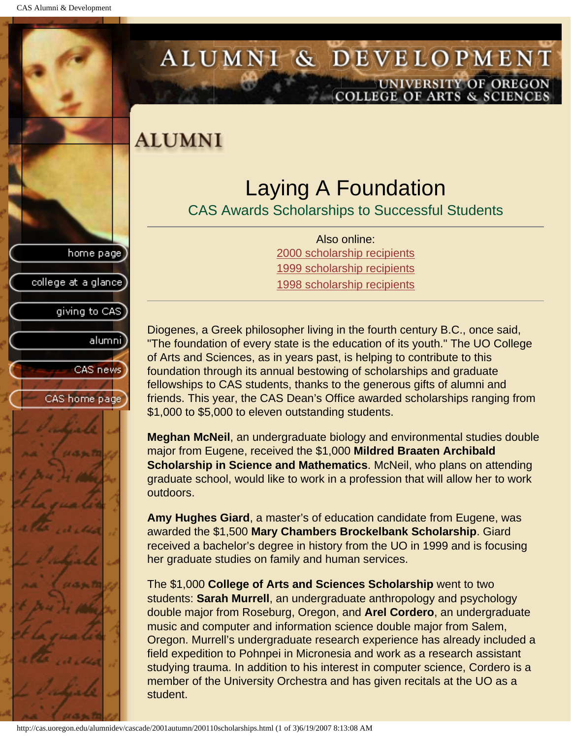# ALUMNI

## Laying A Foundation

### CAS Awards Scholarships to Successful Students

---

Also online:
2000 scholarship recipients
1999 scholarship recipients
1998 scholarship recipients

---

Diogenes, a Greek philosopher living in the fourth century B.C., once said, "The foundation of every state is the education of its youth." The UO College of Arts and Sciences, as in years past, is helping to contribute to this foundation through its annual bestowing of scholarships and graduate fellowships to CAS students, thanks to the generous gifts of alumni and friends. This year, the CAS Dean's Office awarded scholarships ranging from $1,000 to $5,000 to eleven outstanding students.

**Meghan McNeil**, an undergraduate biology and environmental studies double major from Eugene, received the $1,000 **Mildred Braaten Archibald Scholarship in Science and Mathematics**. McNeil, who plans on attending graduate school, would like to work in a profession that will allow her to work outdoors.

**Amy Hughes Giard**, a master's of education candidate from Eugene, was awarded the $1,500 **Mary Chambers Brockelbank Scholarship**. Giard received a bachelor's degree in history from the UO in 1999 and is focusing her graduate studies on family and human services.

The $1,000 **College of Arts and Sciences Scholarship** went to two students: **Sarah Murrell**, an undergraduate anthropology and psychology double major from Roseburg, Oregon, and **Arel Cordero**, an undergraduate music and computer and information science double major from Salem, Oregon. Murrell's undergraduate research experience has already included a field expedition to Pohnpei in Micronesia and work as a research assistant studying trauma. In addition to his interest in computer science, Cordero is a member of the University Orchestra and has given recitals at the UO as a student.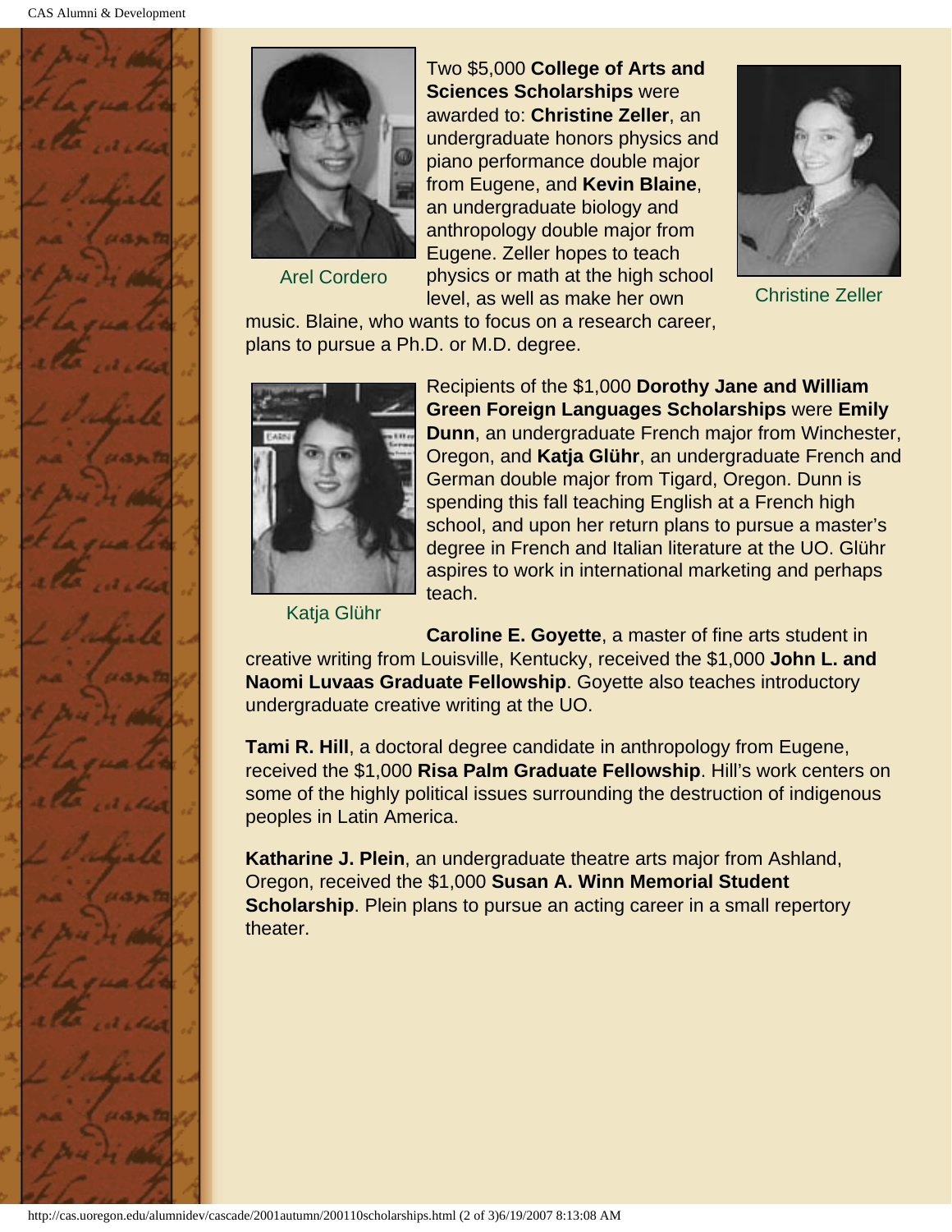Arel Cordero

Two $5,000 **College of Arts and Sciences Scholarships** were awarded to: **Christine Zeller**, an undergraduate honors physics and piano performance double major from Eugene, and **Kevin Blaine**, an undergraduate biology and anthropology double major from Eugene. Zeller hopes to teach physics or math at the high school level, as well as make her own music. Blaine, who wants to focus on a research career, plans to pursue a Ph.D. or M.D. degree.

Christine Zeller

Recipients of the $1,000 **Dorothy Jane and William Green Foreign Languages Scholarships** were **Emily Dunn**, an undergraduate French major from Winchester, Oregon, and **Katja Glühr**, an undergraduate French and German double major from Tigard, Oregon. Dunn is spending this fall teaching English at a French high school, and upon her return plans to pursue a master's degree in French and Italian literature at the UO. Glühr aspires to work in international marketing and perhaps teach.

Katja Glühr

**Caroline E. Goyette**, a master of fine arts student in creative writing from Louisville, Kentucky, received the $1,000 **John L. and Naomi Luvaas Graduate Fellowship**. Goyette also teaches introductory undergraduate creative writing at the UO.

**Tami R. Hill**, a doctoral degree candidate in anthropology from Eugene, received the $1,000 **Risa Palm Graduate Fellowship**. Hill's work centers on some of the highly political issues surrounding the destruction of indigenous peoples in Latin America.

**Katharine J. Plein**, an undergraduate theatre arts major from Ashland, Oregon, received the $1,000 **Susan A. Winn Memorial Student Scholarship**. Plein plans to pursue an acting career in a small repertory theater.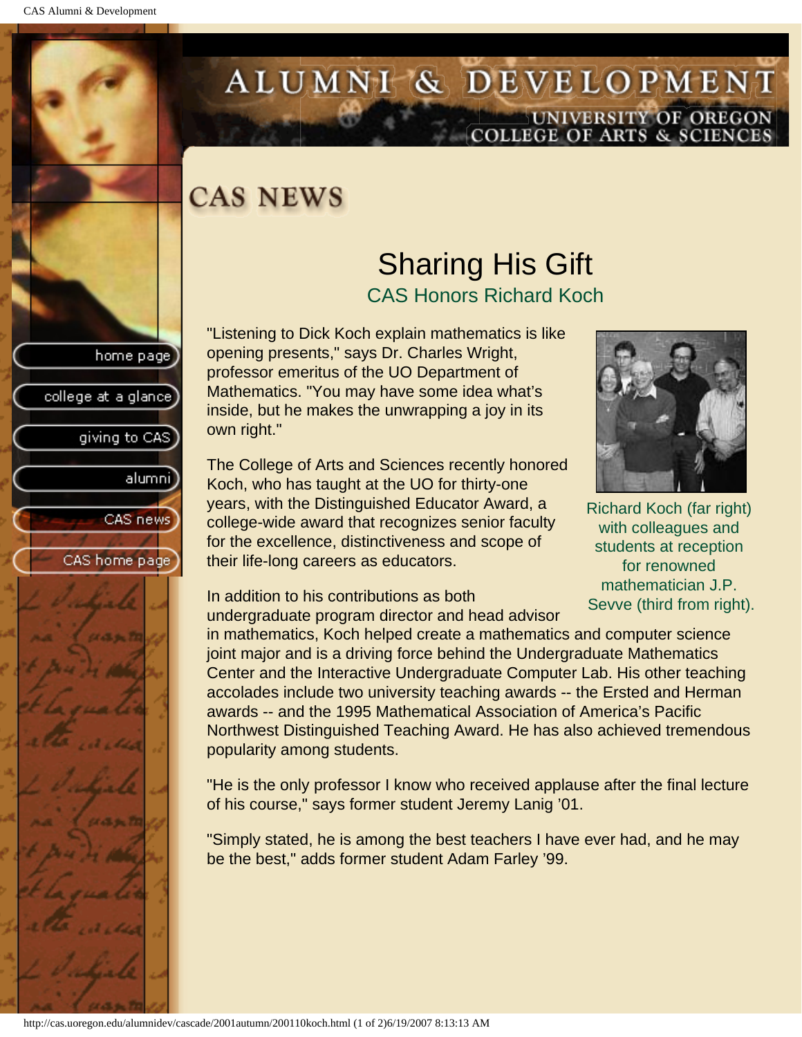# CAS NEWS

## Sharing His Gift

### CAS Honors Richard Koch

"Listening to Dick Koch explain mathematics is like opening presents," says Dr. Charles Wright, professor emeritus of the UO Department of Mathematics. "You may have some idea what's inside, but he makes the unwrapping a joy in its own right."

Richard Koch (far right) with colleagues and students at reception for renowned mathematician J.P. Sevve (third from right).

The College of Arts and Sciences recently honored Koch, who has taught at the UO for thirty-one years, with the Distinguished Educator Award, a college-wide award that recognizes senior faculty for the excellence, distinctiveness and scope of their life-long careers as educators.

In addition to his contributions as both undergraduate program director and head advisor in mathematics, Koch helped create a mathematics and computer science joint major and is a driving force behind the Undergraduate Mathematics Center and the Interactive Undergraduate Computer Lab. His other teaching accolades include two university teaching awards -- the Ersted and Herman awards -- and the 1995 Mathematical Association of America's Pacific Northwest Distinguished Teaching Award. He has also achieved tremendous popularity among students.

"He is the only professor I know who received applause after the final lecture of his course," says former student Jeremy Lanig '01.

"Simply stated, he is among the best teachers I have ever had, and he may be the best," adds former student Adam Farley '99.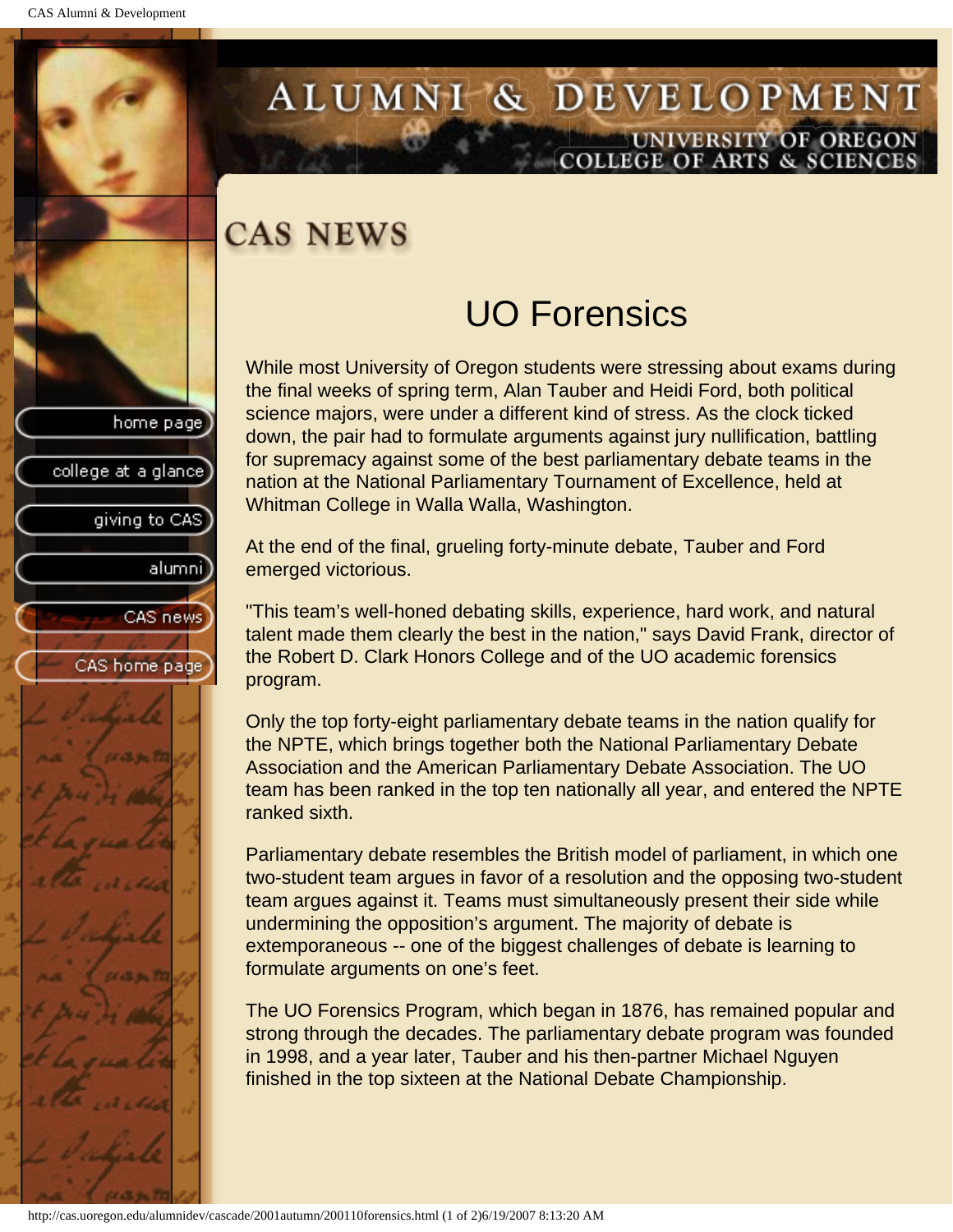# CAS NEWS

## UO Forensics

While most University of Oregon students were stressing about exams during the final weeks of spring term, Alan Tauber and Heidi Ford, both political science majors, were under a different kind of stress. As the clock ticked down, the pair had to formulate arguments against jury nullification, battling for supremacy against some of the best parliamentary debate teams in the nation at the National Parliamentary Tournament of Excellence, held at Whitman College in Walla Walla, Washington.

At the end of the final, grueling forty-minute debate, Tauber and Ford emerged victorious.

"This team's well-honed debating skills, experience, hard work, and natural talent made them clearly the best in the nation," says David Frank, director of the Robert D. Clark Honors College and of the UO academic forensics program.

Only the top forty-eight parliamentary debate teams in the nation qualify for the NPTE, which brings together both the National Parliamentary Debate Association and the American Parliamentary Debate Association. The UO team has been ranked in the top ten nationally all year, and entered the NPTE ranked sixth.

Parliamentary debate resembles the British model of parliament, in which one two-student team argues in favor of a resolution and the opposing two-student team argues against it. Teams must simultaneously present their side while undermining the opposition's argument. The majority of debate is extemporaneous -- one of the biggest challenges of debate is learning to formulate arguments on one's feet.

The UO Forensics Program, which began in 1876, has remained popular and strong through the decades. The parliamentary debate program was founded in 1998, and a year later, Tauber and his then-partner Michael Nguyen finished in the top sixteen at the National Debate Championship.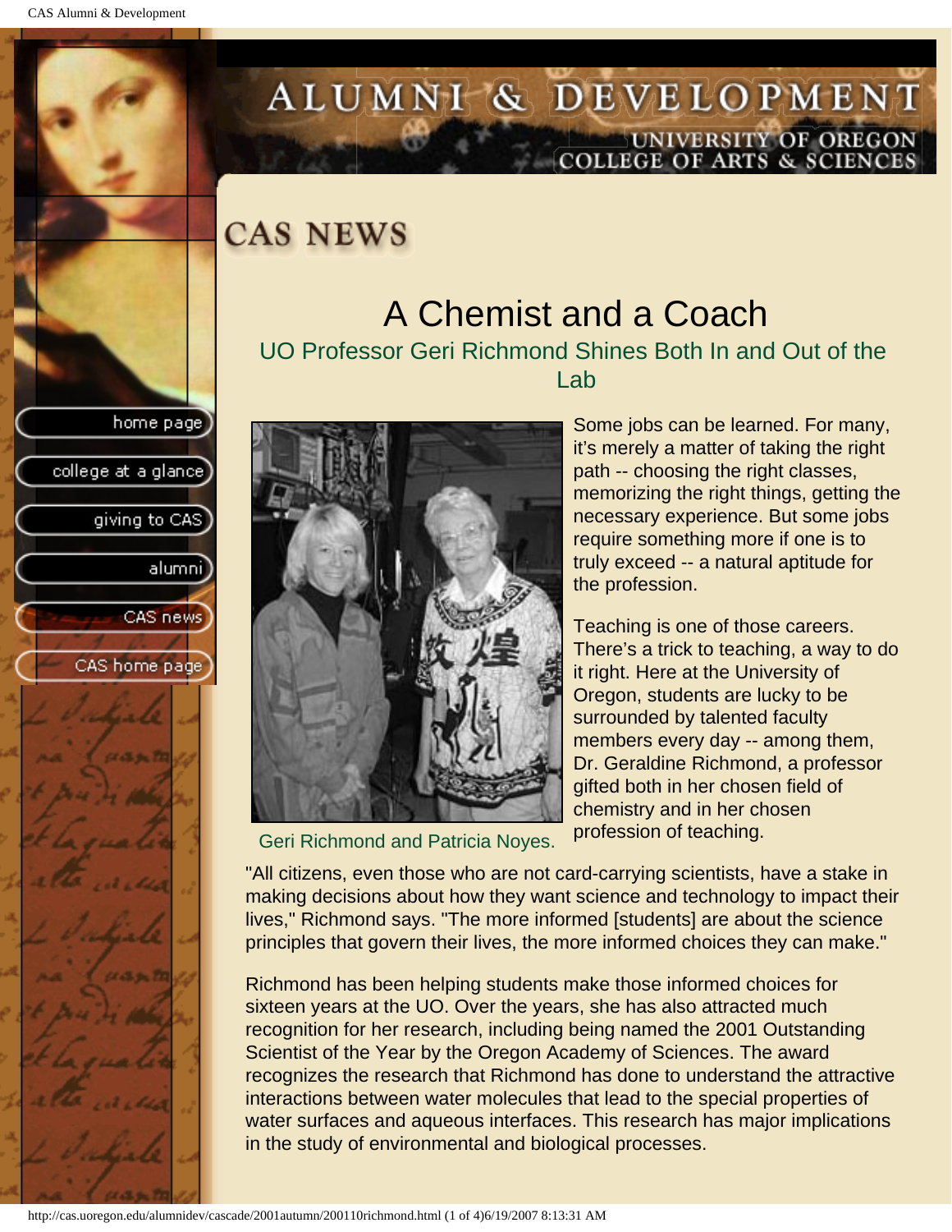# CAS NEWS

## A Chemist and a Coach

### UO Professor Geri Richmond Shines Both In and Out of the Lab

Geri Richmond and Patricia Noyes.

Some jobs can be learned. For many, it's merely a matter of taking the right path -- choosing the right classes, memorizing the right things, getting the necessary experience. But some jobs require something more if one is to truly exceed -- a natural aptitude for the profession.

Teaching is one of those careers. There's a trick to teaching, a way to do it right. Here at the University of Oregon, students are lucky to be surrounded by talented faculty members every day -- among them, Dr. Geraldine Richmond, a professor gifted both in her chosen field of chemistry and in her chosen profession of teaching.

"All citizens, even those who are not card-carrying scientists, have a stake in making decisions about how they want science and technology to impact their lives," Richmond says. "The more informed [students] are about the science principles that govern their lives, the more informed choices they can make."

Richmond has been helping students make those informed choices for sixteen years at the UO. Over the years, she has also attracted much recognition for her research, including being named the 2001 Outstanding Scientist of the Year by the Oregon Academy of Sciences. The award recognizes the research that Richmond has done to understand the attractive interactions between water molecules that lead to the special properties of water surfaces and aqueous interfaces. This research has major implications in the study of environmental and biological processes.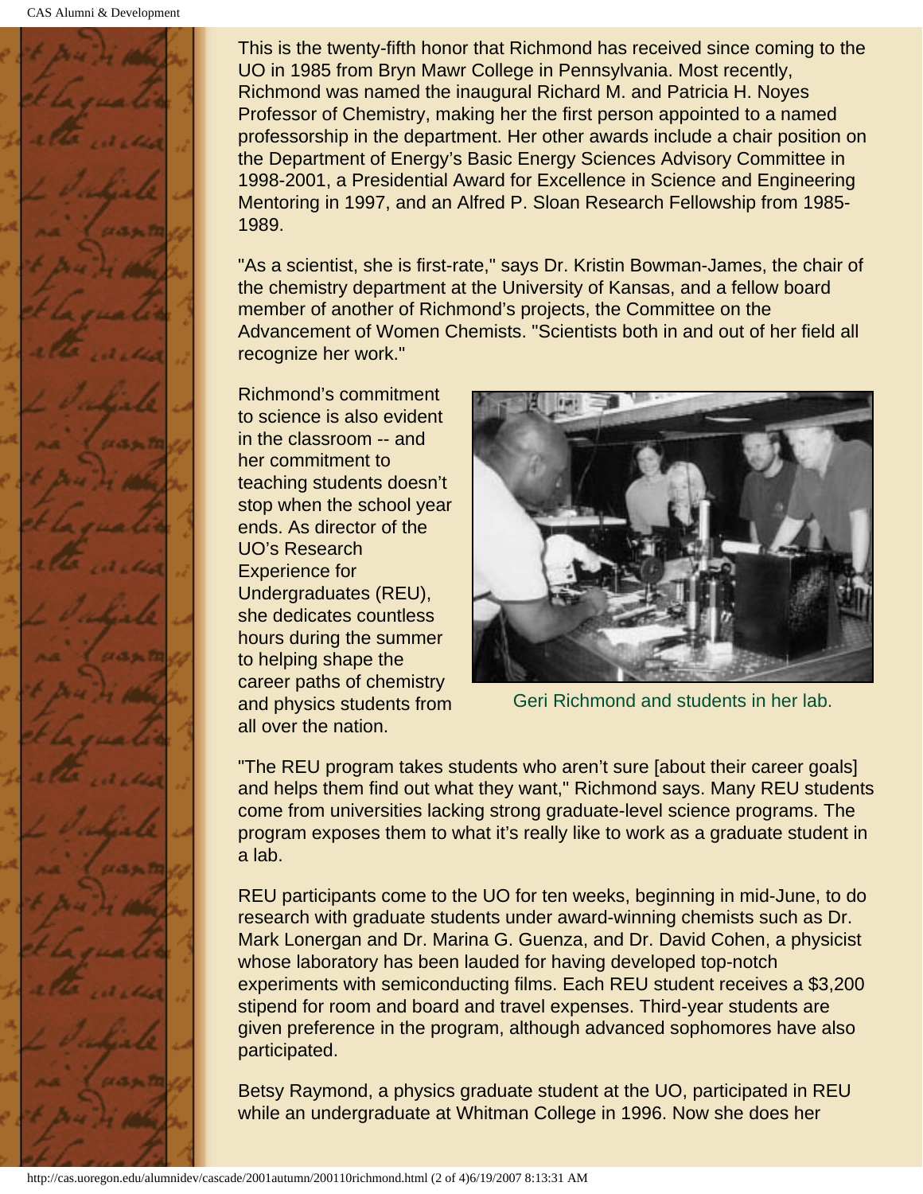This is the twenty-fifth honor that Richmond has received since coming to the UO in 1985 from Bryn Mawr College in Pennsylvania. Most recently, Richmond was named the inaugural Richard M. and Patricia H. Noyes Professor of Chemistry, making her the first person appointed to a named professorship in the department. Her other awards include a chair position on the Department of Energy's Basic Energy Sciences Advisory Committee in 1998-2001, a Presidential Award for Excellence in Science and Engineering Mentoring in 1997, and an Alfred P. Sloan Research Fellowship from 1985-1989.

"As a scientist, she is first-rate," says Dr. Kristin Bowman-James, the chair of the chemistry department at the University of Kansas, and a fellow board member of another of Richmond's projects, the Committee on the Advancement of Women Chemists. "Scientists both in and out of her field all recognize her work."

Richmond's commitment to science is also evident in the classroom -- and her commitment to teaching students doesn't stop when the school year ends. As director of the UO's Research Experience for Undergraduates (REU), she dedicates countless hours during the summer to helping shape the career paths of chemistry and physics students from all over the nation.

Geri Richmond and students in her lab.

"The REU program takes students who aren't sure [about their career goals] and helps them find out what they want," Richmond says. Many REU students come from universities lacking strong graduate-level science programs. The program exposes them to what it's really like to work as a graduate student in a lab.

REU participants come to the UO for ten weeks, beginning in mid-June, to do research with graduate students under award-winning chemists such as Dr. Mark Lonergan and Dr. Marina G. Guenza, and Dr. David Cohen, a physicist whose laboratory has been lauded for having developed top-notch experiments with semiconducting films. Each REU student receives a $3,200 stipend for room and board and travel expenses. Third-year students are given preference in the program, although advanced sophomores have also participated.

Betsy Raymond, a physics graduate student at the UO, participated in REU while an undergraduate at Whitman College in 1996. Now she does her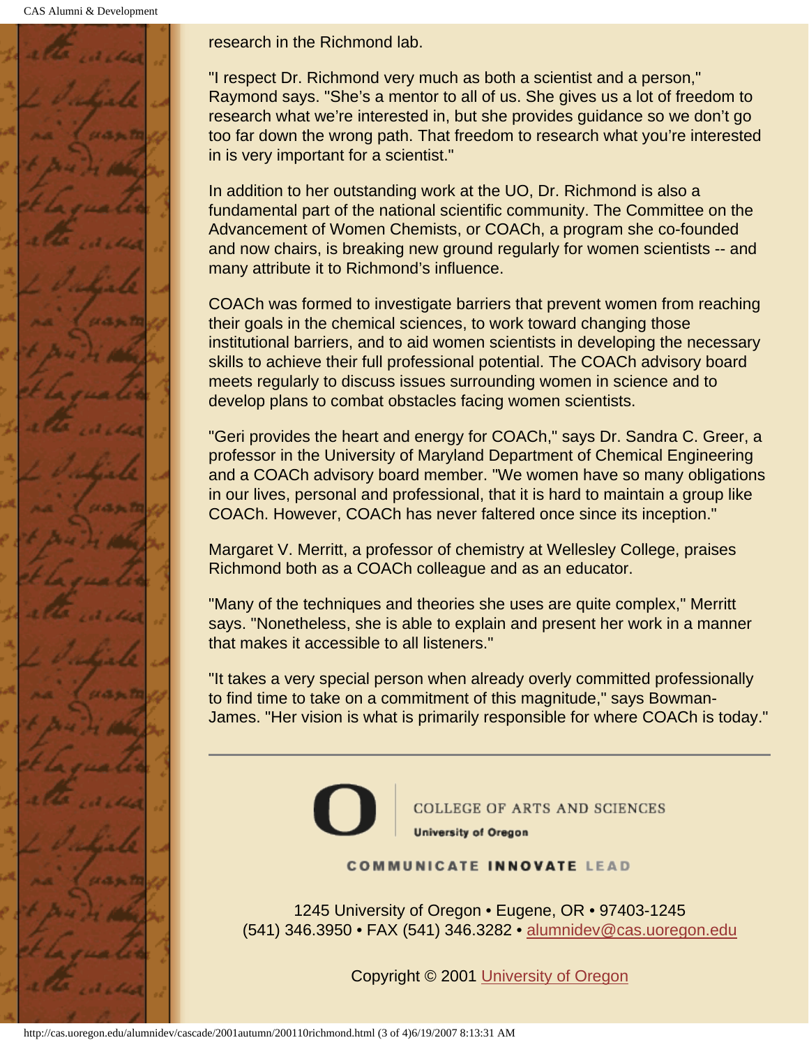research in the Richmond lab.

"I respect Dr. Richmond very much as both a scientist and a person," Raymond says. "She's a mentor to all of us. She gives us a lot of freedom to research what we're interested in, but she provides guidance so we don't go too far down the wrong path. That freedom to research what you're interested in is very important for a scientist."

In addition to her outstanding work at the UO, Dr. Richmond is also a fundamental part of the national scientific community. The Committee on the Advancement of Women Chemists, or COACh, a program she co-founded and now chairs, is breaking new ground regularly for women scientists -- and many attribute it to Richmond's influence.

COACh was formed to investigate barriers that prevent women from reaching their goals in the chemical sciences, to work toward changing those institutional barriers, and to aid women scientists in developing the necessary skills to achieve their full professional potential. The COACh advisory board meets regularly to discuss issues surrounding women in science and to develop plans to combat obstacles facing women scientists.

"Geri provides the heart and energy for COACh," says Dr. Sandra C. Greer, a professor in the University of Maryland Department of Chemical Engineering and a COACh advisory board member. "We women have so many obligations in our lives, personal and professional, that it is hard to maintain a group like COACh. However, COACh has never faltered once since its inception."

Margaret V. Merritt, a professor of chemistry at Wellesley College, praises Richmond both as a COACh colleague and as an educator.

"Many of the techniques and theories she uses are quite complex," Merritt says. "Nonetheless, she is able to explain and present her work in a manner that makes it accessible to all listeners."

"It takes a very special person when already overly committed professionally to find time to take on a commitment of this magnitude," says Bowman-James. "Her vision is what is primarily responsible for where COACh is today."

---

COLLEGE OF ARTS AND SCIENCES
**University of Oregon**

**COMMUNICATE INNOVATE LEAD**

1245 University of Oregon • Eugene, OR • 97403-1245
(541) 346.3950 • FAX (541) 346.3282 • alumnidev@cas.uoregon.edu

Copyright © 2001 University of Oregon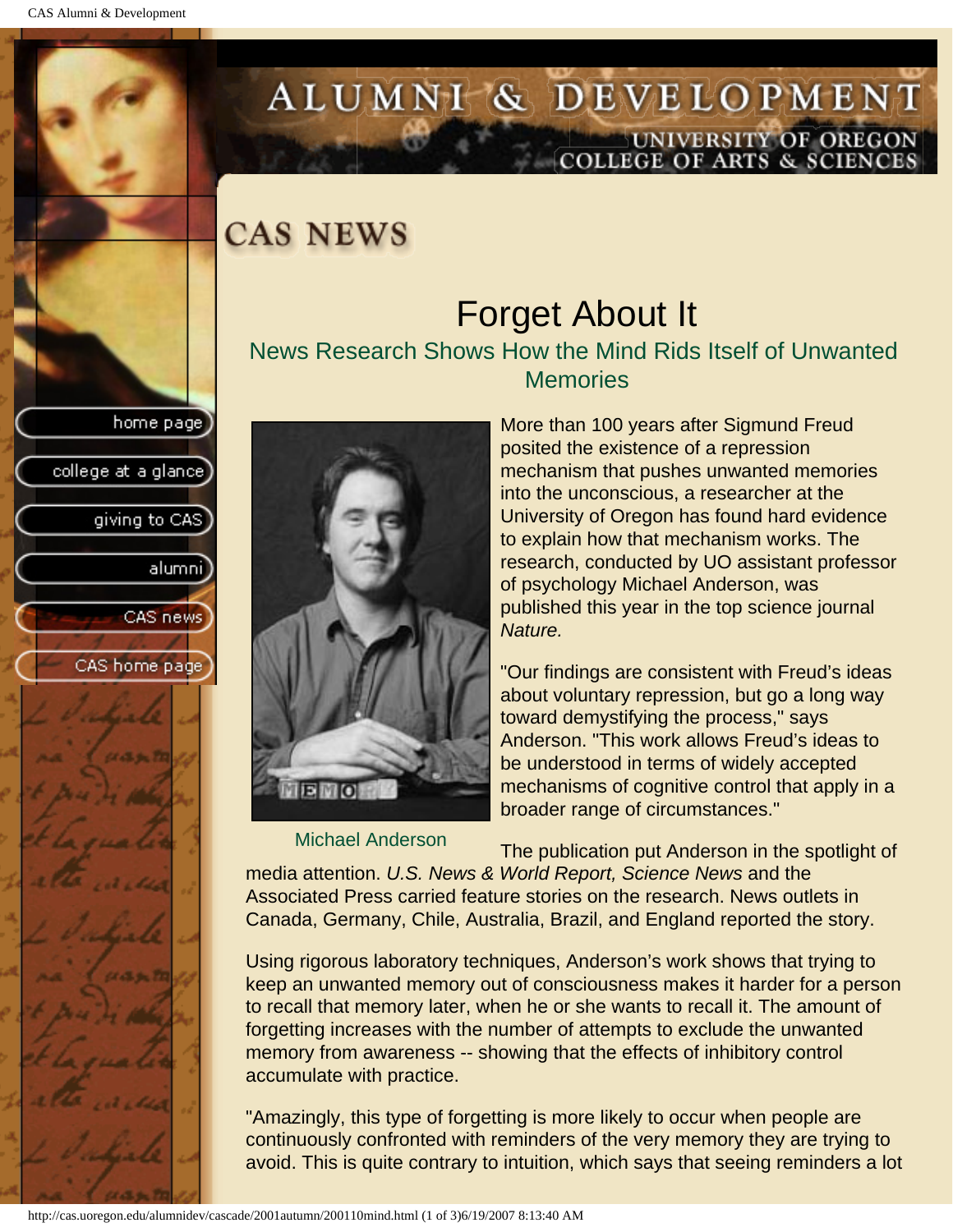# CAS NEWS

## Forget About It

### News Research Shows How the Mind Rids Itself of Unwanted Memories

More than 100 years after Sigmund Freud posited the existence of a repression mechanism that pushes unwanted memories into the unconscious, a researcher at the University of Oregon has found hard evidence to explain how that mechanism works. The research, conducted by UO assistant professor of psychology Michael Anderson, was published this year in the top science journal *Nature.*

Michael Anderson

"Our findings are consistent with Freud's ideas about voluntary repression, but go a long way toward demystifying the process," says Anderson. "This work allows Freud's ideas to be understood in terms of widely accepted mechanisms of cognitive control that apply in a broader range of circumstances."

The publication put Anderson in the spotlight of media attention. *U.S. News & World Report, Science News* and the Associated Press carried feature stories on the research. News outlets in Canada, Germany, Chile, Australia, Brazil, and England reported the story.

Using rigorous laboratory techniques, Anderson's work shows that trying to keep an unwanted memory out of consciousness makes it harder for a person to recall that memory later, when he or she wants to recall it. The amount of forgetting increases with the number of attempts to exclude the unwanted memory from awareness -- showing that the effects of inhibitory control accumulate with practice.

"Amazingly, this type of forgetting is more likely to occur when people are continuously confronted with reminders of the very memory they are trying to avoid. This is quite contrary to intuition, which says that seeing reminders a lot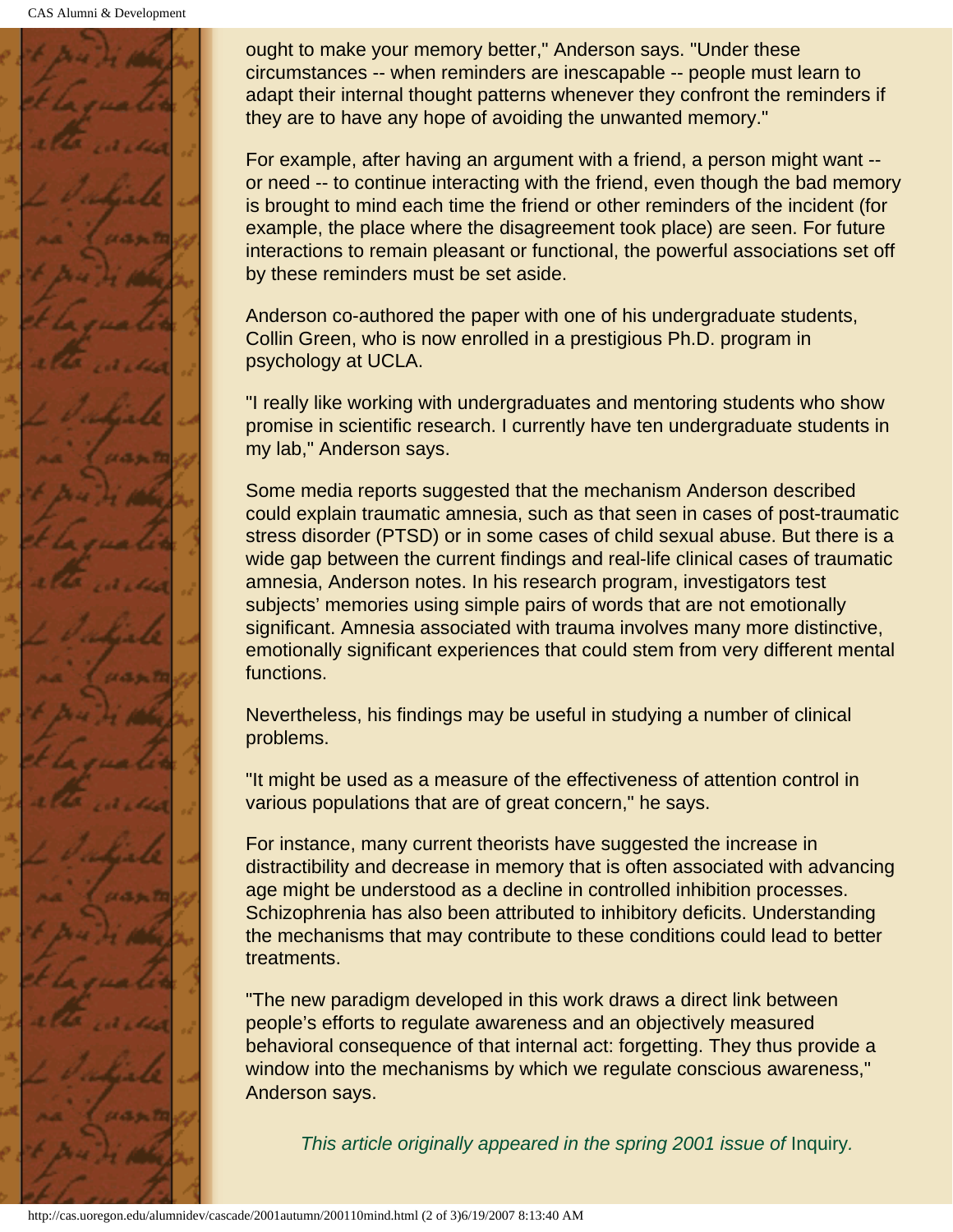ought to make your memory better," Anderson says. "Under these circumstances -- when reminders are inescapable -- people must learn to adapt their internal thought patterns whenever they confront the reminders if they are to have any hope of avoiding the unwanted memory."

For example, after having an argument with a friend, a person might want -- or need -- to continue interacting with the friend, even though the bad memory is brought to mind each time the friend or other reminders of the incident (for example, the place where the disagreement took place) are seen. For future interactions to remain pleasant or functional, the powerful associations set off by these reminders must be set aside.

Anderson co-authored the paper with one of his undergraduate students, Collin Green, who is now enrolled in a prestigious Ph.D. program in psychology at UCLA.

"I really like working with undergraduates and mentoring students who show promise in scientific research. I currently have ten undergraduate students in my lab," Anderson says.

Some media reports suggested that the mechanism Anderson described could explain traumatic amnesia, such as that seen in cases of post-traumatic stress disorder (PTSD) or in some cases of child sexual abuse. But there is a wide gap between the current findings and real-life clinical cases of traumatic amnesia, Anderson notes. In his research program, investigators test subjects' memories using simple pairs of words that are not emotionally significant. Amnesia associated with trauma involves many more distinctive, emotionally significant experiences that could stem from very different mental functions.

Nevertheless, his findings may be useful in studying a number of clinical problems.

"It might be used as a measure of the effectiveness of attention control in various populations that are of great concern," he says.

For instance, many current theorists have suggested the increase in distractibility and decrease in memory that is often associated with advancing age might be understood as a decline in controlled inhibition processes. Schizophrenia has also been attributed to inhibitory deficits. Understanding the mechanisms that may contribute to these conditions could lead to better treatments.

"The new paradigm developed in this work draws a direct link between people's efforts to regulate awareness and an objectively measured behavioral consequence of that internal act: forgetting. They thus provide a window into the mechanisms by which we regulate conscious awareness," Anderson says.

*This article originally appeared in the spring 2001 issue of* Inquiry*.*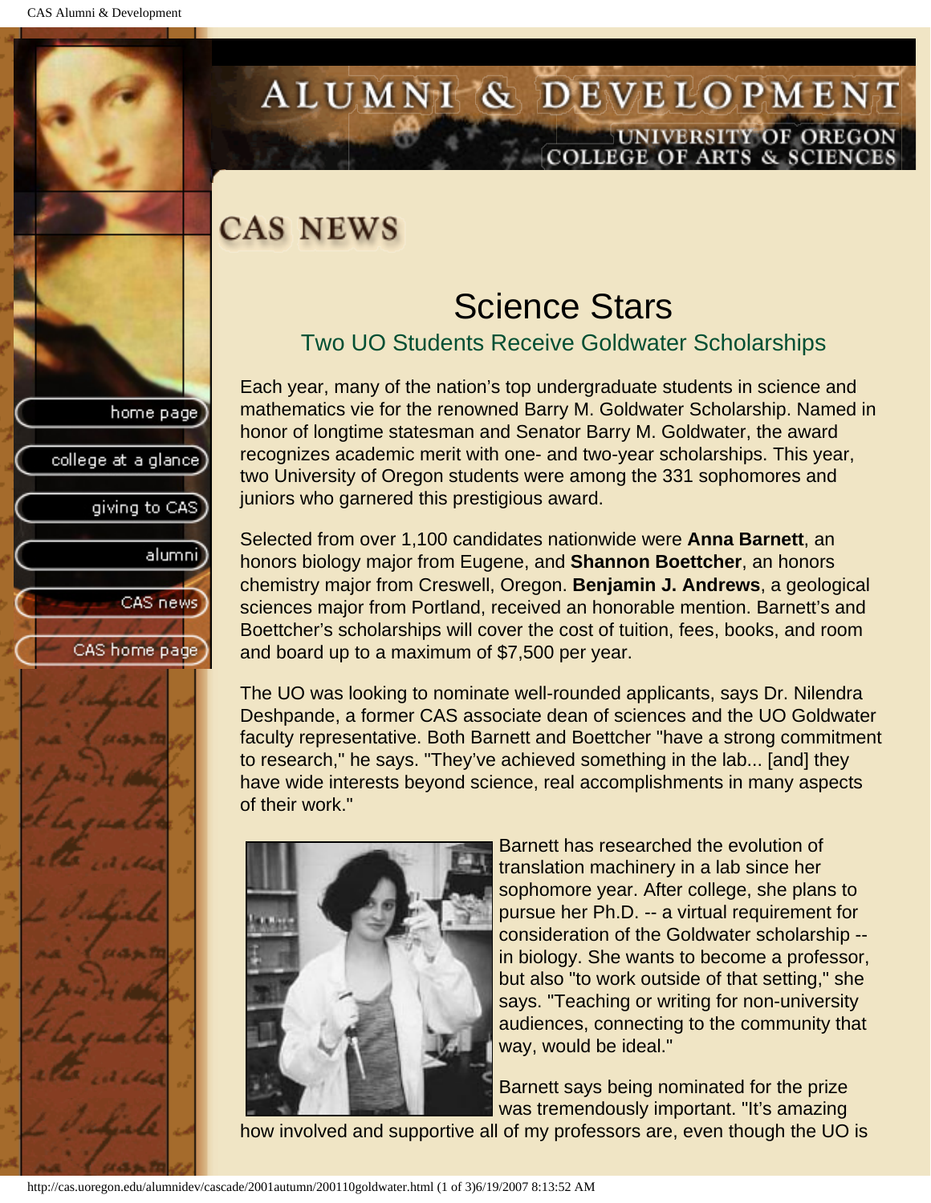# CAS NEWS

## Science Stars

### Two UO Students Receive Goldwater Scholarships

Each year, many of the nation's top undergraduate students in science and mathematics vie for the renowned Barry M. Goldwater Scholarship. Named in honor of longtime statesman and Senator Barry M. Goldwater, the award recognizes academic merit with one- and two-year scholarships. This year, two University of Oregon students were among the 331 sophomores and juniors who garnered this prestigious award.

Selected from over 1,100 candidates nationwide were **Anna Barnett**, an honors biology major from Eugene, and **Shannon Boettcher**, an honors chemistry major from Creswell, Oregon. **Benjamin J. Andrews**, a geological sciences major from Portland, received an honorable mention. Barnett's and Boettcher's scholarships will cover the cost of tuition, fees, books, and room and board up to a maximum of $7,500 per year.

The UO was looking to nominate well-rounded applicants, says Dr. Nilendra Deshpande, a former CAS associate dean of sciences and the UO Goldwater faculty representative. Both Barnett and Boettcher "have a strong commitment to research," he says. "They've achieved something in the lab... [and] they have wide interests beyond science, real accomplishments in many aspects of their work."

Barnett has researched the evolution of translation machinery in a lab since her sophomore year. After college, she plans to pursue her Ph.D. -- a virtual requirement for consideration of the Goldwater scholarship -- in biology. She wants to become a professor, but also "to work outside of that setting," she says. "Teaching or writing for non-university audiences, connecting to the community that way, would be ideal."

Barnett says being nominated for the prize was tremendously important. "It's amazing how involved and supportive all of my professors are, even though the UO is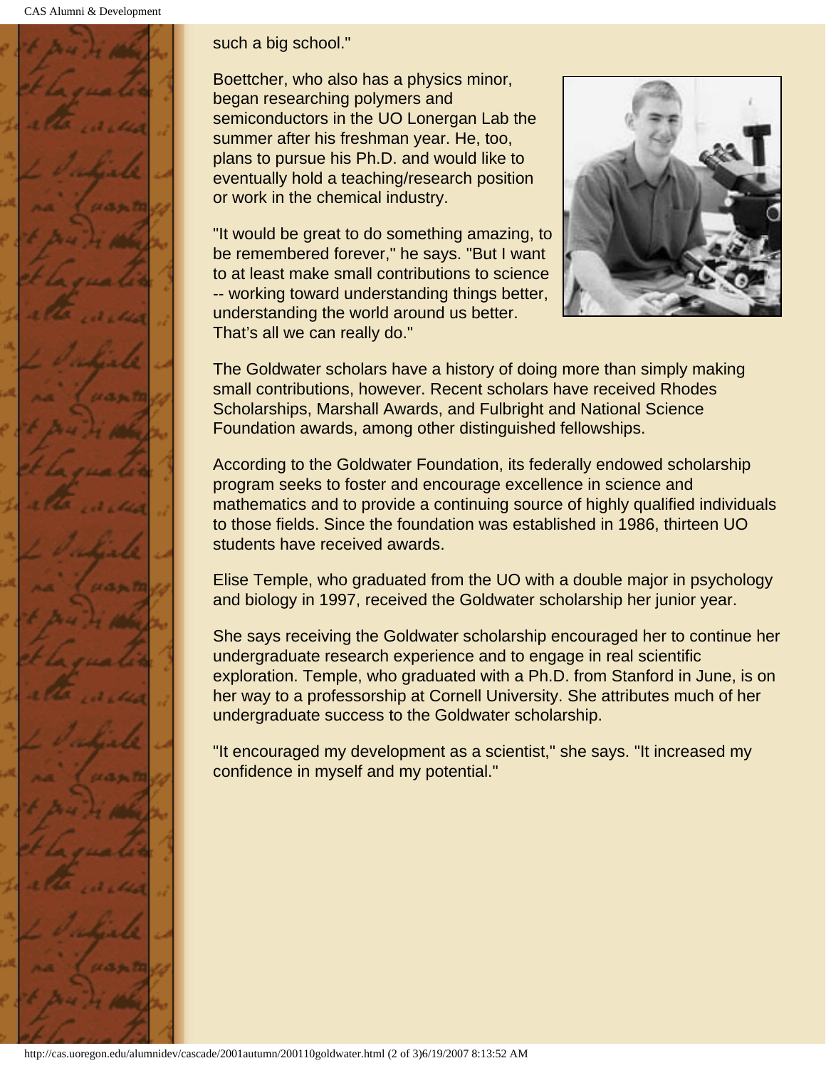such a big school."

Boettcher, who also has a physics minor, began researching polymers and semiconductors in the UO Lonergan Lab the summer after his freshman year. He, too, plans to pursue his Ph.D. and would like to eventually hold a teaching/research position or work in the chemical industry.

"It would be great to do something amazing, to be remembered forever," he says. "But I want to at least make small contributions to science -- working toward understanding things better, understanding the world around us better. That's all we can really do."

The Goldwater scholars have a history of doing more than simply making small contributions, however. Recent scholars have received Rhodes Scholarships, Marshall Awards, and Fulbright and National Science Foundation awards, among other distinguished fellowships.

According to the Goldwater Foundation, its federally endowed scholarship program seeks to foster and encourage excellence in science and mathematics and to provide a continuing source of highly qualified individuals to those fields. Since the foundation was established in 1986, thirteen UO students have received awards.

Elise Temple, who graduated from the UO with a double major in psychology and biology in 1997, received the Goldwater scholarship her junior year.

She says receiving the Goldwater scholarship encouraged her to continue her undergraduate research experience and to engage in real scientific exploration. Temple, who graduated with a Ph.D. from Stanford in June, is on her way to a professorship at Cornell University. She attributes much of her undergraduate success to the Goldwater scholarship.

"It encouraged my development as a scientist," she says. "It increased my confidence in myself and my potential."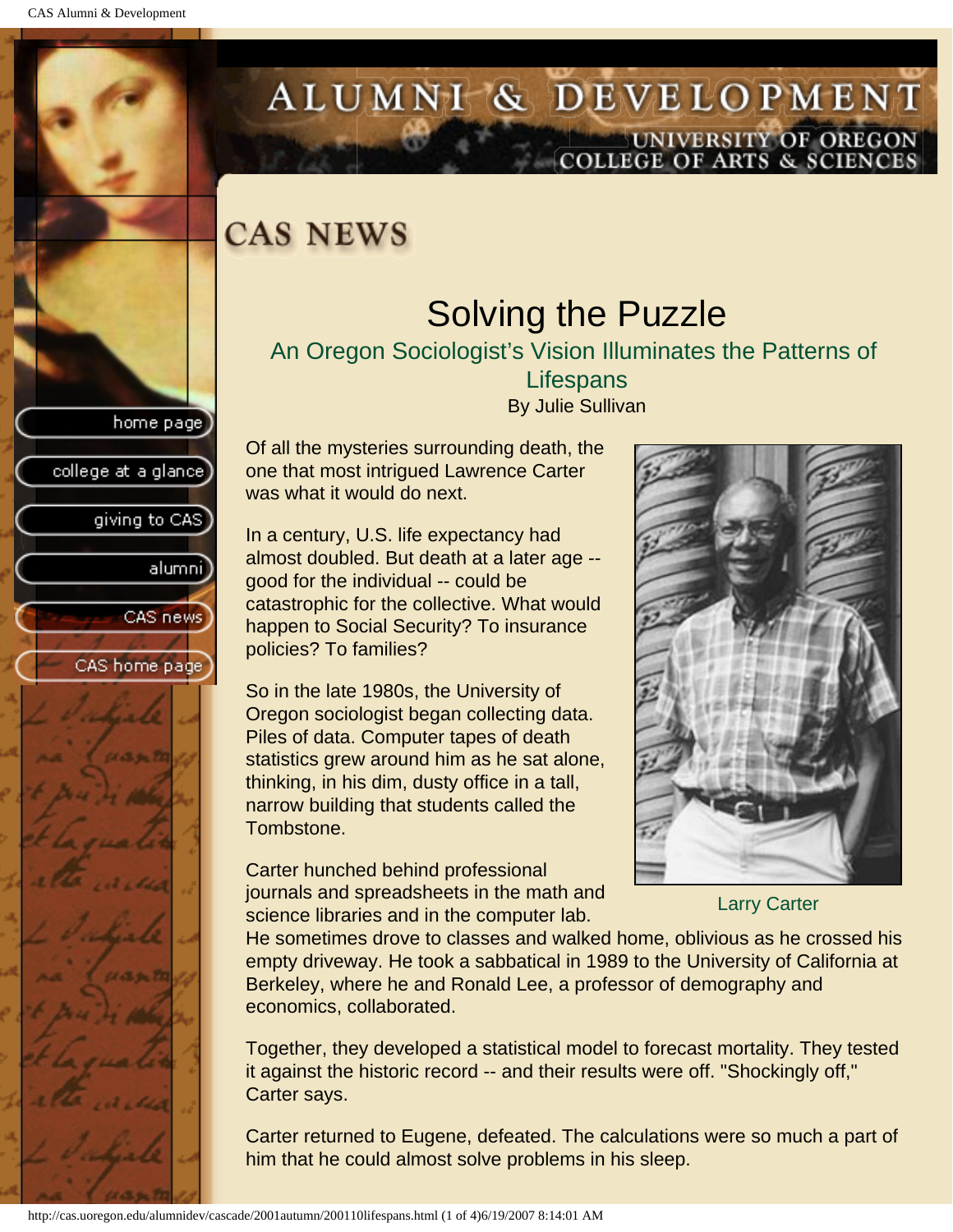# CAS NEWS

## Solving the Puzzle

### An Oregon Sociologist's Vision Illuminates the Patterns of Lifespans

By Julie Sullivan

Of all the mysteries surrounding death, the one that most intrigued Lawrence Carter was what it would do next.

In a century, U.S. life expectancy had almost doubled. But death at a later age -- good for the individual -- could be catastrophic for the collective. What would happen to Social Security? To insurance policies? To families?

So in the late 1980s, the University of Oregon sociologist began collecting data. Piles of data. Computer tapes of death statistics grew around him as he sat alone, thinking, in his dim, dusty office in a tall, narrow building that students called the Tombstone.

Larry Carter

Carter hunched behind professional journals and spreadsheets in the math and science libraries and in the computer lab. He sometimes drove to classes and walked home, oblivious as he crossed his empty driveway. He took a sabbatical in 1989 to the University of California at Berkeley, where he and Ronald Lee, a professor of demography and economics, collaborated.

Together, they developed a statistical model to forecast mortality. They tested it against the historic record -- and their results were off. "Shockingly off," Carter says.

Carter returned to Eugene, defeated. The calculations were so much a part of him that he could almost solve problems in his sleep.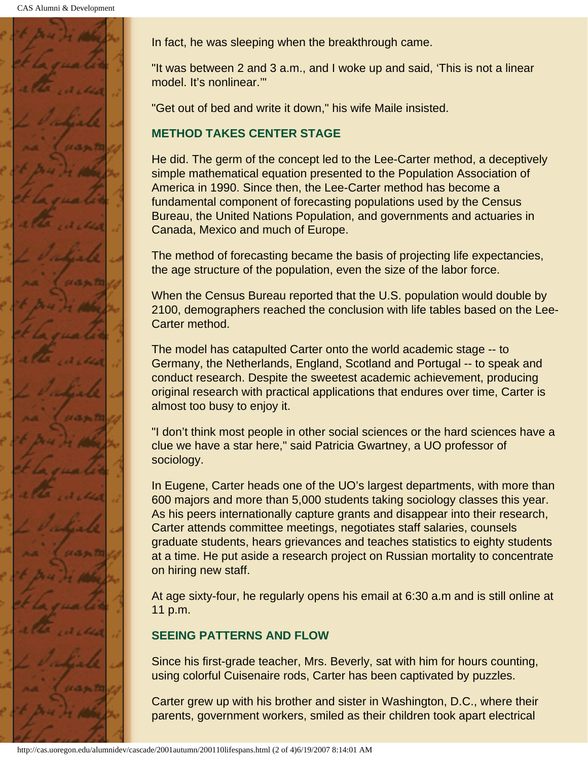In fact, he was sleeping when the breakthrough came.

"It was between 2 and 3 a.m., and I woke up and said, 'This is not a linear model. It's nonlinear.'"

"Get out of bed and write it down," his wife Maile insisted.

### METHOD TAKES CENTER STAGE

He did. The germ of the concept led to the Lee-Carter method, a deceptively simple mathematical equation presented to the Population Association of America in 1990. Since then, the Lee-Carter method has become a fundamental component of forecasting populations used by the Census Bureau, the United Nations Population, and governments and actuaries in Canada, Mexico and much of Europe.

The method of forecasting became the basis of projecting life expectancies, the age structure of the population, even the size of the labor force.

When the Census Bureau reported that the U.S. population would double by 2100, demographers reached the conclusion with life tables based on the Lee-Carter method.

The model has catapulted Carter onto the world academic stage -- to Germany, the Netherlands, England, Scotland and Portugal -- to speak and conduct research. Despite the sweetest academic achievement, producing original research with practical applications that endures over time, Carter is almost too busy to enjoy it.

"I don't think most people in other social sciences or the hard sciences have a clue we have a star here," said Patricia Gwartney, a UO professor of sociology.

In Eugene, Carter heads one of the UO's largest departments, with more than 600 majors and more than 5,000 students taking sociology classes this year. As his peers internationally capture grants and disappear into their research, Carter attends committee meetings, negotiates staff salaries, counsels graduate students, hears grievances and teaches statistics to eighty students at a time. He put aside a research project on Russian mortality to concentrate on hiring new staff.

At age sixty-four, he regularly opens his email at 6:30 a.m and is still online at 11 p.m.

### SEEING PATTERNS AND FLOW

Since his first-grade teacher, Mrs. Beverly, sat with him for hours counting, using colorful Cuisenaire rods, Carter has been captivated by puzzles.

Carter grew up with his brother and sister in Washington, D.C., where their parents, government workers, smiled as their children took apart electrical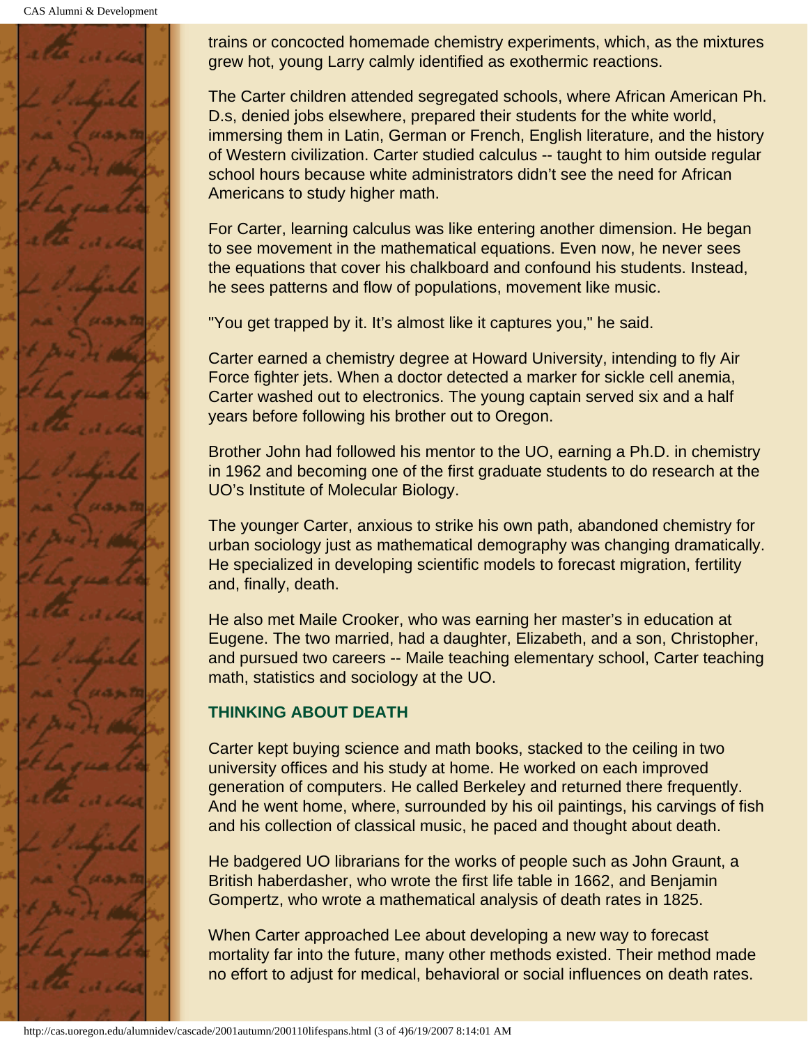trains or concocted homemade chemistry experiments, which, as the mixtures grew hot, young Larry calmly identified as exothermic reactions.

The Carter children attended segregated schools, where African American Ph. D.s, denied jobs elsewhere, prepared their students for the white world, immersing them in Latin, German or French, English literature, and the history of Western civilization. Carter studied calculus -- taught to him outside regular school hours because white administrators didn't see the need for African Americans to study higher math.

For Carter, learning calculus was like entering another dimension. He began to see movement in the mathematical equations. Even now, he never sees the equations that cover his chalkboard and confound his students. Instead, he sees patterns and flow of populations, movement like music.

"You get trapped by it. It's almost like it captures you," he said.

Carter earned a chemistry degree at Howard University, intending to fly Air Force fighter jets. When a doctor detected a marker for sickle cell anemia, Carter washed out to electronics. The young captain served six and a half years before following his brother out to Oregon.

Brother John had followed his mentor to the UO, earning a Ph.D. in chemistry in 1962 and becoming one of the first graduate students to do research at the UO's Institute of Molecular Biology.

The younger Carter, anxious to strike his own path, abandoned chemistry for urban sociology just as mathematical demography was changing dramatically. He specialized in developing scientific models to forecast migration, fertility and, finally, death.

He also met Maile Crooker, who was earning her master's in education at Eugene. The two married, had a daughter, Elizabeth, and a son, Christopher, and pursued two careers -- Maile teaching elementary school, Carter teaching math, statistics and sociology at the UO.

### THINKING ABOUT DEATH

Carter kept buying science and math books, stacked to the ceiling in two university offices and his study at home. He worked on each improved generation of computers. He called Berkeley and returned there frequently. And he went home, where, surrounded by his oil paintings, his carvings of fish and his collection of classical music, he paced and thought about death.

He badgered UO librarians for the works of people such as John Graunt, a British haberdasher, who wrote the first life table in 1662, and Benjamin Gompertz, who wrote a mathematical analysis of death rates in 1825.

When Carter approached Lee about developing a new way to forecast mortality far into the future, many other methods existed. Their method made no effort to adjust for medical, behavioral or social influences on death rates.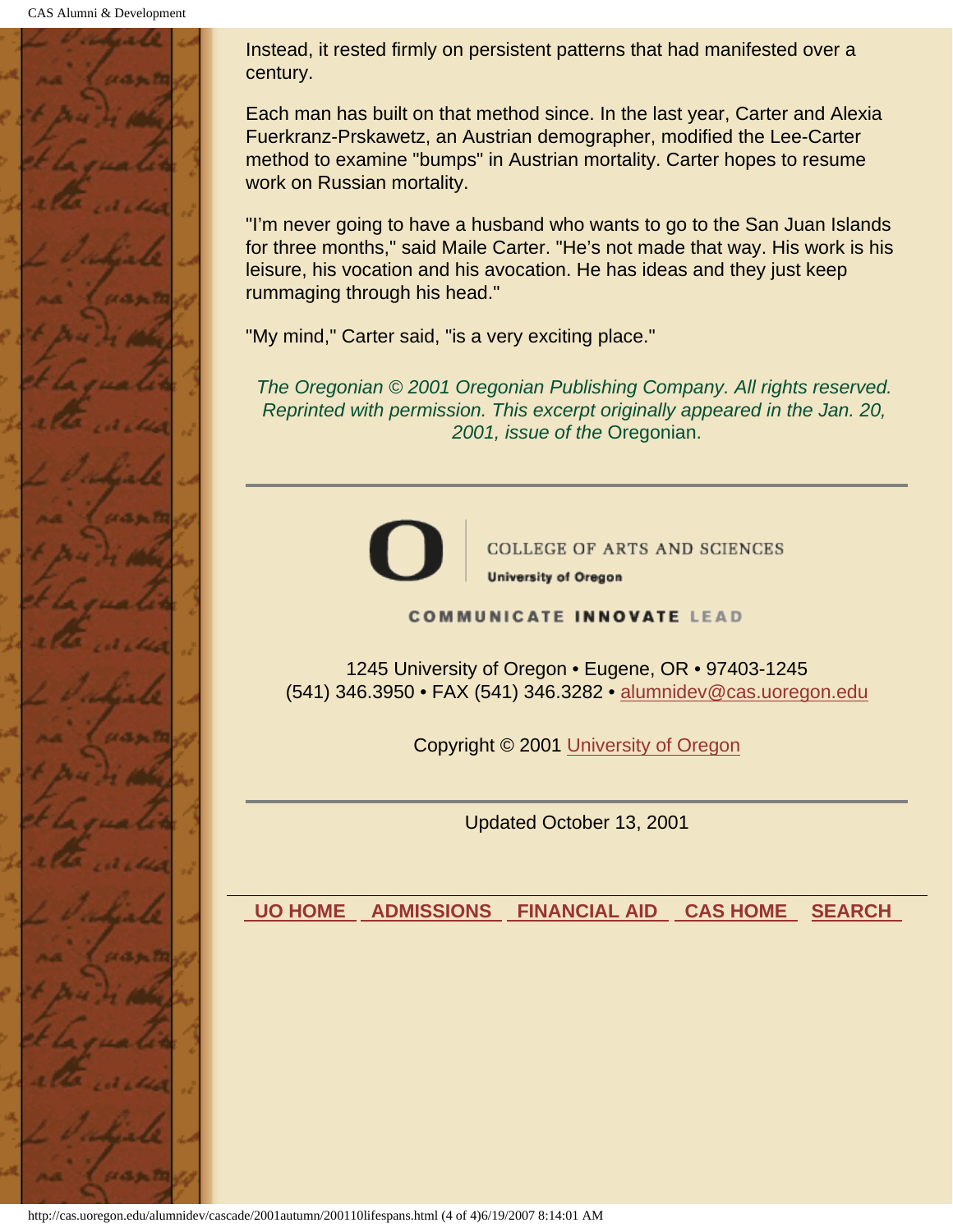Instead, it rested firmly on persistent patterns that had manifested over a century.

Each man has built on that method since. In the last year, Carter and Alexia Fuerkranz-Prskawetz, an Austrian demographer, modified the Lee-Carter method to examine "bumps" in Austrian mortality. Carter hopes to resume work on Russian mortality.

"I'm never going to have a husband who wants to go to the San Juan Islands for three months," said Maile Carter. "He's not made that way. His work is his leisure, his vocation and his avocation. He has ideas and they just keep rummaging through his head."

"My mind," Carter said, "is a very exciting place."

*The Oregonian © 2001 Oregonian Publishing Company. All rights reserved. Reprinted with permission. This excerpt originally appeared in the Jan. 20, 2001, issue of the* Oregonian.

---

COLLEGE OF ARTS AND SCIENCES

University of Oregon

COMMUNICATE INNOVATE LEAD

1245 University of Oregon • Eugene, OR • 97403-1245
(541) 346.3950 • FAX (541) 346.3282 • alumnidev@cas.uoregon.edu

Copyright © 2001 University of Oregon

---

Updated October 13, 2001

UO HOME | ADMISSIONS | FINANCIAL AID | CAS HOME | SEARCH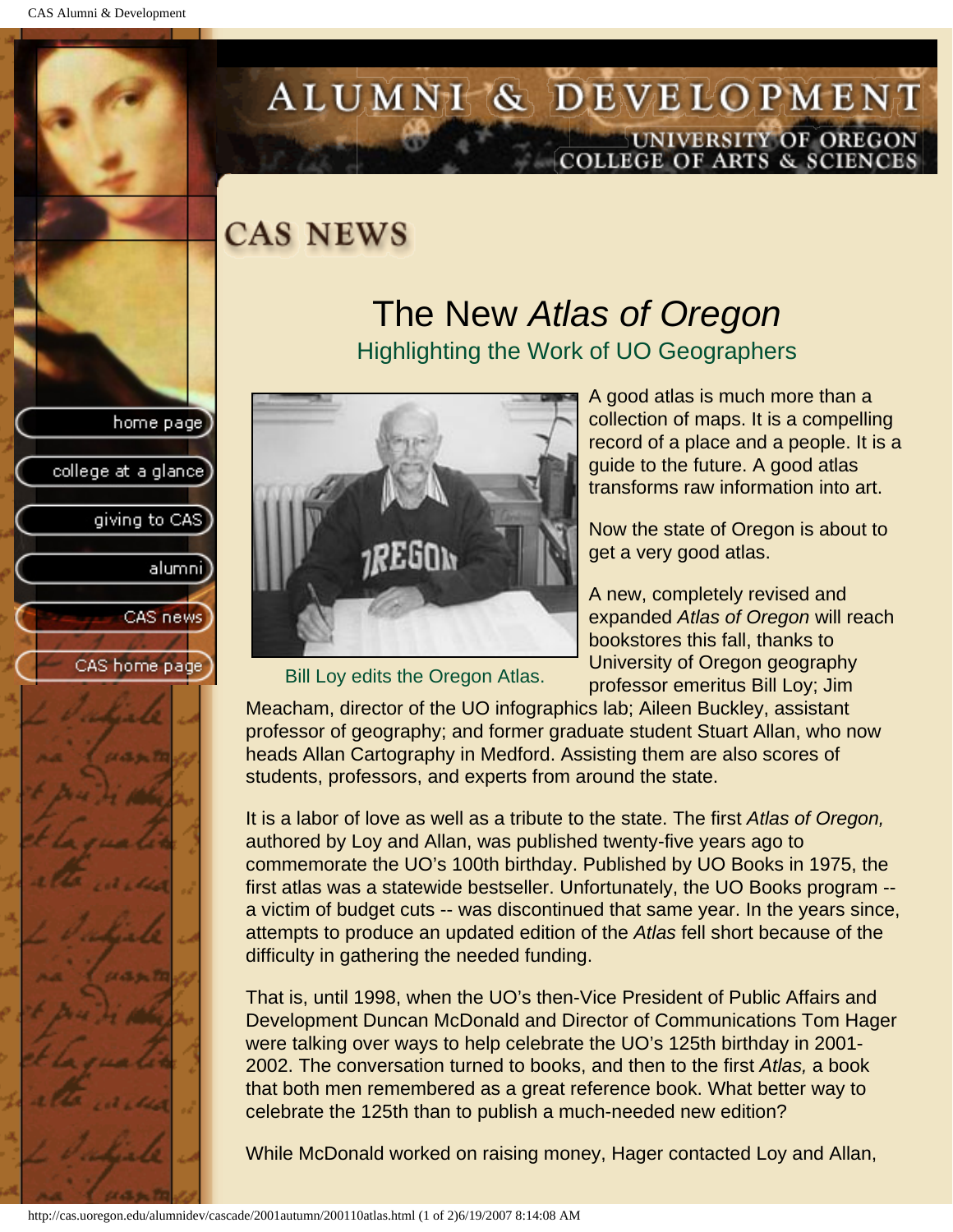# CAS NEWS

## The New *Atlas of Oregon*

### Highlighting the Work of UO Geographers

Bill Loy edits the Oregon Atlas.

A good atlas is much more than a collection of maps. It is a compelling record of a place and a people. It is a guide to the future. A good atlas transforms raw information into art.

Now the state of Oregon is about to get a very good atlas.

A new, completely revised and expanded *Atlas of Oregon* will reach bookstores this fall, thanks to University of Oregon geography professor emeritus Bill Loy; Jim Meacham, director of the UO infographics lab; Aileen Buckley, assistant professor of geography; and former graduate student Stuart Allan, who now heads Allan Cartography in Medford. Assisting them are also scores of students, professors, and experts from around the state.

It is a labor of love as well as a tribute to the state. The first *Atlas of Oregon,* authored by Loy and Allan, was published twenty-five years ago to commemorate the UO's 100th birthday. Published by UO Books in 1975, the first atlas was a statewide bestseller. Unfortunately, the UO Books program -- a victim of budget cuts -- was discontinued that same year. In the years since, attempts to produce an updated edition of the *Atlas* fell short because of the difficulty in gathering the needed funding.

That is, until 1998, when the UO's then-Vice President of Public Affairs and Development Duncan McDonald and Director of Communications Tom Hager were talking over ways to help celebrate the UO's 125th birthday in 2001-2002. The conversation turned to books, and then to the first *Atlas,* a book that both men remembered as a great reference book. What better way to celebrate the 125th than to publish a much-needed new edition?

While McDonald worked on raising money, Hager contacted Loy and Allan,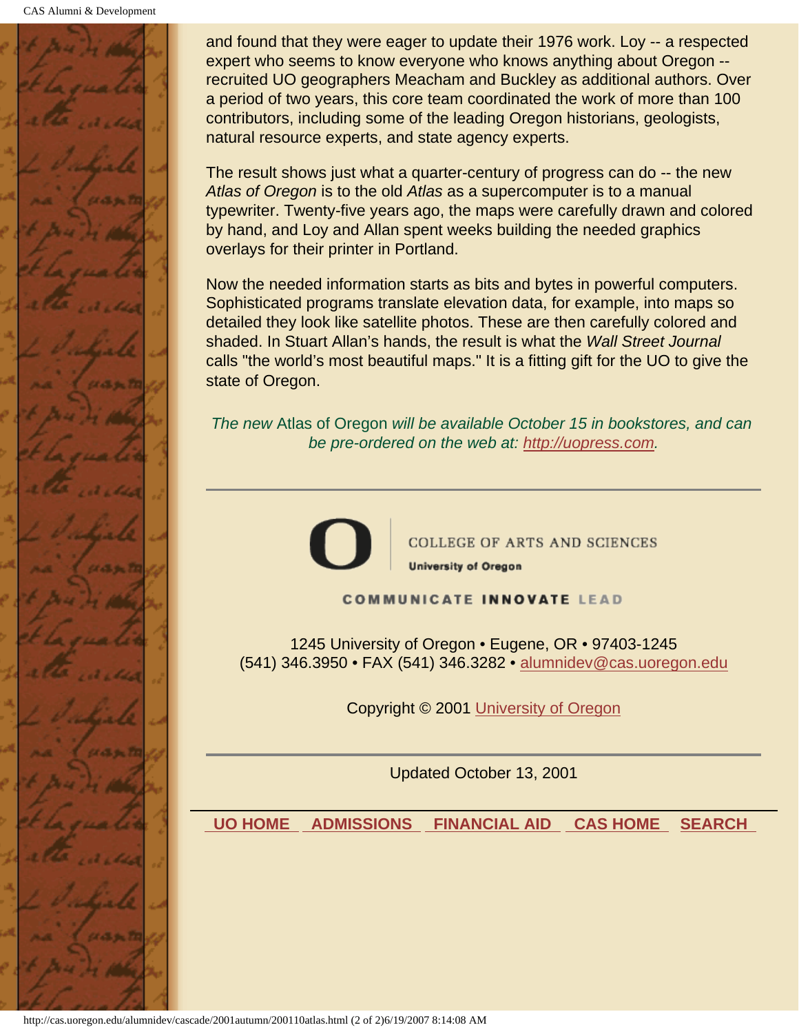and found that they were eager to update their 1976 work. Loy -- a respected expert who seems to know everyone who knows anything about Oregon -- recruited UO geographers Meacham and Buckley as additional authors. Over a period of two years, this core team coordinated the work of more than 100 contributors, including some of the leading Oregon historians, geologists, natural resource experts, and state agency experts.

The result shows just what a quarter-century of progress can do -- the new *Atlas of Oregon* is to the old *Atlas* as a supercomputer is to a manual typewriter. Twenty-five years ago, the maps were carefully drawn and colored by hand, and Loy and Allan spent weeks building the needed graphics overlays for their printer in Portland.

Now the needed information starts as bits and bytes in powerful computers. Sophisticated programs translate elevation data, for example, into maps so detailed they look like satellite photos. These are then carefully colored and shaded. In Stuart Allan's hands, the result is what the *Wall Street Journal* calls "the world's most beautiful maps." It is a fitting gift for the UO to give the state of Oregon.

*The new* Atlas of Oregon *will be available October 15 in bookstores, and can be pre-ordered on the web at: http://uopress.com.*

---

COLLEGE OF ARTS AND SCIENCES
University of Oregon

COMMUNICATE INNOVATE LEAD

1245 University of Oregon • Eugene, OR • 97403-1245
(541) 346.3950 • FAX (541) 346.3282 • alumnidev@cas.uoregon.edu

Copyright © 2001 University of Oregon

---

Updated October 13, 2001

UO HOME | ADMISSIONS | FINANCIAL AID | CAS HOME | SEARCH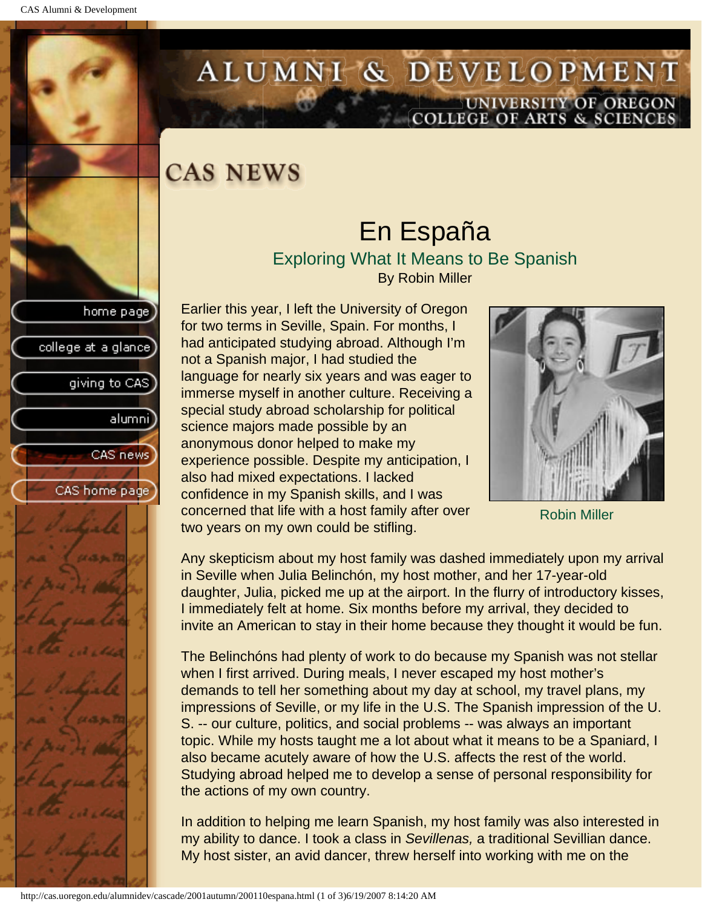# CAS NEWS

## En España

### Exploring What It Means to Be Spanish

By Robin Miller

Earlier this year, I left the University of Oregon for two terms in Seville, Spain. For months, I had anticipated studying abroad. Although I'm not a Spanish major, I had studied the language for nearly six years and was eager to immerse myself in another culture. Receiving a special study abroad scholarship for political science majors made possible by an anonymous donor helped to make my experience possible. Despite my anticipation, I also had mixed expectations. I lacked confidence in my Spanish skills, and I was concerned that life with a host family after over two years on my own could be stifling.

Robin Miller

Any skepticism about my host family was dashed immediately upon my arrival in Seville when Julia Belinchón, my host mother, and her 17-year-old daughter, Julia, picked me up at the airport. In the flurry of introductory kisses, I immediately felt at home. Six months before my arrival, they decided to invite an American to stay in their home because they thought it would be fun.

The Belinchóns had plenty of work to do because my Spanish was not stellar when I first arrived. During meals, I never escaped my host mother's demands to tell her something about my day at school, my travel plans, my impressions of Seville, or my life in the U.S. The Spanish impression of the U.S. -- our culture, politics, and social problems -- was always an important topic. While my hosts taught me a lot about what it means to be a Spaniard, I also became acutely aware of how the U.S. affects the rest of the world. Studying abroad helped me to develop a sense of personal responsibility for the actions of my own country.

In addition to helping me learn Spanish, my host family was also interested in my ability to dance. I took a class in *Sevillenas,* a traditional Sevillian dance. My host sister, an avid dancer, threw herself into working with me on the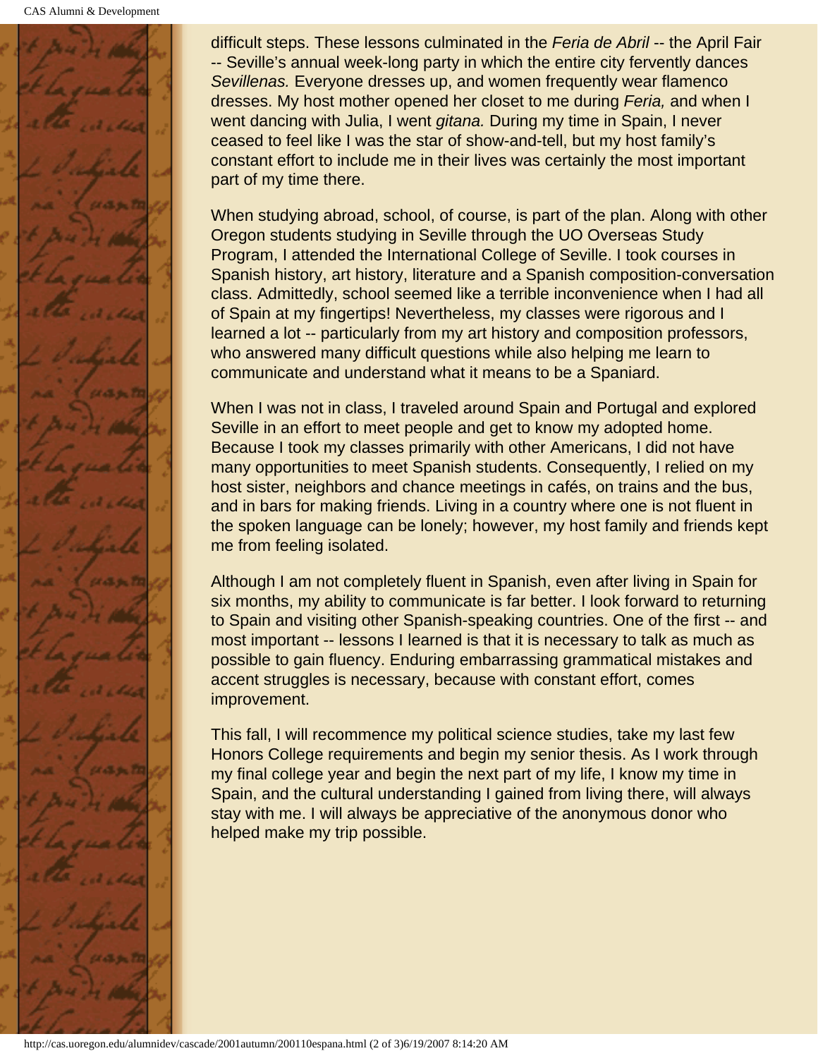difficult steps. These lessons culminated in the *Feria de Abril* -- the April Fair -- Seville's annual week-long party in which the entire city fervently dances *Sevillenas.* Everyone dresses up, and women frequently wear flamenco dresses. My host mother opened her closet to me during *Feria,* and when I went dancing with Julia, I went *gitana.* During my time in Spain, I never ceased to feel like I was the star of show-and-tell, but my host family's constant effort to include me in their lives was certainly the most important part of my time there.

When studying abroad, school, of course, is part of the plan. Along with other Oregon students studying in Seville through the UO Overseas Study Program, I attended the International College of Seville. I took courses in Spanish history, art history, literature and a Spanish composition-conversation class. Admittedly, school seemed like a terrible inconvenience when I had all of Spain at my fingertips! Nevertheless, my classes were rigorous and I learned a lot -- particularly from my art history and composition professors, who answered many difficult questions while also helping me learn to communicate and understand what it means to be a Spaniard.

When I was not in class, I traveled around Spain and Portugal and explored Seville in an effort to meet people and get to know my adopted home. Because I took my classes primarily with other Americans, I did not have many opportunities to meet Spanish students. Consequently, I relied on my host sister, neighbors and chance meetings in cafés, on trains and the bus, and in bars for making friends. Living in a country where one is not fluent in the spoken language can be lonely; however, my host family and friends kept me from feeling isolated.

Although I am not completely fluent in Spanish, even after living in Spain for six months, my ability to communicate is far better. I look forward to returning to Spain and visiting other Spanish-speaking countries. One of the first -- and most important -- lessons I learned is that it is necessary to talk as much as possible to gain fluency. Enduring embarrassing grammatical mistakes and accent struggles is necessary, because with constant effort, comes improvement.

This fall, I will recommence my political science studies, take my last few Honors College requirements and begin my senior thesis. As I work through my final college year and begin the next part of my life, I know my time in Spain, and the cultural understanding I gained from living there, will always stay with me. I will always be appreciative of the anonymous donor who helped make my trip possible.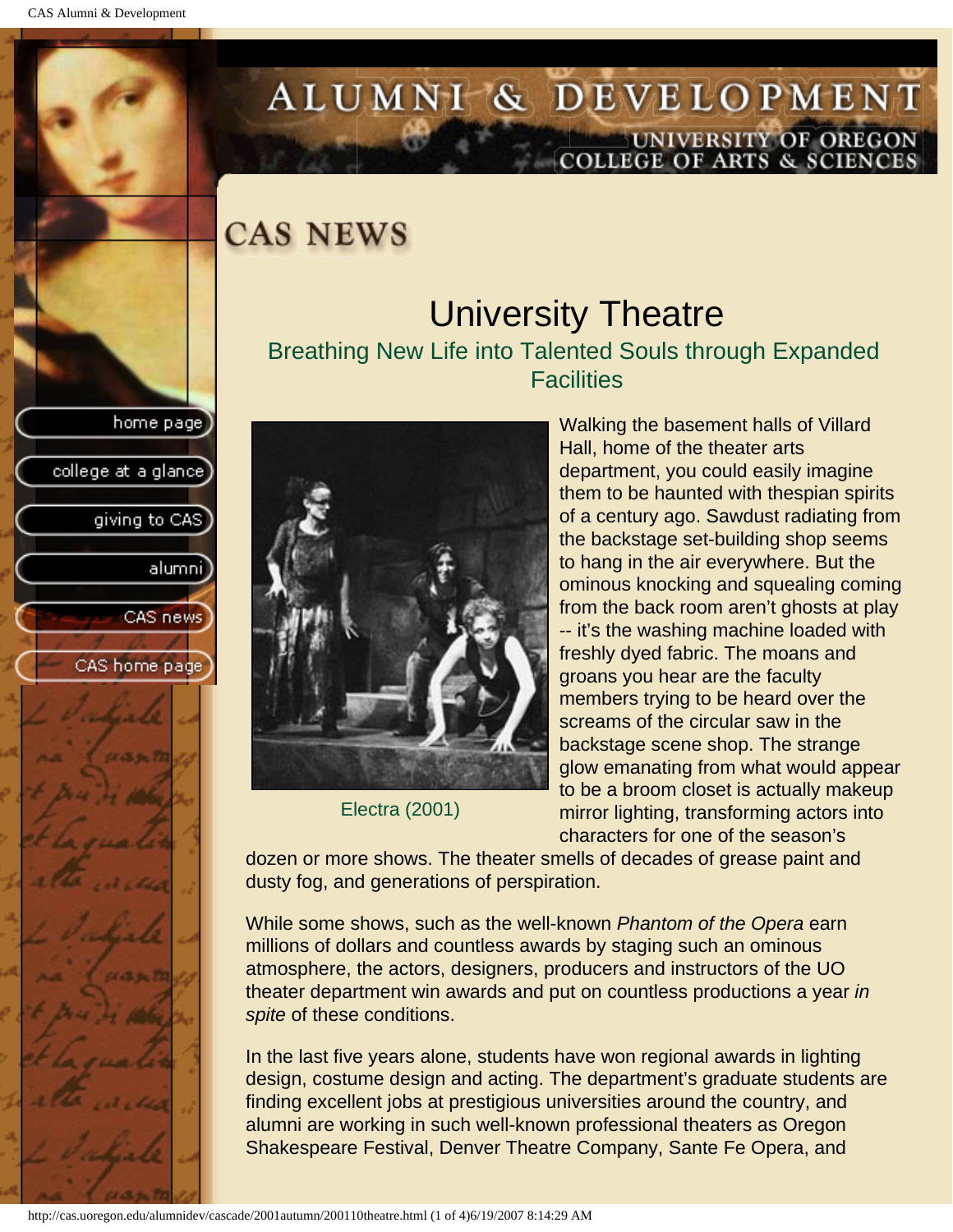# CAS NEWS

## University Theatre

### Breathing New Life into Talented Souls through Expanded Facilities

Electra (2001)

Walking the basement halls of Villard Hall, home of the theater arts department, you could easily imagine them to be haunted with thespian spirits of a century ago. Sawdust radiating from the backstage set-building shop seems to hang in the air everywhere. But the ominous knocking and squealing coming from the back room aren't ghosts at play -- it's the washing machine loaded with freshly dyed fabric. The moans and groans you hear are the faculty members trying to be heard over the screams of the circular saw in the backstage scene shop. The strange glow emanating from what would appear to be a broom closet is actually makeup mirror lighting, transforming actors into characters for one of the season's dozen or more shows. The theater smells of decades of grease paint and dusty fog, and generations of perspiration.

While some shows, such as the well-known *Phantom of the Opera* earn millions of dollars and countless awards by staging such an ominous atmosphere, the actors, designers, producers and instructors of the UO theater department win awards and put on countless productions a year *in spite* of these conditions.

In the last five years alone, students have won regional awards in lighting design, costume design and acting. The department's graduate students are finding excellent jobs at prestigious universities around the country, and alumni are working in such well-known professional theaters as Oregon Shakespeare Festival, Denver Theatre Company, Sante Fe Opera, and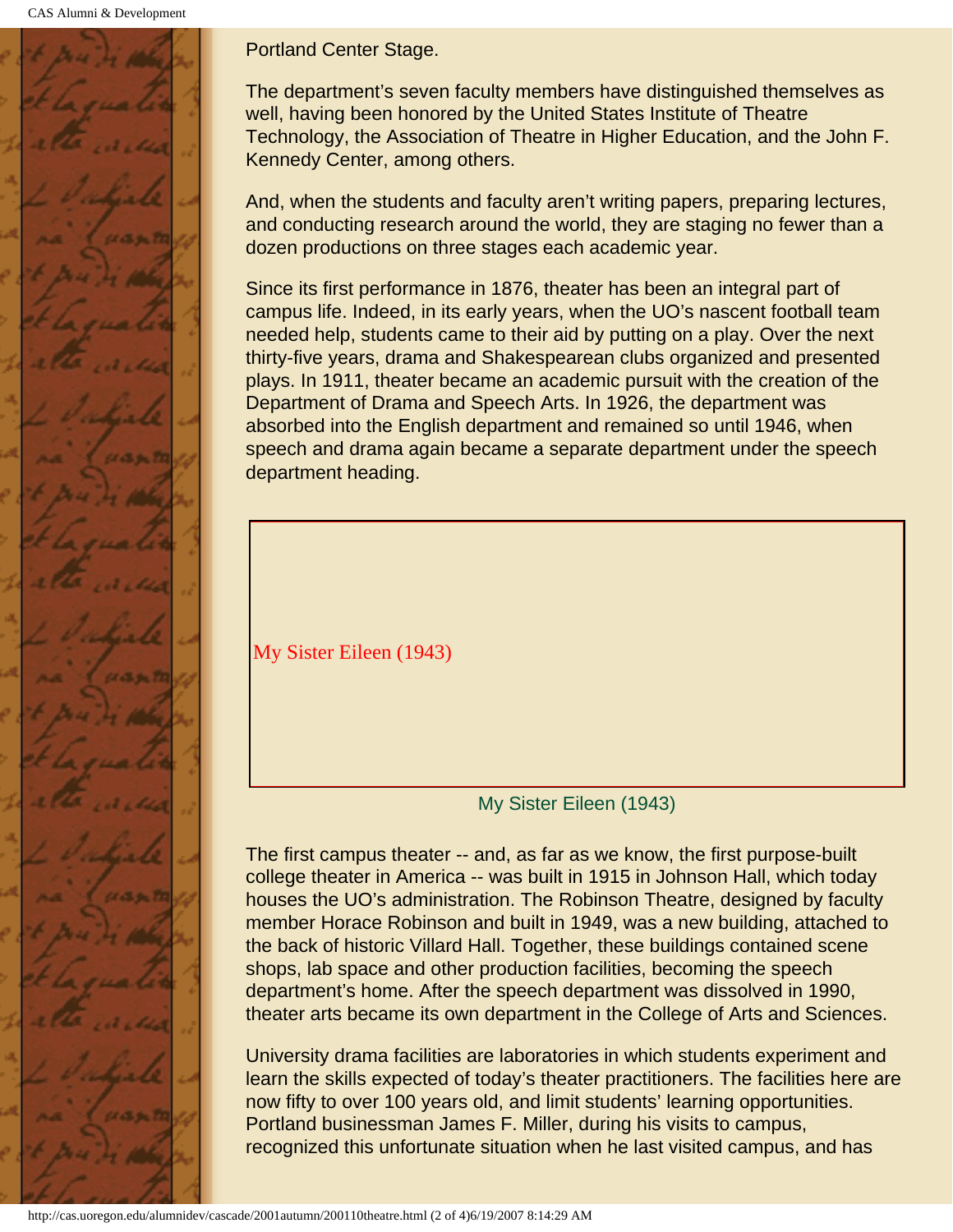Portland Center Stage.

The department's seven faculty members have distinguished themselves as well, having been honored by the United States Institute of Theatre Technology, the Association of Theatre in Higher Education, and the John F. Kennedy Center, among others.

And, when the students and faculty aren't writing papers, preparing lectures, and conducting research around the world, they are staging no fewer than a dozen productions on three stages each academic year.

Since its first performance in 1876, theater has been an integral part of campus life. Indeed, in its early years, when the UO's nascent football team needed help, students came to their aid by putting on a play. Over the next thirty-five years, drama and Shakespearean clubs organized and presented plays. In 1911, theater became an academic pursuit with the creation of the Department of Drama and Speech Arts. In 1926, the department was absorbed into the English department and remained so until 1946, when speech and drama again became a separate department under the speech department heading.

My Sister Eileen (1943)

My Sister Eileen (1943)

The first campus theater -- and, as far as we know, the first purpose-built college theater in America -- was built in 1915 in Johnson Hall, which today houses the UO's administration. The Robinson Theatre, designed by faculty member Horace Robinson and built in 1949, was a new building, attached to the back of historic Villard Hall. Together, these buildings contained scene shops, lab space and other production facilities, becoming the speech department's home. After the speech department was dissolved in 1990, theater arts became its own department in the College of Arts and Sciences.

University drama facilities are laboratories in which students experiment and learn the skills expected of today's theater practitioners. The facilities here are now fifty to over 100 years old, and limit students' learning opportunities. Portland businessman James F. Miller, during his visits to campus, recognized this unfortunate situation when he last visited campus, and has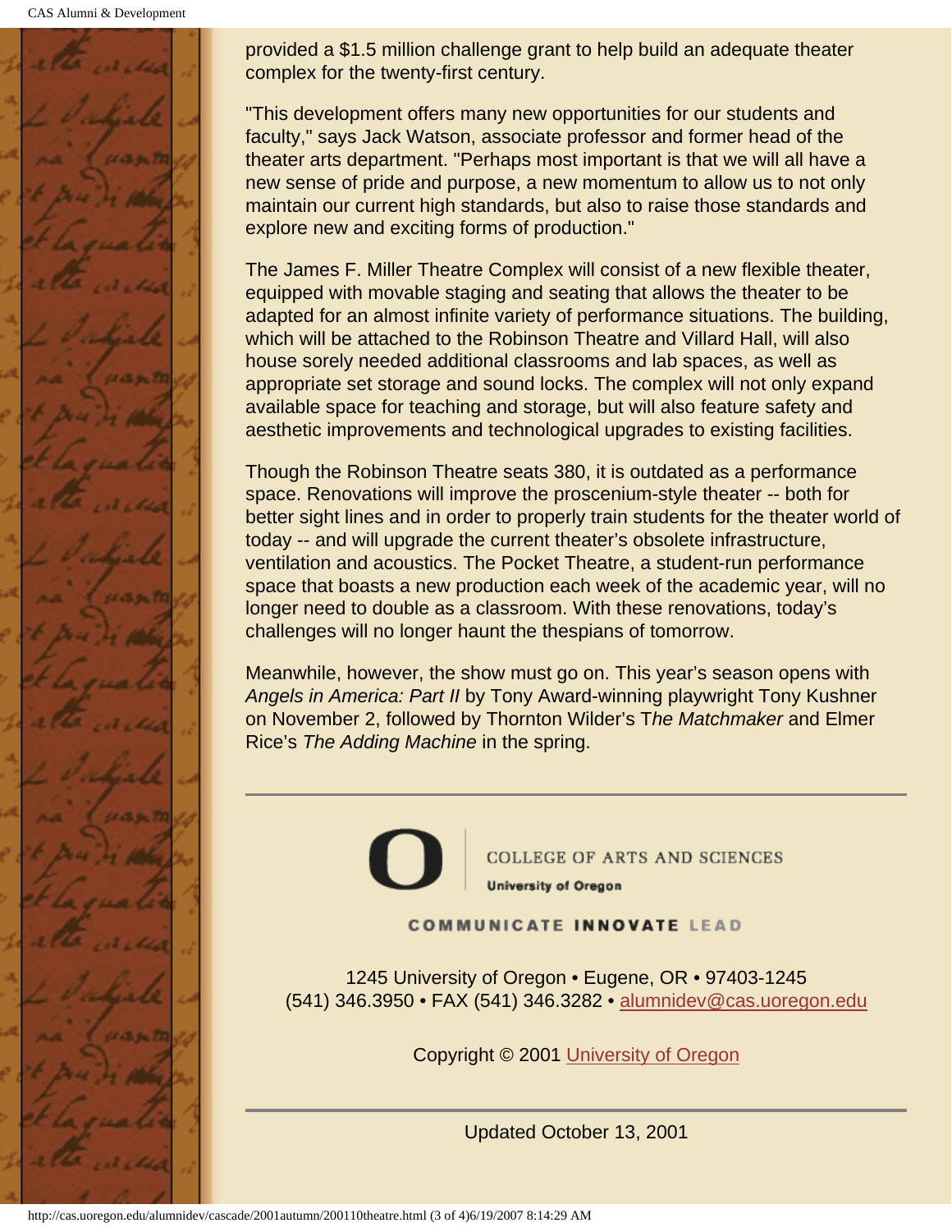provided a $1.5 million challenge grant to help build an adequate theater complex for the twenty-first century.

"This development offers many new opportunities for our students and faculty," says Jack Watson, associate professor and former head of the theater arts department. "Perhaps most important is that we will all have a new sense of pride and purpose, a new momentum to allow us to not only maintain our current high standards, but also to raise those standards and explore new and exciting forms of production."

The James F. Miller Theatre Complex will consist of a new flexible theater, equipped with movable staging and seating that allows the theater to be adapted for an almost infinite variety of performance situations. The building, which will be attached to the Robinson Theatre and Villard Hall, will also house sorely needed additional classrooms and lab spaces, as well as appropriate set storage and sound locks. The complex will not only expand available space for teaching and storage, but will also feature safety and aesthetic improvements and technological upgrades to existing facilities.

Though the Robinson Theatre seats 380, it is outdated as a performance space. Renovations will improve the proscenium-style theater -- both for better sight lines and in order to properly train students for the theater world of today -- and will upgrade the current theater's obsolete infrastructure, ventilation and acoustics. The Pocket Theatre, a student-run performance space that boasts a new production each week of the academic year, will no longer need to double as a classroom. With these renovations, today's challenges will no longer haunt the thespians of tomorrow.

Meanwhile, however, the show must go on. This year's season opens with *Angels in America: Part II* by Tony Award-winning playwright Tony Kushner on November 2, followed by Thornton Wilder's *The Matchmaker* and Elmer Rice's *The Adding Machine* in the spring.

---

COLLEGE OF ARTS AND SCIENCES
**University of Oregon**

COMMUNICATE **INNOVATE** LEAD

1245 University of Oregon • Eugene, OR • 97403-1245
(541) 346.3950 • FAX (541) 346.3282 • alumnidev@cas.uoregon.edu

Copyright © 2001 University of Oregon

---

Updated October 13, 2001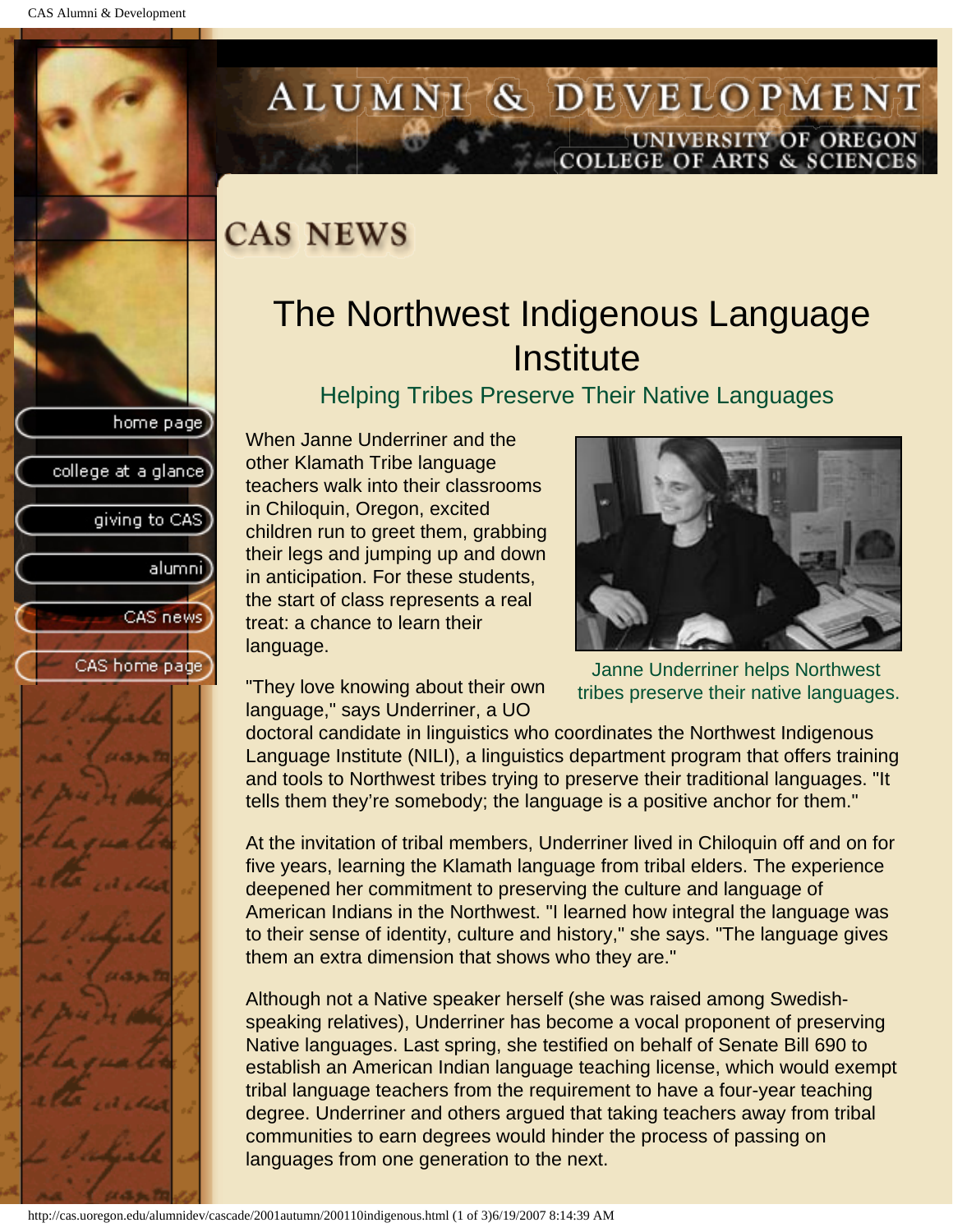# CAS NEWS

## The Northwest Indigenous Language Institute

### Helping Tribes Preserve Their Native Languages

When Janne Underriner and the other Klamath Tribe language teachers walk into their classrooms in Chiloquin, Oregon, excited children run to greet them, grabbing their legs and jumping up and down in anticipation. For these students, the start of class represents a real treat: a chance to learn their language.

Janne Underriner helps Northwest tribes preserve their native languages.

"They love knowing about their own language," says Underriner, a UO doctoral candidate in linguistics who coordinates the Northwest Indigenous Language Institute (NILI), a linguistics department program that offers training and tools to Northwest tribes trying to preserve their traditional languages. "It tells them they're somebody; the language is a positive anchor for them."

At the invitation of tribal members, Underriner lived in Chiloquin off and on for five years, learning the Klamath language from tribal elders. The experience deepened her commitment to preserving the culture and language of American Indians in the Northwest. "I learned how integral the language was to their sense of identity, culture and history," she says. "The language gives them an extra dimension that shows who they are."

Although not a Native speaker herself (she was raised among Swedish-speaking relatives), Underriner has become a vocal proponent of preserving Native languages. Last spring, she testified on behalf of Senate Bill 690 to establish an American Indian language teaching license, which would exempt tribal language teachers from the requirement to have a four-year teaching degree. Underriner and others argued that taking teachers away from tribal communities to earn degrees would hinder the process of passing on languages from one generation to the next.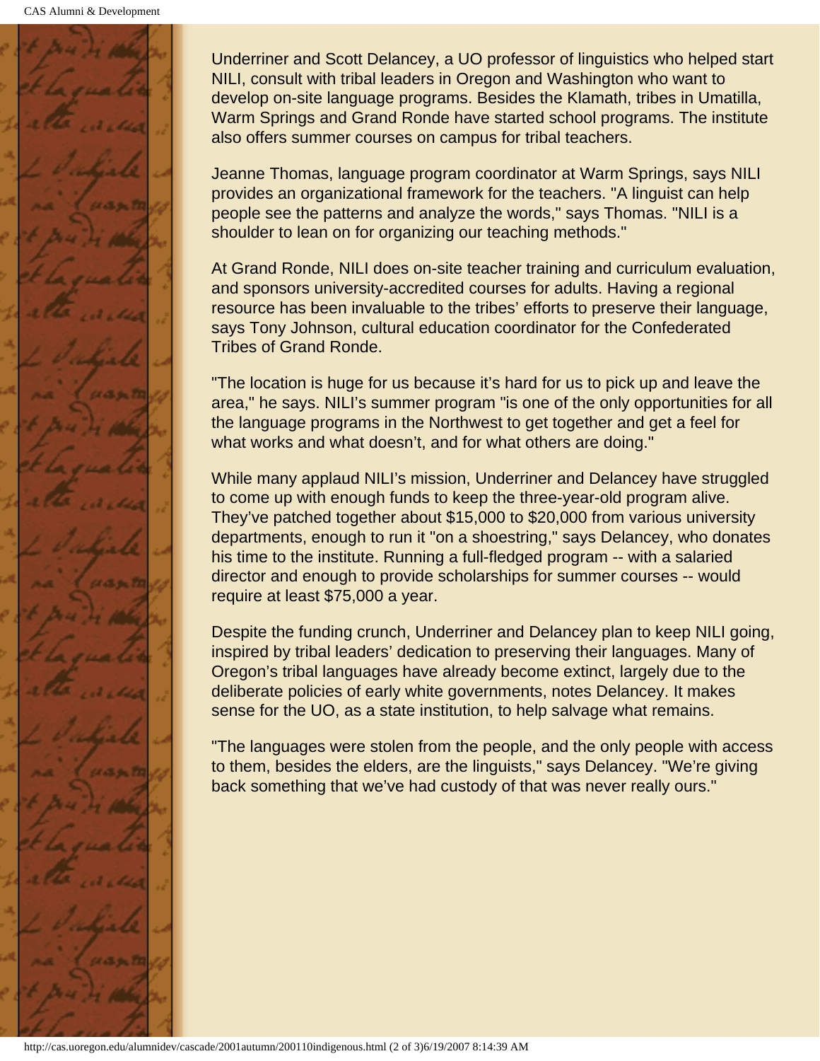Underriner and Scott Delancey, a UO professor of linguistics who helped start NILI, consult with tribal leaders in Oregon and Washington who want to develop on-site language programs. Besides the Klamath, tribes in Umatilla, Warm Springs and Grand Ronde have started school programs. The institute also offers summer courses on campus for tribal teachers.

Jeanne Thomas, language program coordinator at Warm Springs, says NILI provides an organizational framework for the teachers. "A linguist can help people see the patterns and analyze the words," says Thomas. "NILI is a shoulder to lean on for organizing our teaching methods."

At Grand Ronde, NILI does on-site teacher training and curriculum evaluation, and sponsors university-accredited courses for adults. Having a regional resource has been invaluable to the tribes' efforts to preserve their language, says Tony Johnson, cultural education coordinator for the Confederated Tribes of Grand Ronde.

"The location is huge for us because it's hard for us to pick up and leave the area," he says. NILI's summer program "is one of the only opportunities for all the language programs in the Northwest to get together and get a feel for what works and what doesn't, and for what others are doing."

While many applaud NILI's mission, Underriner and Delancey have struggled to come up with enough funds to keep the three-year-old program alive. They've patched together about $15,000 to $20,000 from various university departments, enough to run it "on a shoestring," says Delancey, who donates his time to the institute. Running a full-fledged program -- with a salaried director and enough to provide scholarships for summer courses -- would require at least $75,000 a year.

Despite the funding crunch, Underriner and Delancey plan to keep NILI going, inspired by tribal leaders' dedication to preserving their languages. Many of Oregon's tribal languages have already become extinct, largely due to the deliberate policies of early white governments, notes Delancey. It makes sense for the UO, as a state institution, to help salvage what remains.

"The languages were stolen from the people, and the only people with access to them, besides the elders, are the linguists," says Delancey. "We're giving back something that we've had custody of that was never really ours."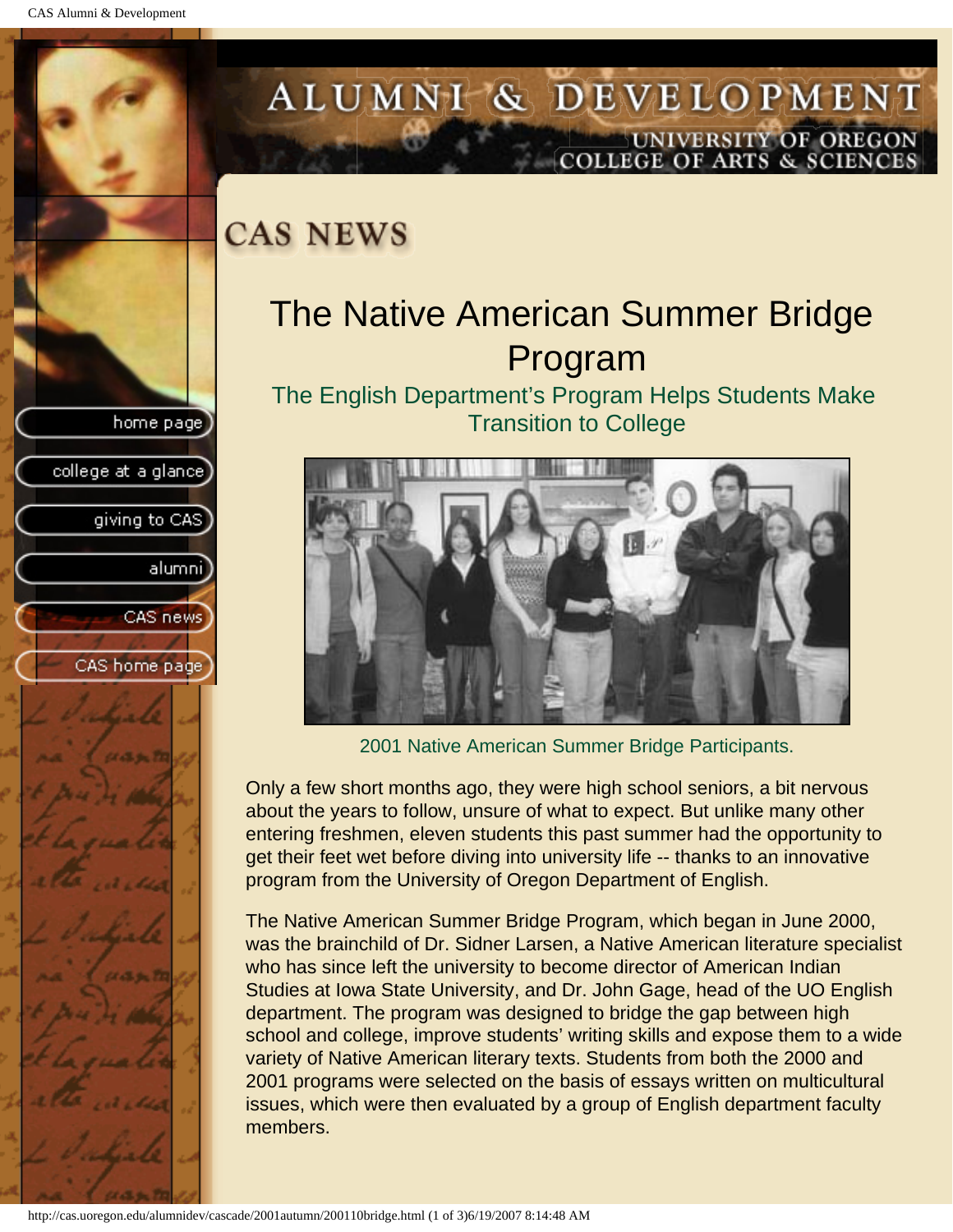# The Native American Summer Bridge Program

## The English Department's Program Helps Students Make Transition to College

2001 Native American Summer Bridge Participants.

Only a few short months ago, they were high school seniors, a bit nervous about the years to follow, unsure of what to expect. But unlike many other entering freshmen, eleven students this past summer had the opportunity to get their feet wet before diving into university life -- thanks to an innovative program from the University of Oregon Department of English.

The Native American Summer Bridge Program, which began in June 2000, was the brainchild of Dr. Sidner Larsen, a Native American literature specialist who has since left the university to become director of American Indian Studies at Iowa State University, and Dr. John Gage, head of the UO English department. The program was designed to bridge the gap between high school and college, improve students' writing skills and expose them to a wide variety of Native American literary texts. Students from both the 2000 and 2001 programs were selected on the basis of essays written on multicultural issues, which were then evaluated by a group of English department faculty members.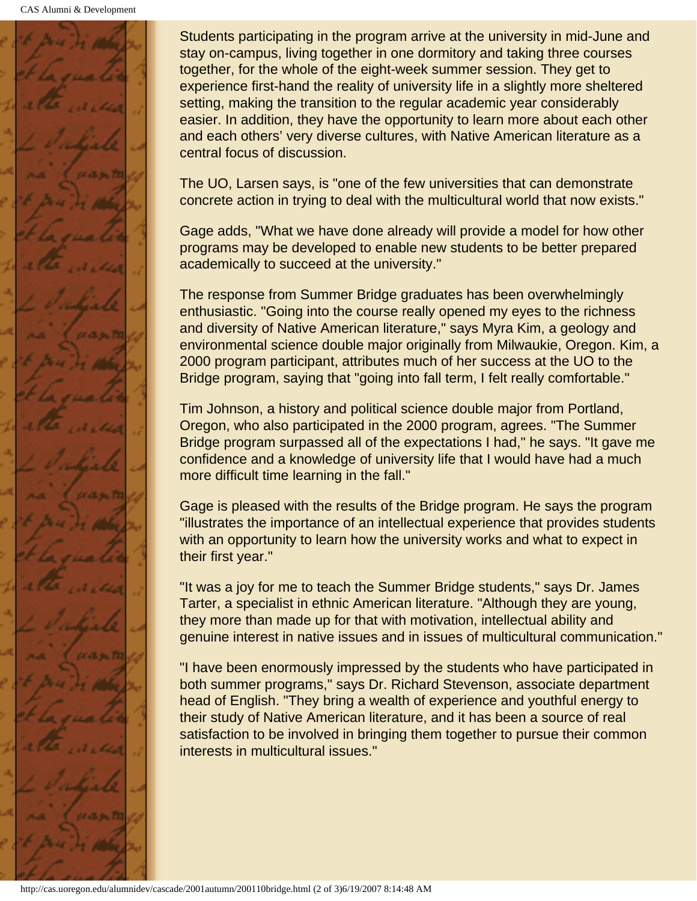Students participating in the program arrive at the university in mid-June and stay on-campus, living together in one dormitory and taking three courses together, for the whole of the eight-week summer session. They get to experience first-hand the reality of university life in a slightly more sheltered setting, making the transition to the regular academic year considerably easier. In addition, they have the opportunity to learn more about each other and each others' very diverse cultures, with Native American literature as a central focus of discussion.

The UO, Larsen says, is "one of the few universities that can demonstrate concrete action in trying to deal with the multicultural world that now exists."

Gage adds, "What we have done already will provide a model for how other programs may be developed to enable new students to be better prepared academically to succeed at the university."

The response from Summer Bridge graduates has been overwhelmingly enthusiastic. "Going into the course really opened my eyes to the richness and diversity of Native American literature," says Myra Kim, a geology and environmental science double major originally from Milwaukie, Oregon. Kim, a 2000 program participant, attributes much of her success at the UO to the Bridge program, saying that "going into fall term, I felt really comfortable."

Tim Johnson, a history and political science double major from Portland, Oregon, who also participated in the 2000 program, agrees. "The Summer Bridge program surpassed all of the expectations I had," he says. "It gave me confidence and a knowledge of university life that I would have had a much more difficult time learning in the fall."

Gage is pleased with the results of the Bridge program. He says the program "illustrates the importance of an intellectual experience that provides students with an opportunity to learn how the university works and what to expect in their first year."

"It was a joy for me to teach the Summer Bridge students," says Dr. James Tarter, a specialist in ethnic American literature. "Although they are young, they more than made up for that with motivation, intellectual ability and genuine interest in native issues and in issues of multicultural communication."

"I have been enormously impressed by the students who have participated in both summer programs," says Dr. Richard Stevenson, associate department head of English. "They bring a wealth of experience and youthful energy to their study of Native American literature, and it has been a source of real satisfaction to be involved in bringing them together to pursue their common interests in multicultural issues."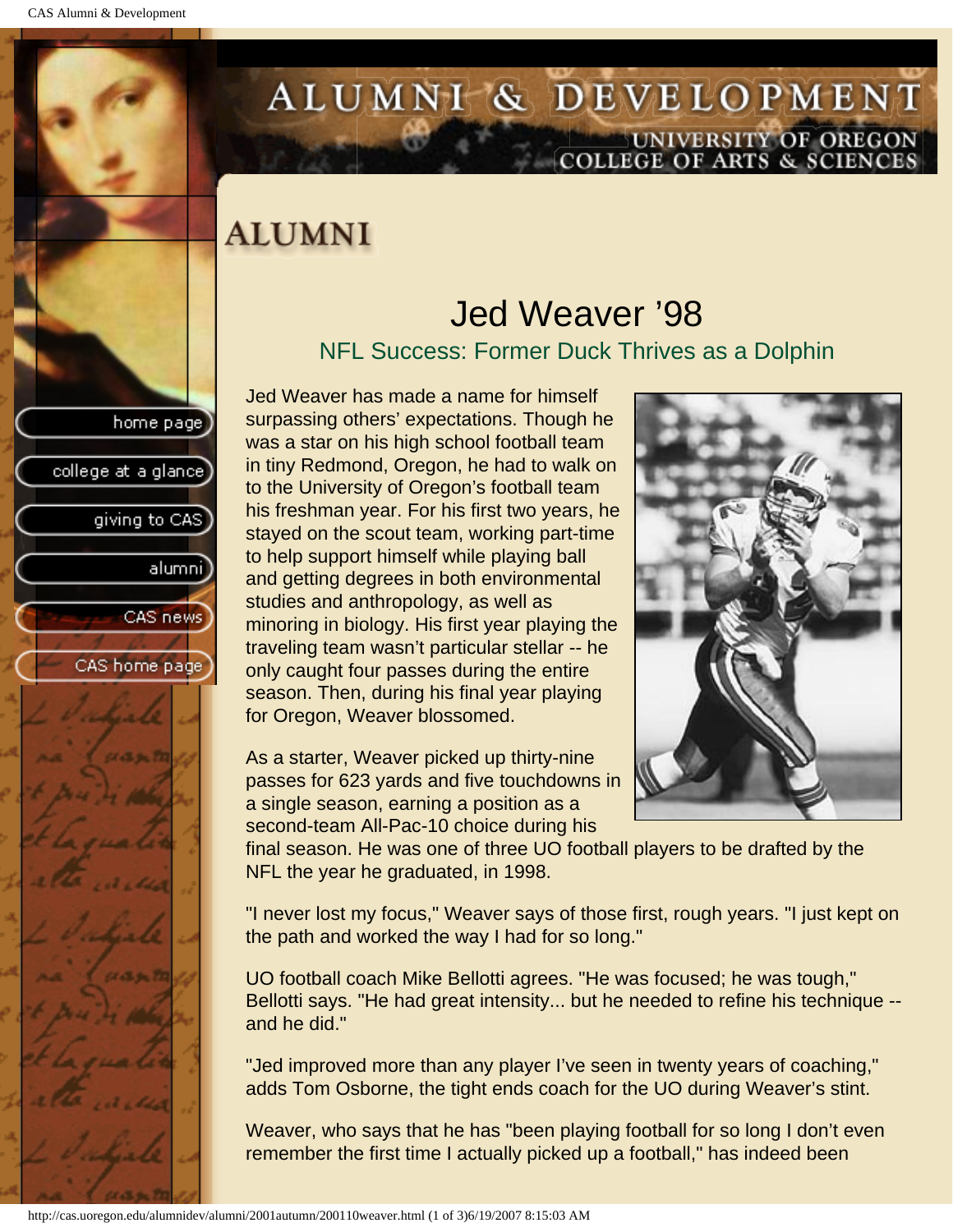# ALUMNI

## Jed Weaver '98

### NFL Success: Former Duck Thrives as a Dolphin

Jed Weaver has made a name for himself surpassing others' expectations. Though he was a star on his high school football team in tiny Redmond, Oregon, he had to walk on to the University of Oregon's football team his freshman year. For his first two years, he stayed on the scout team, working part-time to help support himself while playing ball and getting degrees in both environmental studies and anthropology, as well as minoring in biology. His first year playing the traveling team wasn't particular stellar -- he only caught four passes during the entire season. Then, during his final year playing for Oregon, Weaver blossomed.

As a starter, Weaver picked up thirty-nine passes for 623 yards and five touchdowns in a single season, earning a position as a second-team All-Pac-10 choice during his final season. He was one of three UO football players to be drafted by the NFL the year he graduated, in 1998.

"I never lost my focus," Weaver says of those first, rough years. "I just kept on the path and worked the way I had for so long."

UO football coach Mike Bellotti agrees. "He was focused; he was tough," Bellotti says. "He had great intensity... but he needed to refine his technique -- and he did."

"Jed improved more than any player I've seen in twenty years of coaching," adds Tom Osborne, the tight ends coach for the UO during Weaver's stint.

Weaver, who says that he has "been playing football for so long I don't even remember the first time I actually picked up a football," has indeed been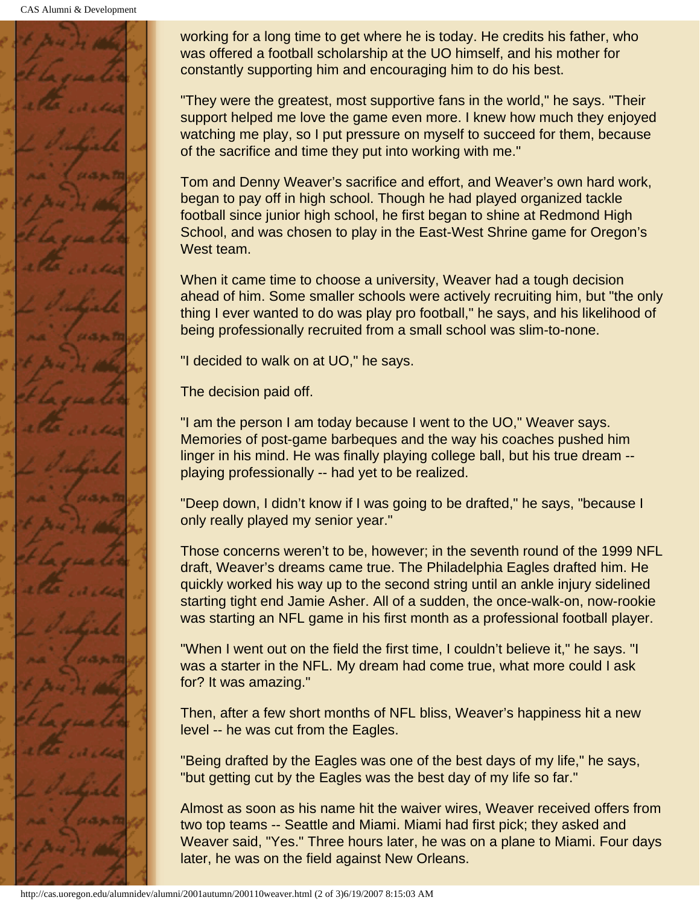working for a long time to get where he is today. He credits his father, who was offered a football scholarship at the UO himself, and his mother for constantly supporting him and encouraging him to do his best.

"They were the greatest, most supportive fans in the world," he says. "Their support helped me love the game even more. I knew how much they enjoyed watching me play, so I put pressure on myself to succeed for them, because of the sacrifice and time they put into working with me."

Tom and Denny Weaver's sacrifice and effort, and Weaver's own hard work, began to pay off in high school. Though he had played organized tackle football since junior high school, he first began to shine at Redmond High School, and was chosen to play in the East-West Shrine game for Oregon's West team.

When it came time to choose a university, Weaver had a tough decision ahead of him. Some smaller schools were actively recruiting him, but "the only thing I ever wanted to do was play pro football," he says, and his likelihood of being professionally recruited from a small school was slim-to-none.

"I decided to walk on at UO," he says.

The decision paid off.

"I am the person I am today because I went to the UO," Weaver says. Memories of post-game barbeques and the way his coaches pushed him linger in his mind. He was finally playing college ball, but his true dream -- playing professionally -- had yet to be realized.

"Deep down, I didn't know if I was going to be drafted," he says, "because I only really played my senior year."

Those concerns weren't to be, however; in the seventh round of the 1999 NFL draft, Weaver's dreams came true. The Philadelphia Eagles drafted him. He quickly worked his way up to the second string until an ankle injury sidelined starting tight end Jamie Asher. All of a sudden, the once-walk-on, now-rookie was starting an NFL game in his first month as a professional football player.

"When I went out on the field the first time, I couldn't believe it," he says. "I was a starter in the NFL. My dream had come true, what more could I ask for? It was amazing."

Then, after a few short months of NFL bliss, Weaver's happiness hit a new level -- he was cut from the Eagles.

"Being drafted by the Eagles was one of the best days of my life," he says, "but getting cut by the Eagles was the best day of my life so far."

Almost as soon as his name hit the waiver wires, Weaver received offers from two top teams -- Seattle and Miami. Miami had first pick; they asked and Weaver said, "Yes." Three hours later, he was on a plane to Miami. Four days later, he was on the field against New Orleans.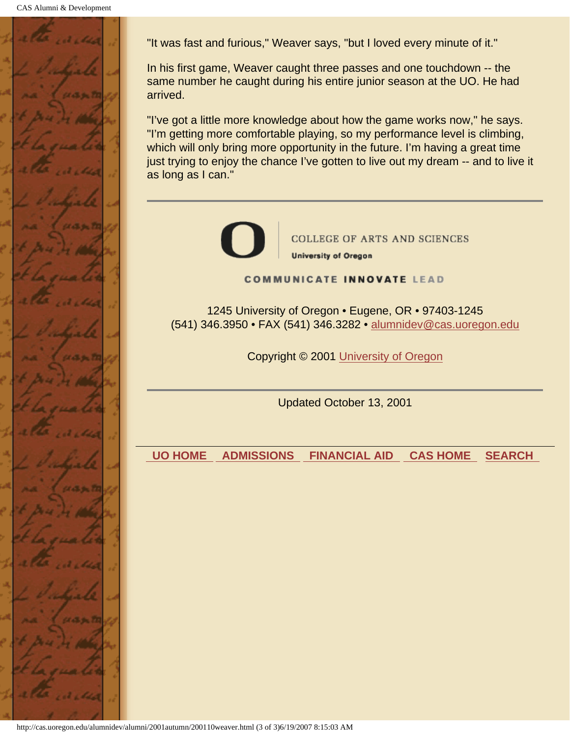"It was fast and furious," Weaver says, "but I loved every minute of it."

In his first game, Weaver caught three passes and one touchdown -- the same number he caught during his entire junior season at the UO. He had arrived.

"I've got a little more knowledge about how the game works now," he says. "I'm getting more comfortable playing, so my performance level is climbing, which will only bring more opportunity in the future. I'm having a great time just trying to enjoy the chance I've gotten to live out my dream -- and to live it as long as I can."

---

COLLEGE OF ARTS AND SCIENCES
**University of Oregon**

COMMUNICATE **INNOVATE** LEAD

1245 University of Oregon • Eugene, OR • 97403-1245
(541) 346.3950 • FAX (541) 346.3282 • alumnidev@cas.uoregon.edu

Copyright © 2001 University of Oregon

---

Updated October 13, 2001

**UO HOME** | **ADMISSIONS** | **FINANCIAL AID** | **CAS HOME** | **SEARCH**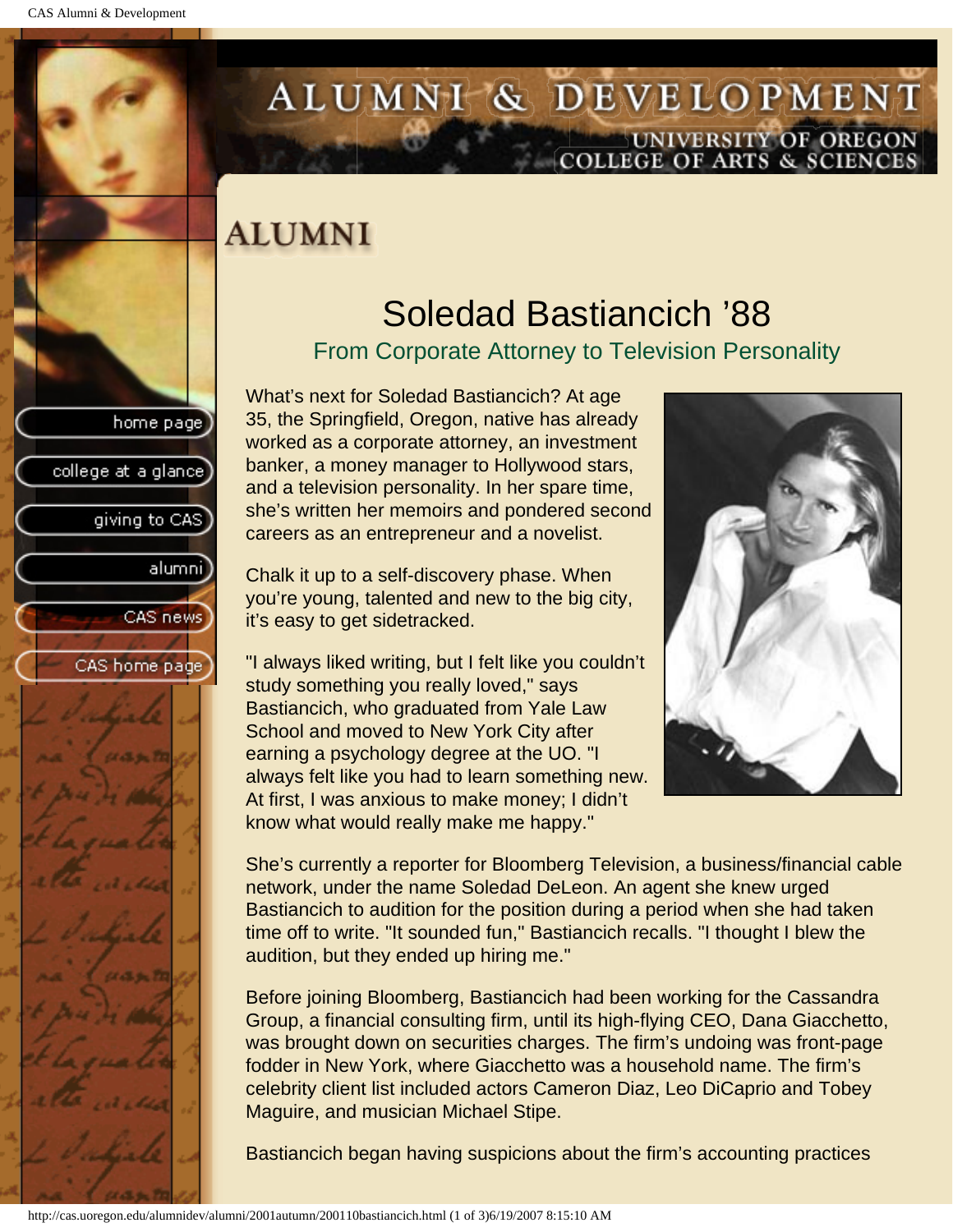# ALUMNI & DEVELOPMENT

UNIVERSITY OF OREGON
COLLEGE OF ARTS & SCIENCES

## ALUMNI

# Soledad Bastiancich '88

### From Corporate Attorney to Television Personality

What's next for Soledad Bastiancich? At age 35, the Springfield, Oregon, native has already worked as a corporate attorney, an investment banker, a money manager to Hollywood stars, and a television personality. In her spare time, she's written her memoirs and pondered second careers as an entrepreneur and a novelist.

Chalk it up to a self-discovery phase. When you're young, talented and new to the big city, it's easy to get sidetracked.

"I always liked writing, but I felt like you couldn't study something you really loved," says Bastiancich, who graduated from Yale Law School and moved to New York City after earning a psychology degree at the UO. "I always felt like you had to learn something new. At first, I was anxious to make money; I didn't know what would really make me happy."

She's currently a reporter for Bloomberg Television, a business/financial cable network, under the name Soledad DeLeon. An agent she knew urged Bastiancich to audition for the position during a period when she had taken time off to write. "It sounded fun," Bastiancich recalls. "I thought I blew the audition, but they ended up hiring me."

Before joining Bloomberg, Bastiancich had been working for the Cassandra Group, a financial consulting firm, until its high-flying CEO, Dana Giacchetto, was brought down on securities charges. The firm's undoing was front-page fodder in New York, where Giacchetto was a household name. The firm's celebrity client list included actors Cameron Diaz, Leo DiCaprio and Tobey Maguire, and musician Michael Stipe.

Bastiancich began having suspicions about the firm's accounting practices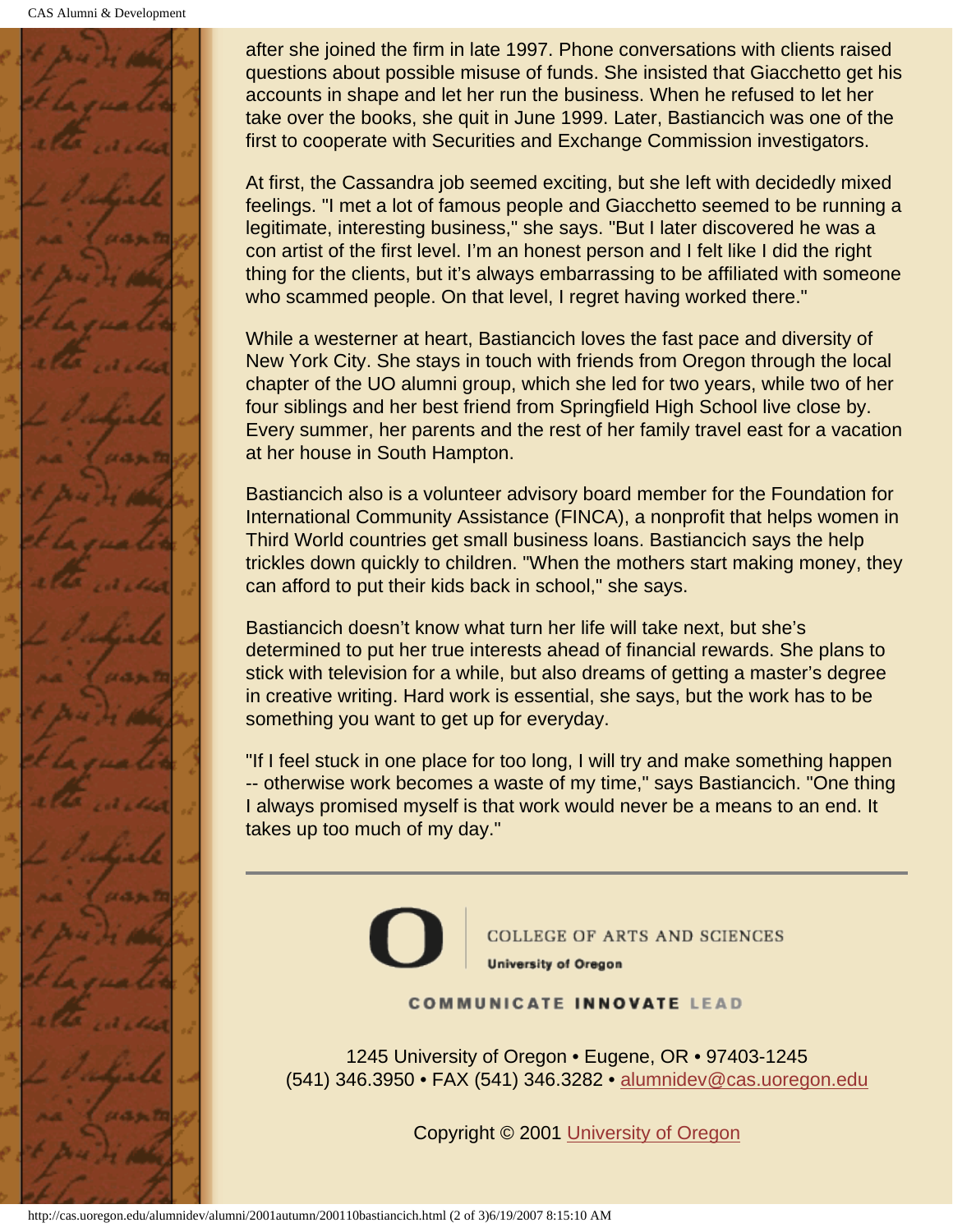after she joined the firm in late 1997. Phone conversations with clients raised questions about possible misuse of funds. She insisted that Giacchetto get his accounts in shape and let her run the business. When he refused to let her take over the books, she quit in June 1999. Later, Bastiancich was one of the first to cooperate with Securities and Exchange Commission investigators.

At first, the Cassandra job seemed exciting, but she left with decidedly mixed feelings. "I met a lot of famous people and Giacchetto seemed to be running a legitimate, interesting business," she says. "But I later discovered he was a con artist of the first level. I'm an honest person and I felt like I did the right thing for the clients, but it's always embarrassing to be affiliated with someone who scammed people. On that level, I regret having worked there."

While a westerner at heart, Bastiancich loves the fast pace and diversity of New York City. She stays in touch with friends from Oregon through the local chapter of the UO alumni group, which she led for two years, while two of her four siblings and her best friend from Springfield High School live close by. Every summer, her parents and the rest of her family travel east for a vacation at her house in South Hampton.

Bastiancich also is a volunteer advisory board member for the Foundation for International Community Assistance (FINCA), a nonprofit that helps women in Third World countries get small business loans. Bastiancich says the help trickles down quickly to children. "When the mothers start making money, they can afford to put their kids back in school," she says.

Bastiancich doesn't know what turn her life will take next, but she's determined to put her true interests ahead of financial rewards. She plans to stick with television for a while, but also dreams of getting a master's degree in creative writing. Hard work is essential, she says, but the work has to be something you want to get up for everyday.

"If I feel stuck in one place for too long, I will try and make something happen -- otherwise work becomes a waste of my time," says Bastiancich. "One thing I always promised myself is that work would never be a means to an end. It takes up too much of my day."

---

COLLEGE OF ARTS AND SCIENCES
University of Oregon

COMMUNICATE INNOVATE LEAD

1245 University of Oregon • Eugene, OR • 97403-1245
(541) 346.3950 • FAX (541) 346.3282 • alumnidev@cas.uoregon.edu

Copyright © 2001 University of Oregon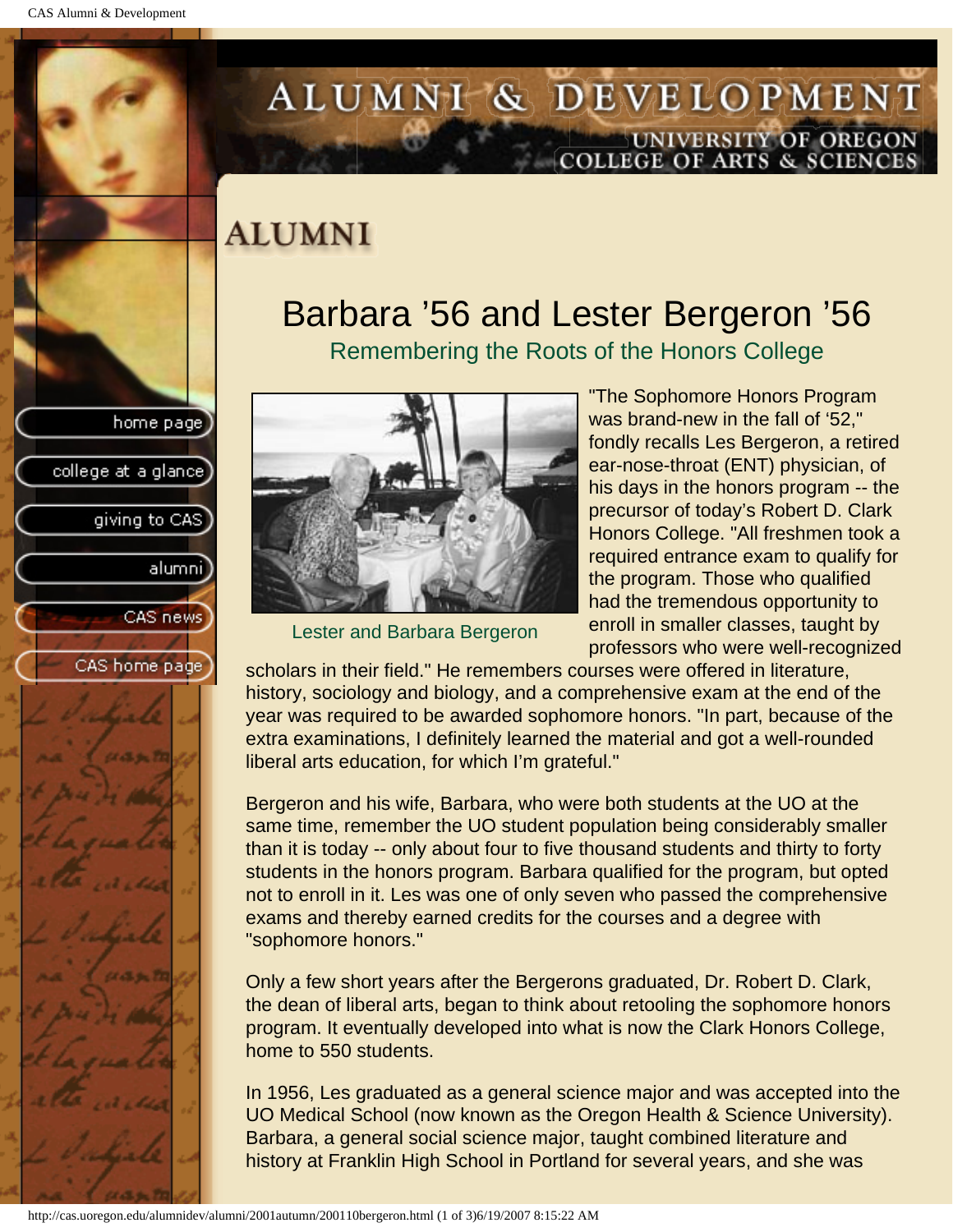# ALUMNI

## Barbara ’56 and Lester Bergeron ’56

### Remembering the Roots of the Honors College

Lester and Barbara Bergeron

"The Sophomore Honors Program was brand-new in the fall of ‘52," fondly recalls Les Bergeron, a retired ear-nose-throat (ENT) physician, of his days in the honors program -- the precursor of today’s Robert D. Clark Honors College. "All freshmen took a required entrance exam to qualify for the program. Those who qualified had the tremendous opportunity to enroll in smaller classes, taught by professors who were well-recognized scholars in their field." He remembers courses were offered in literature, history, sociology and biology, and a comprehensive exam at the end of the year was required to be awarded sophomore honors. "In part, because of the extra examinations, I definitely learned the material and got a well-rounded liberal arts education, for which I’m grateful."

Bergeron and his wife, Barbara, who were both students at the UO at the same time, remember the UO student population being considerably smaller than it is today -- only about four to five thousand students and thirty to forty students in the honors program. Barbara qualified for the program, but opted not to enroll in it. Les was one of only seven who passed the comprehensive exams and thereby earned credits for the courses and a degree with "sophomore honors."

Only a few short years after the Bergerons graduated, Dr. Robert D. Clark, the dean of liberal arts, began to think about retooling the sophomore honors program. It eventually developed into what is now the Clark Honors College, home to 550 students.

In 1956, Les graduated as a general science major and was accepted into the UO Medical School (now known as the Oregon Health & Science University). Barbara, a general social science major, taught combined literature and history at Franklin High School in Portland for several years, and she was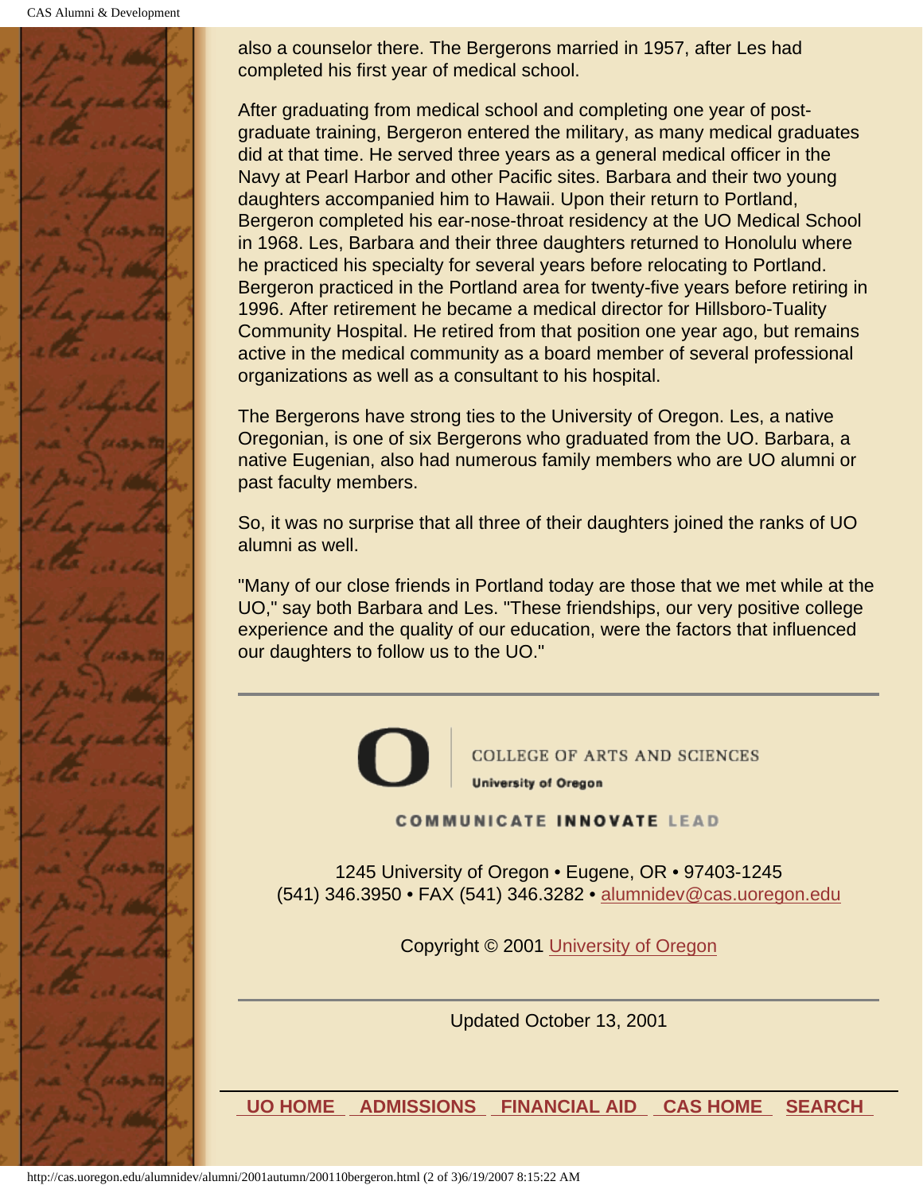also a counselor there. The Bergerons married in 1957, after Les had completed his first year of medical school.

After graduating from medical school and completing one year of post-graduate training, Bergeron entered the military, as many medical graduates did at that time. He served three years as a general medical officer in the Navy at Pearl Harbor and other Pacific sites. Barbara and their two young daughters accompanied him to Hawaii. Upon their return to Portland, Bergeron completed his ear-nose-throat residency at the UO Medical School in 1968. Les, Barbara and their three daughters returned to Honolulu where he practiced his specialty for several years before relocating to Portland. Bergeron practiced in the Portland area for twenty-five years before retiring in 1996. After retirement he became a medical director for Hillsboro-Tuality Community Hospital. He retired from that position one year ago, but remains active in the medical community as a board member of several professional organizations as well as a consultant to his hospital.

The Bergerons have strong ties to the University of Oregon. Les, a native Oregonian, is one of six Bergerons who graduated from the UO. Barbara, a native Eugenian, also had numerous family members who are UO alumni or past faculty members.

So, it was no surprise that all three of their daughters joined the ranks of UO alumni as well.

"Many of our close friends in Portland today are those that we met while at the UO," say both Barbara and Les. "These friendships, our very positive college experience and the quality of our education, were the factors that influenced our daughters to follow us to the UO."

---

COLLEGE OF ARTS AND SCIENCES
University of Oregon

COMMUNICATE INNOVATE LEAD

1245 University of Oregon • Eugene, OR • 97403-1245
(541) 346.3950 • FAX (541) 346.3282 • alumnidev@cas.uoregon.edu

Copyright © 2001 University of Oregon

---

Updated October 13, 2001

UO HOME ADMISSIONS FINANCIAL AID CAS HOME SEARCH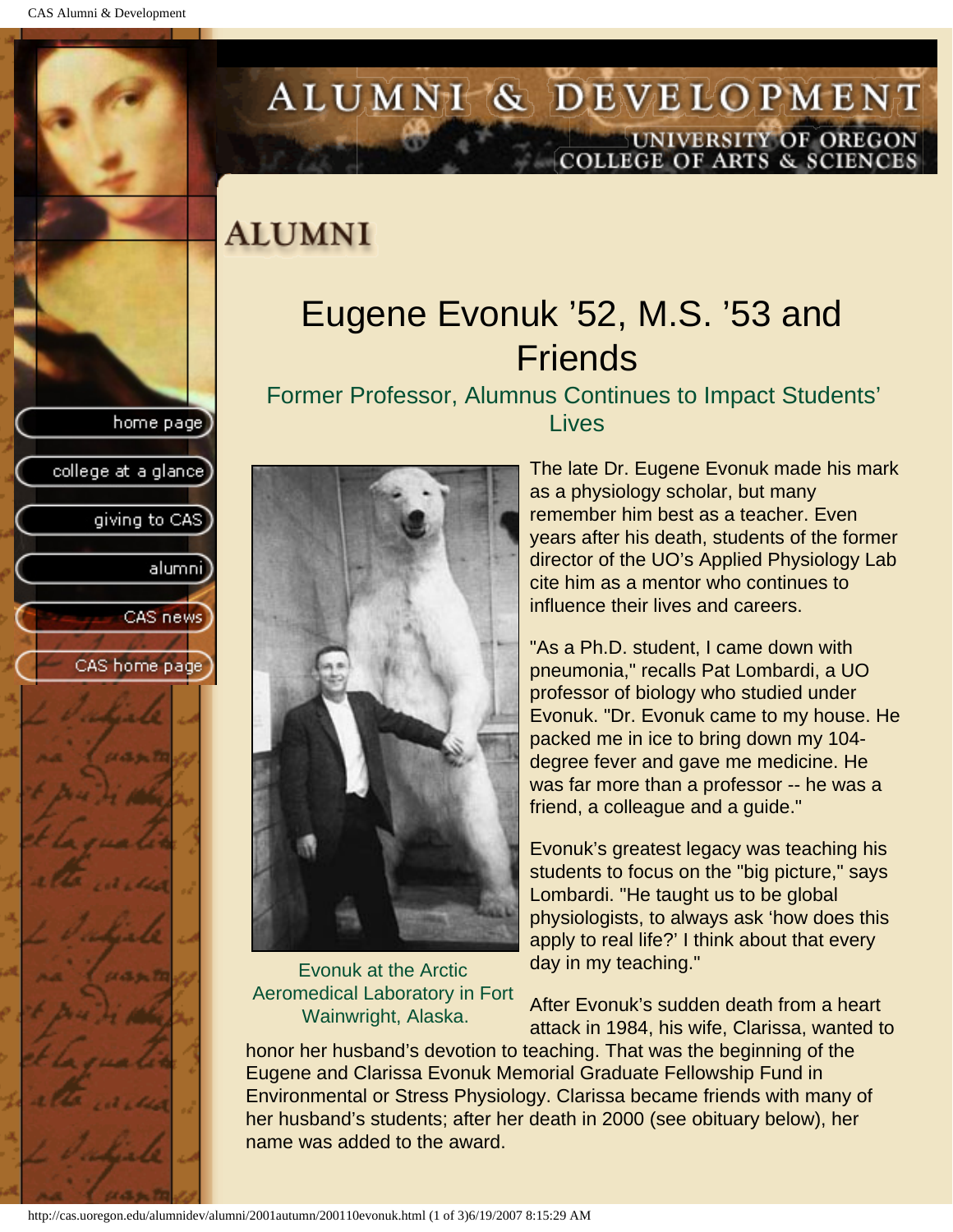# ALUMNI

## Eugene Evonuk ’52, M.S. ’53 and Friends

### Former Professor, Alumnus Continues to Impact Students’ Lives

Evonuk at the Arctic Aeromedical Laboratory in Fort Wainwright, Alaska.

The late Dr. Eugene Evonuk made his mark as a physiology scholar, but many remember him best as a teacher. Even years after his death, students of the former director of the UO’s Applied Physiology Lab cite him as a mentor who continues to influence their lives and careers.

"As a Ph.D. student, I came down with pneumonia," recalls Pat Lombardi, a UO professor of biology who studied under Evonuk. "Dr. Evonuk came to my house. He packed me in ice to bring down my 104-degree fever and gave me medicine. He was far more than a professor -- he was a friend, a colleague and a guide."

Evonuk’s greatest legacy was teaching his students to focus on the "big picture," says Lombardi. "He taught us to be global physiologists, to always ask ‘how does this apply to real life?’ I think about that every day in my teaching."

After Evonuk’s sudden death from a heart attack in 1984, his wife, Clarissa, wanted to honor her husband’s devotion to teaching. That was the beginning of the Eugene and Clarissa Evonuk Memorial Graduate Fellowship Fund in Environmental or Stress Physiology. Clarissa became friends with many of her husband’s students; after her death in 2000 (see obituary below), her name was added to the award.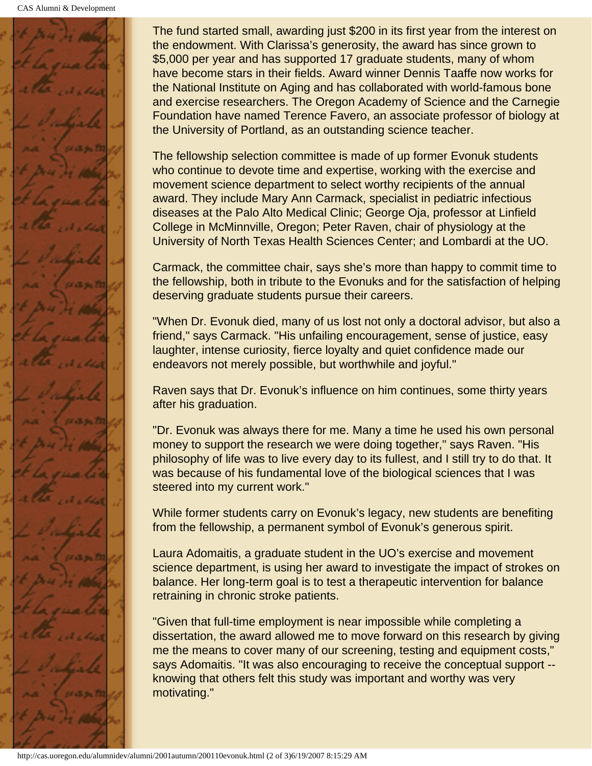The fund started small, awarding just $200 in its first year from the interest on the endowment. With Clarissa's generosity, the award has since grown to $5,000 per year and has supported 17 graduate students, many of whom have become stars in their fields. Award winner Dennis Taaffe now works for the National Institute on Aging and has collaborated with world-famous bone and exercise researchers. The Oregon Academy of Science and the Carnegie Foundation have named Terence Favero, an associate professor of biology at the University of Portland, as an outstanding science teacher.

The fellowship selection committee is made of up former Evonuk students who continue to devote time and expertise, working with the exercise and movement science department to select worthy recipients of the annual award. They include Mary Ann Carmack, specialist in pediatric infectious diseases at the Palo Alto Medical Clinic; George Oja, professor at Linfield College in McMinnville, Oregon; Peter Raven, chair of physiology at the University of North Texas Health Sciences Center; and Lombardi at the UO.

Carmack, the committee chair, says she's more than happy to commit time to the fellowship, both in tribute to the Evonuks and for the satisfaction of helping deserving graduate students pursue their careers.

"When Dr. Evonuk died, many of us lost not only a doctoral advisor, but also a friend," says Carmack. "His unfailing encouragement, sense of justice, easy laughter, intense curiosity, fierce loyalty and quiet confidence made our endeavors not merely possible, but worthwhile and joyful."

Raven says that Dr. Evonuk's influence on him continues, some thirty years after his graduation.

"Dr. Evonuk was always there for me. Many a time he used his own personal money to support the research we were doing together," says Raven. "His philosophy of life was to live every day to its fullest, and I still try to do that. It was because of his fundamental love of the biological sciences that I was steered into my current work."

While former students carry on Evonuk's legacy, new students are benefiting from the fellowship, a permanent symbol of Evonuk's generous spirit.

Laura Adomaitis, a graduate student in the UO's exercise and movement science department, is using her award to investigate the impact of strokes on balance. Her long-term goal is to test a therapeutic intervention for balance retraining in chronic stroke patients.

"Given that full-time employment is near impossible while completing a dissertation, the award allowed me to move forward on this research by giving me the means to cover many of our screening, testing and equipment costs," says Adomaitis. "It was also encouraging to receive the conceptual support -- knowing that others felt this study was important and worthy was very motivating."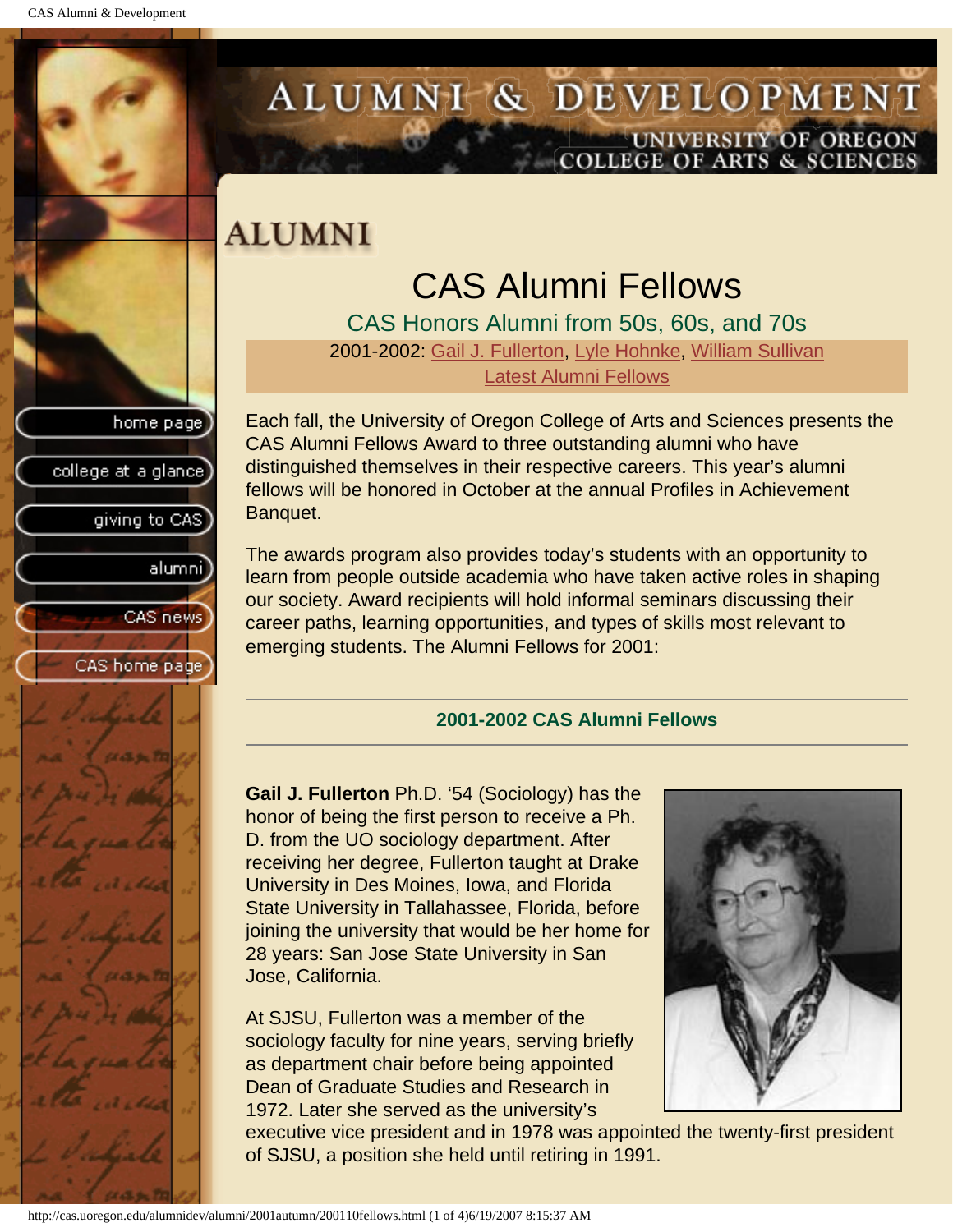# ALUMNI & DEVELOPMENT

UNIVERSITY OF OREGON
COLLEGE OF ARTS & SCIENCES

## ALUMNI

# CAS Alumni Fellows

### CAS Honors Alumni from 50s, 60s, and 70s

2001-2002: Gail J. Fullerton, Lyle Hohnke, William Sullivan
Latest Alumni Fellows

Each fall, the University of Oregon College of Arts and Sciences presents the CAS Alumni Fellows Award to three outstanding alumni who have distinguished themselves in their respective careers. This year's alumni fellows will be honored in October at the annual Profiles in Achievement Banquet.

The awards program also provides today's students with an opportunity to learn from people outside academia who have taken active roles in shaping our society. Award recipients will hold informal seminars discussing their career paths, learning opportunities, and types of skills most relevant to emerging students. The Alumni Fellows for 2001:

---

### 2001-2002 CAS Alumni Fellows

---

**Gail J. Fullerton** Ph.D. '54 (Sociology) has the honor of being the first person to receive a Ph. D. from the UO sociology department. After receiving her degree, Fullerton taught at Drake University in Des Moines, Iowa, and Florida State University in Tallahassee, Florida, before joining the university that would be her home for 28 years: San Jose State University in San Jose, California.

At SJSU, Fullerton was a member of the sociology faculty for nine years, serving briefly as department chair before being appointed Dean of Graduate Studies and Research in 1972. Later she served as the university's executive vice president and in 1978 was appointed the twenty-first president of SJSU, a position she held until retiring in 1991.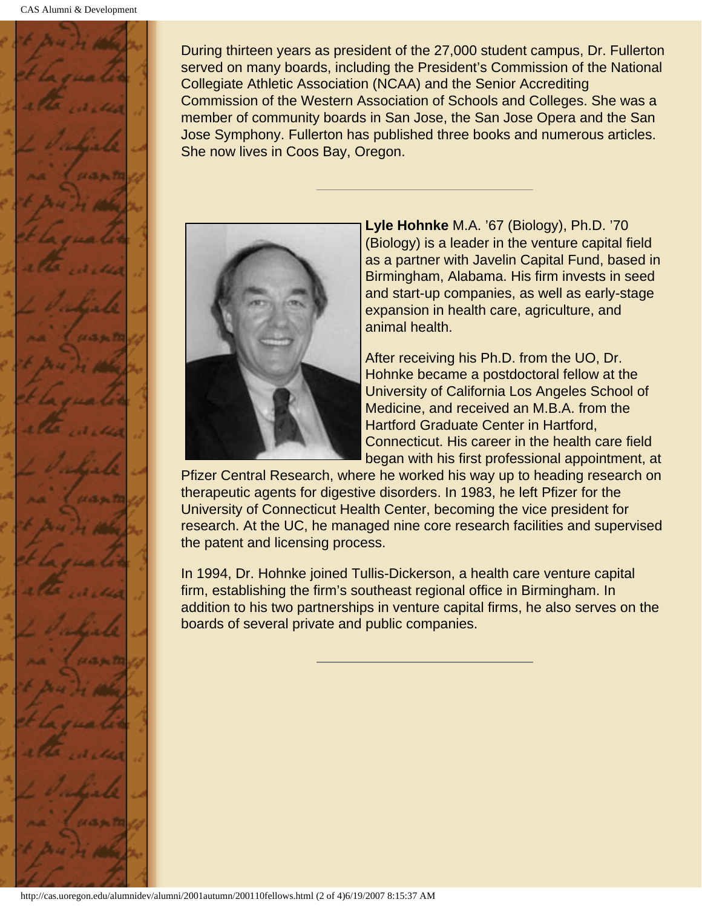During thirteen years as president of the 27,000 student campus, Dr. Fullerton served on many boards, including the President's Commission of the National Collegiate Athletic Association (NCAA) and the Senior Accrediting Commission of the Western Association of Schools and Colleges. She was a member of community boards in San Jose, the San Jose Opera and the San Jose Symphony. Fullerton has published three books and numerous articles. She now lives in Coos Bay, Oregon.

---

**Lyle Hohnke** M.A. '67 (Biology), Ph.D. '70 (Biology) is a leader in the venture capital field as a partner with Javelin Capital Fund, based in Birmingham, Alabama. His firm invests in seed and start-up companies, as well as early-stage expansion in health care, agriculture, and animal health.

After receiving his Ph.D. from the UO, Dr. Hohnke became a postdoctoral fellow at the University of California Los Angeles School of Medicine, and received an M.B.A. from the Hartford Graduate Center in Hartford, Connecticut. His career in the health care field began with his first professional appointment, at Pfizer Central Research, where he worked his way up to heading research on therapeutic agents for digestive disorders. In 1983, he left Pfizer for the University of Connecticut Health Center, becoming the vice president for research. At the UC, he managed nine core research facilities and supervised the patent and licensing process.

In 1994, Dr. Hohnke joined Tullis-Dickerson, a health care venture capital firm, establishing the firm's southeast regional office in Birmingham. In addition to his two partnerships in venture capital firms, he also serves on the boards of several private and public companies.

---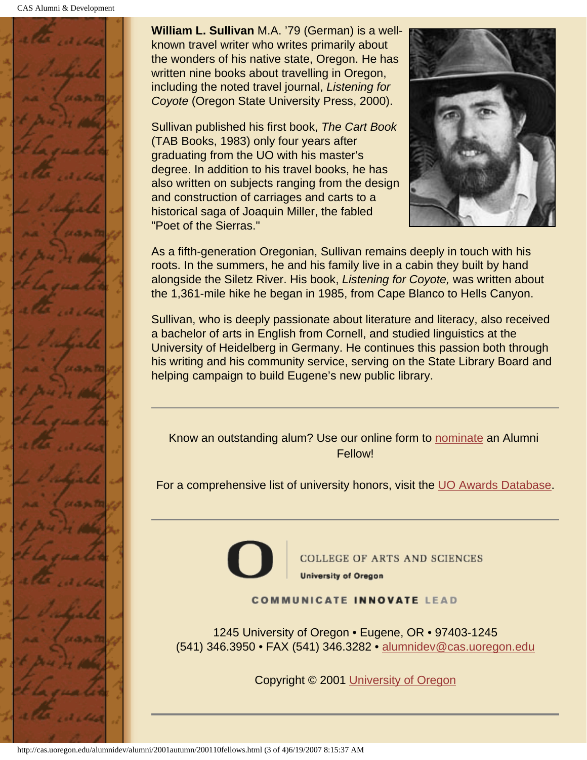**William L. Sullivan** M.A. '79 (German) is a well-known travel writer who writes primarily about the wonders of his native state, Oregon. He has written nine books about travelling in Oregon, including the noted travel journal, *Listening for Coyote* (Oregon State University Press, 2000).

Sullivan published his first book, *The Cart Book* (TAB Books, 1983) only four years after graduating from the UO with his master's degree. In addition to his travel books, he has also written on subjects ranging from the design and construction of carriages and carts to a historical saga of Joaquin Miller, the fabled "Poet of the Sierras."

As a fifth-generation Oregonian, Sullivan remains deeply in touch with his roots. In the summers, he and his family live in a cabin they built by hand alongside the Siletz River. His book, *Listening for Coyote,* was written about the 1,361-mile hike he began in 1985, from Cape Blanco to Hells Canyon.

Sullivan, who is deeply passionate about literature and literacy, also received a bachelor of arts in English from Cornell, and studied linguistics at the University of Heidelberg in Germany. He continues this passion both through his writing and his community service, serving on the State Library Board and helping campaign to build Eugene's new public library.

---

Know an outstanding alum? Use our online form to nominate an Alumni Fellow!

For a comprehensive list of university honors, visit the UO Awards Database.

---

COLLEGE OF ARTS AND SCIENCES
University of Oregon

COMMUNICATE INNOVATE LEAD

1245 University of Oregon • Eugene, OR • 97403-1245
(541) 346.3950 • FAX (541) 346.3282 • alumnidev@cas.uoregon.edu

Copyright © 2001 University of Oregon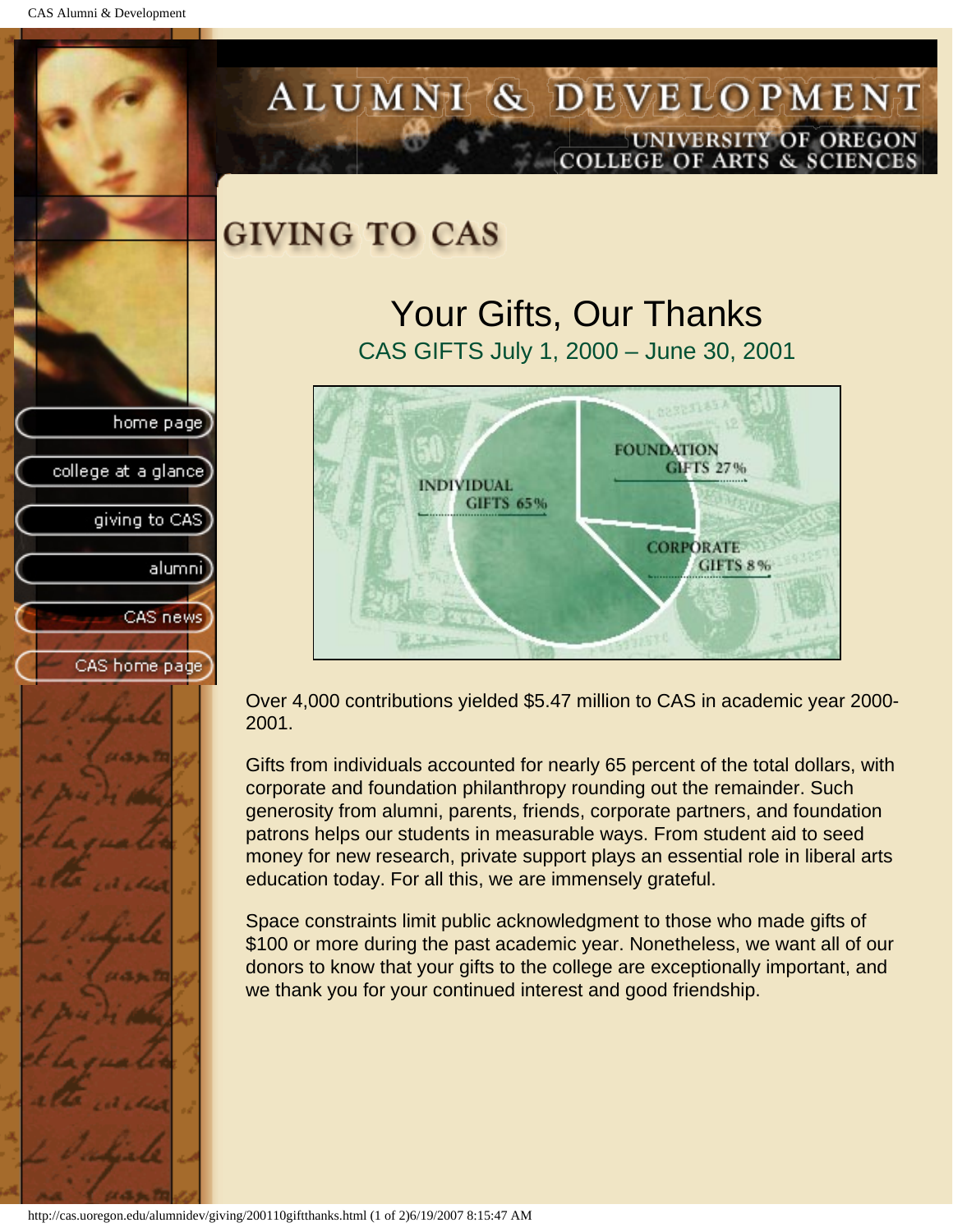# ALUMNI & DEVELOPMENT

UNIVERSITY OF OREGON
COLLEGE OF ARTS & SCIENCES

- home page
- college at a glance
- giving to CAS
- alumni
- CAS news
- CAS home page

## GIVING TO CAS

### Your Gifts, Our Thanks

CAS GIFTS July 1, 2000 – June 30, 2001

FOUNDATION GIFTS 27%

INDIVIDUAL GIFTS 65%

CORPORATE GIFTS 8%

Over 4,000 contributions yielded $5.47 million to CAS in academic year 2000-2001.

Gifts from individuals accounted for nearly 65 percent of the total dollars, with corporate and foundation philanthropy rounding out the remainder. Such generosity from alumni, parents, friends, corporate partners, and foundation patrons helps our students in measurable ways. From student aid to seed money for new research, private support plays an essential role in liberal arts education today. For all this, we are immensely grateful.

Space constraints limit public acknowledgment to those who made gifts of $100 or more during the past academic year. Nonetheless, we want all of our donors to know that your gifts to the college are exceptionally important, and we thank you for your continued interest and good friendship.